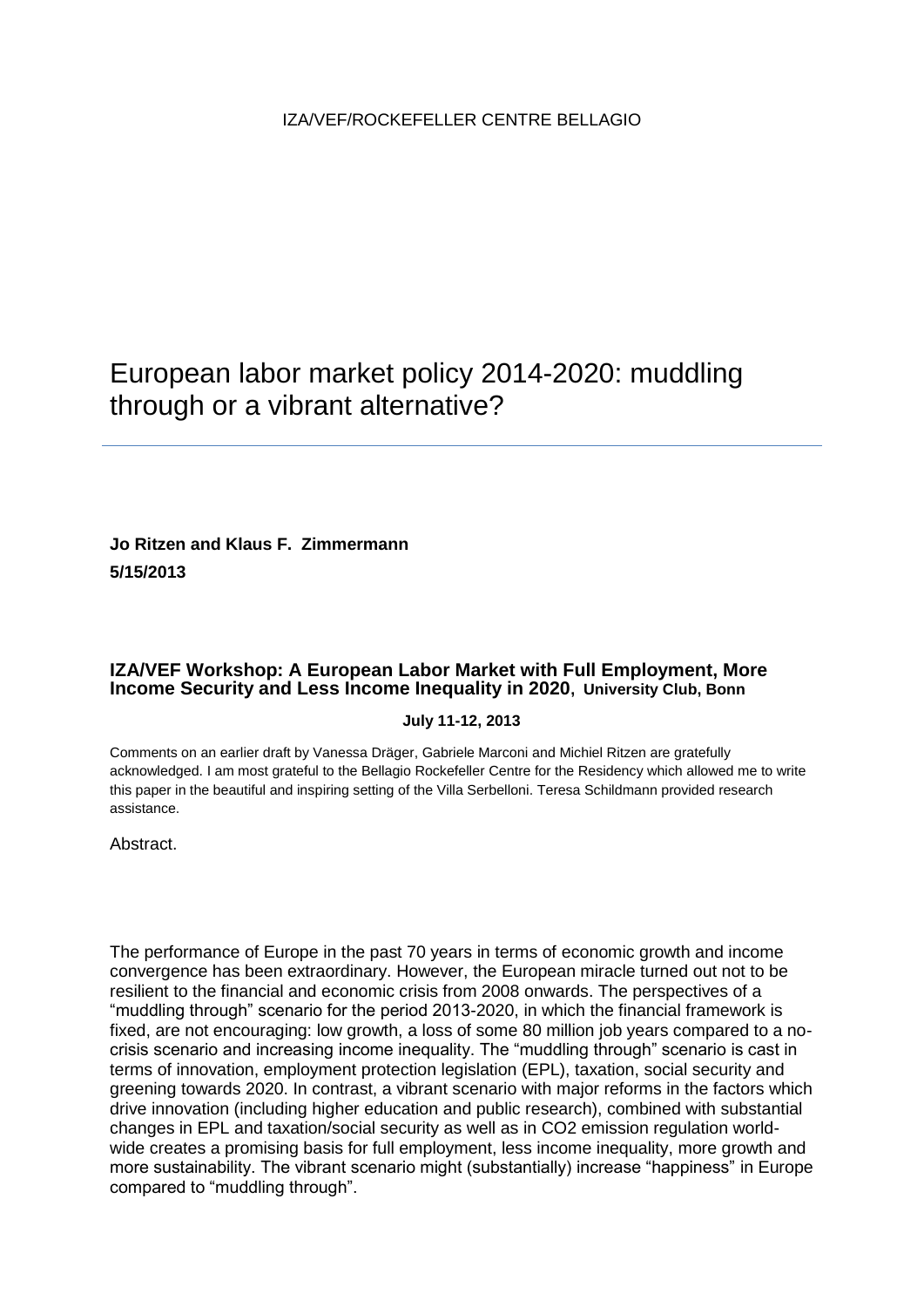IZA/VEF/ROCKEFELLER CENTRE BELLAGIO

# European labor market policy 2014-2020: muddling through or a vibrant alternative?

**Jo Ritzen and Klaus F. Zimmermann**

**5/15/2013**

**IZA/VEF Workshop: A European Labor Market with Full Employment, More Income Security and Less Income Inequality in 2020**, **University Club, Bonn**

**July 11-12, 2013**

Comments on an earlier draft by Vanessa Dräger, Gabriele Marconi and Michiel Ritzen are gratefully acknowledged. I am most grateful to the Bellagio Rockefeller Centre for the Residency which allowed me to write this paper in the beautiful and inspiring setting of the Villa Serbelloni. Teresa Schildmann provided research assistance.

Abstract.

The performance of Europe in the past 70 years in terms of economic growth and income convergence has been extraordinary. However, the European miracle turned out not to be resilient to the financial and economic crisis from 2008 onwards. The perspectives of a "muddling through" scenario for the period 2013-2020, in which the financial framework is fixed, are not encouraging: low growth, a loss of some 80 million job years compared to a no-crisis scenario and increasing income inequality. The "muddling through" scenario is cast in terms of innovation, employment protection legislation (EPL), taxation, social security and greening towards 2020. In contrast, a vibrant scenario with major reforms in the factors which drive innovation (including higher education and public research), combined with substantial changes in EPL and taxation/social security as well as in $CO_2$ emission regulation world-wide creates a promising basis for full employment, less income inequality, more growth and more sustainability. The vibrant scenario might (substantially) increase "happiness" in Europe compared to "muddling through".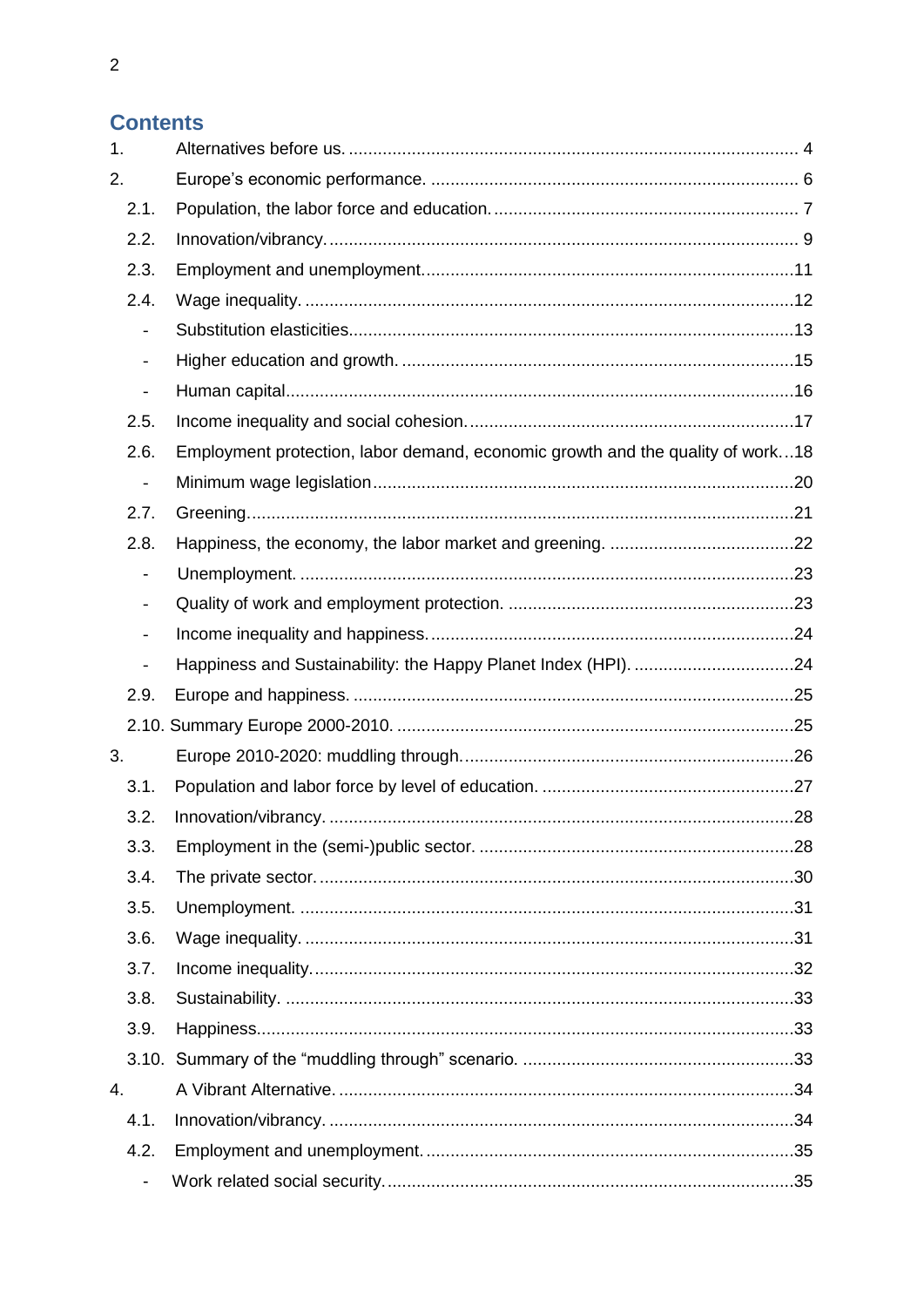## Contents

1. Alternatives before us. 4
2. Europe's economic performance. 6
   - 2.1. Population, the labor force and education. 7
   - 2.2. Innovation/vibrancy. 9
   - 2.3. Employment and unemployment. 11
   - 2.4. Wage inequality. 12
     - Substitution elasticities. 13
     - Higher education and growth. 15
     - Human capital. 16
   - 2.5. Income inequality and social cohesion. 17
   - 2.6. Employment protection, labor demand, economic growth and the quality of work. 18
     - Minimum wage legislation. 20
   - 2.7. Greening. 21
   - 2.8. Happiness, the economy, the labor market and greening. 22
     - Unemployment. 23
     - Quality of work and employment protection. 23
     - Income inequality and happiness. 24
     - Happiness and Sustainability: the Happy Planet Index (HPI). 24
   - 2.9. Europe and happiness. 25
   - 2.10. Summary Europe 2000-2010. 25
3. Europe 2010-2020: muddling through. 26
   - 3.1. Population and labor force by level of education. 27
   - 3.2. Innovation/vibrancy. 28
   - 3.3. Employment in the (semi-)public sector. 28
   - 3.4. The private sector. 30
   - 3.5. Unemployment. 31
   - 3.6. Wage inequality. 31
   - 3.7. Income inequality. 32
   - 3.8. Sustainability. 33
   - 3.9. Happiness. 33
   - 3.10. Summary of the "muddling through" scenario. 33
4. A Vibrant Alternative. 34
   - 4.1. Innovation/vibrancy. 34
   - 4.2. Employment and unemployment. 35
     - Work related social security. 35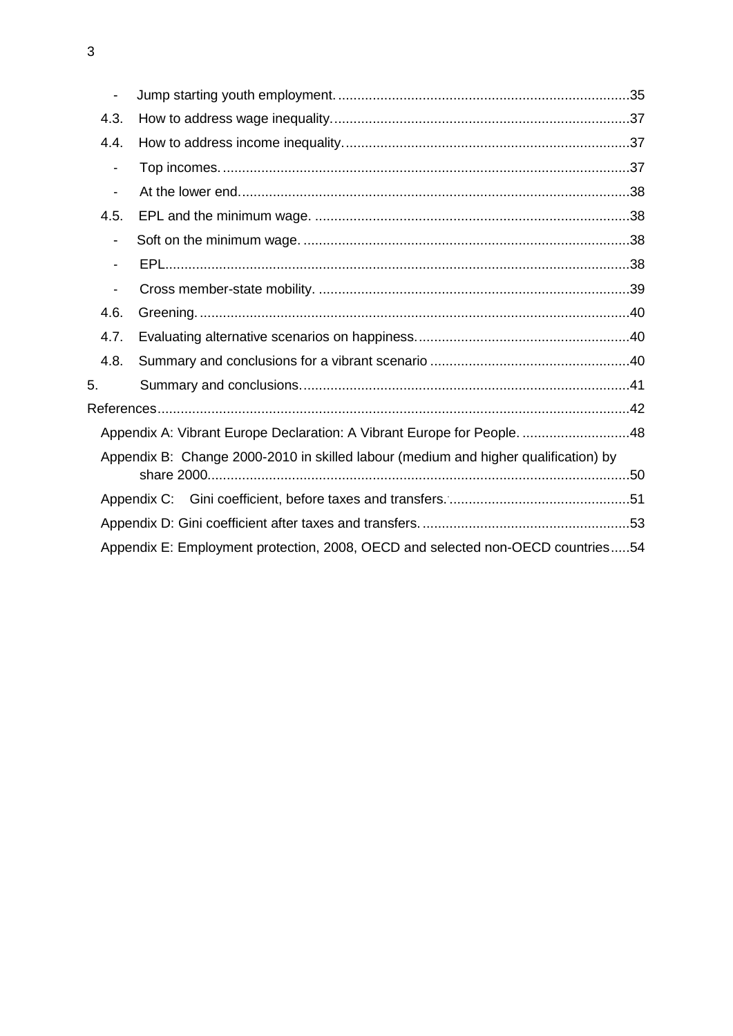- Jump starting youth employment. ....35
- 4.3. How to address wage inequality. ....37
- 4.4. How to address income inequality. ....37
  - Top incomes. ....37
  - At the lower end. ....38
- 4.5. EPL and the minimum wage. ....38
  - Soft on the minimum wage. ....38
  - EPL ....38
  - Cross member-state mobility. ....39
- 4.6. Greening. ....40
- 4.7. Evaluating alternative scenarios on happiness. ....40
- 4.8. Summary and conclusions for a vibrant scenario ....40

5. Summary and conclusions. ....41

References ....42

- Appendix A: Vibrant Europe Declaration: A Vibrant Europe for People. ....48
- Appendix B: Change 2000-2010 in skilled labour (medium and higher qualification) by share 2000. ....50
- Appendix C: Gini coefficient, before taxes and transfers. ....51
- Appendix D: Gini coefficient after taxes and transfers. ....53
- Appendix E: Employment protection, 2008, OECD and selected non-OECD countries ....54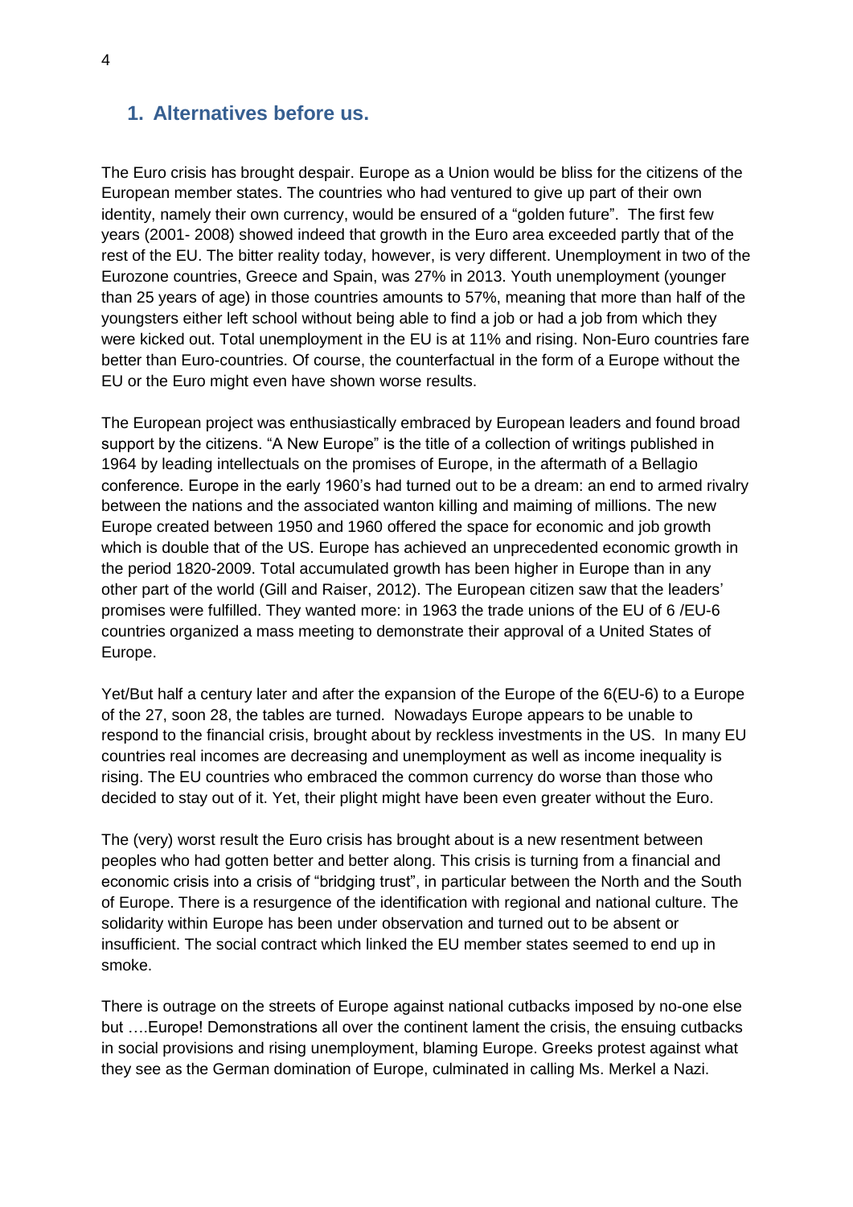## 1. Alternatives before us.

The Euro crisis has brought despair. Europe as a Union would be bliss for the citizens of the European member states. The countries who had ventured to give up part of their own identity, namely their own currency, would be ensured of a "golden future". The first few years (2001- 2008) showed indeed that growth in the Euro area exceeded partly that of the rest of the EU. The bitter reality today, however, is very different. Unemployment in two of the Eurozone countries, Greece and Spain, was 27% in 2013. Youth unemployment (younger than 25 years of age) in those countries amounts to 57%, meaning that more than half of the youngsters either left school without being able to find a job or had a job from which they were kicked out. Total unemployment in the EU is at 11% and rising. Non-Euro countries fare better than Euro-countries. Of course, the counterfactual in the form of a Europe without the EU or the Euro might even have shown worse results.

The European project was enthusiastically embraced by European leaders and found broad support by the citizens. "A New Europe" is the title of a collection of writings published in 1964 by leading intellectuals on the promises of Europe, in the aftermath of a Bellagio conference. Europe in the early 1960's had turned out to be a dream: an end to armed rivalry between the nations and the associated wanton killing and maiming of millions. The new Europe created between 1950 and 1960 offered the space for economic and job growth which is double that of the US. Europe has achieved an unprecedented economic growth in the period 1820-2009. Total accumulated growth has been higher in Europe than in any other part of the world (Gill and Raiser, 2012). The European citizen saw that the leaders' promises were fulfilled. They wanted more: in 1963 the trade unions of the EU of 6 /EU-6 countries organized a mass meeting to demonstrate their approval of a United States of Europe.

Yet/But half a century later and after the expansion of the Europe of the 6(EU-6) to a Europe of the 27, soon 28, the tables are turned. Nowadays Europe appears to be unable to respond to the financial crisis, brought about by reckless investments in the US. In many EU countries real incomes are decreasing and unemployment as well as income inequality is rising. The EU countries who embraced the common currency do worse than those who decided to stay out of it. Yet, their plight might have been even greater without the Euro.

The (very) worst result the Euro crisis has brought about is a new resentment between peoples who had gotten better and better along. This crisis is turning from a financial and economic crisis into a crisis of "bridging trust", in particular between the North and the South of Europe. There is a resurgence of the identification with regional and national culture. The solidarity within Europe has been under observation and turned out to be absent or insufficient. The social contract which linked the EU member states seemed to end up in smoke.

There is outrage on the streets of Europe against national cutbacks imposed by no-one else but ….Europe! Demonstrations all over the continent lament the crisis, the ensuing cutbacks in social provisions and rising unemployment, blaming Europe. Greeks protest against what they see as the German domination of Europe, culminated in calling Ms. Merkel a Nazi.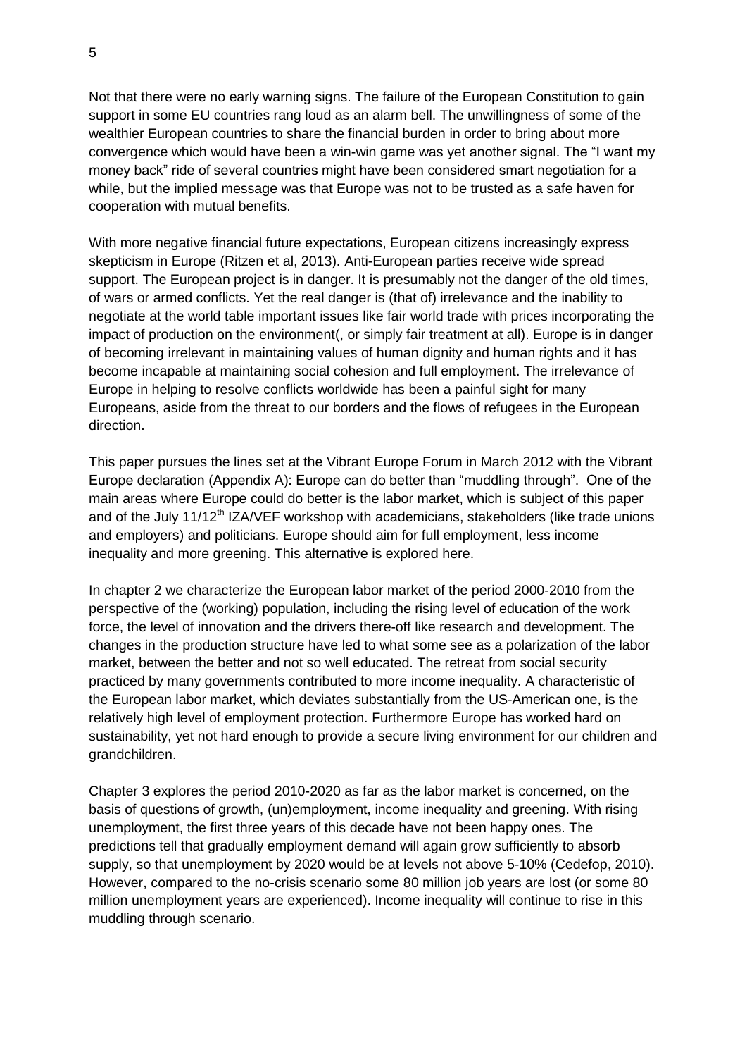Not that there were no early warning signs. The failure of the European Constitution to gain support in some EU countries rang loud as an alarm bell. The unwillingness of some of the wealthier European countries to share the financial burden in order to bring about more convergence which would have been a win-win game was yet another signal. The "I want my money back" ride of several countries might have been considered smart negotiation for a while, but the implied message was that Europe was not to be trusted as a safe haven for cooperation with mutual benefits.

With more negative financial future expectations, European citizens increasingly express skepticism in Europe (Ritzen et al, 2013). Anti-European parties receive wide spread support. The European project is in danger. It is presumably not the danger of the old times, of wars or armed conflicts. Yet the real danger is (that of) irrelevance and the inability to negotiate at the world table important issues like fair world trade with prices incorporating the impact of production on the environment(, or simply fair treatment at all). Europe is in danger of becoming irrelevant in maintaining values of human dignity and human rights and it has become incapable at maintaining social cohesion and full employment. The irrelevance of Europe in helping to resolve conflicts worldwide has been a painful sight for many Europeans, aside from the threat to our borders and the flows of refugees in the European direction.

This paper pursues the lines set at the Vibrant Europe Forum in March 2012 with the Vibrant Europe declaration (Appendix A): Europe can do better than "muddling through". One of the main areas where Europe could do better is the labor market, which is subject of this paper and of the July 11/12th IZA/VEF workshop with academicians, stakeholders (like trade unions and employers) and politicians. Europe should aim for full employment, less income inequality and more greening. This alternative is explored here.

In chapter 2 we characterize the European labor market of the period 2000-2010 from the perspective of the (working) population, including the rising level of education of the work force, the level of innovation and the drivers there-off like research and development. The changes in the production structure have led to what some see as a polarization of the labor market, between the better and not so well educated. The retreat from social security practiced by many governments contributed to more income inequality. A characteristic of the European labor market, which deviates substantially from the US-American one, is the relatively high level of employment protection. Furthermore Europe has worked hard on sustainability, yet not hard enough to provide a secure living environment for our children and grandchildren.

Chapter 3 explores the period 2010-2020 as far as the labor market is concerned, on the basis of questions of growth, (un)employment, income inequality and greening. With rising unemployment, the first three years of this decade have not been happy ones. The predictions tell that gradually employment demand will again grow sufficiently to absorb supply, so that unemployment by 2020 would be at levels not above 5-10% (Cedefop, 2010). However, compared to the no-crisis scenario some 80 million job years are lost (or some 80 million unemployment years are experienced). Income inequality will continue to rise in this muddling through scenario.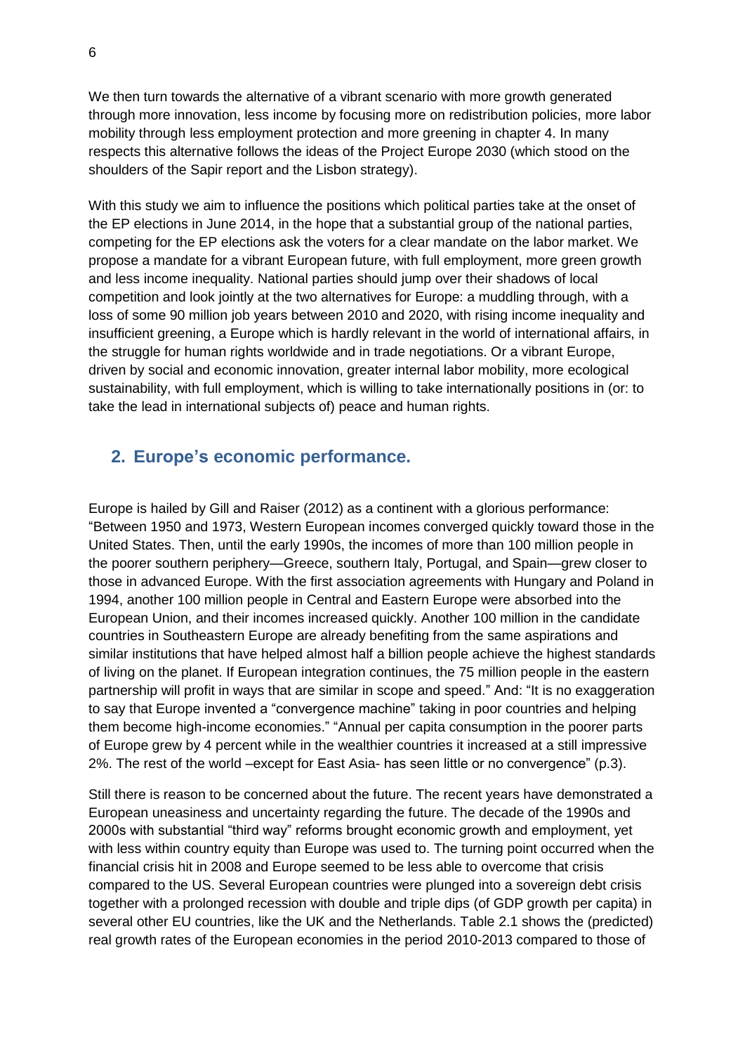We then turn towards the alternative of a vibrant scenario with more growth generated through more innovation, less income by focusing more on redistribution policies, more labor mobility through less employment protection and more greening in chapter 4. In many respects this alternative follows the ideas of the Project Europe 2030 (which stood on the shoulders of the Sapir report and the Lisbon strategy).

With this study we aim to influence the positions which political parties take at the onset of the EP elections in June 2014, in the hope that a substantial group of the national parties, competing for the EP elections ask the voters for a clear mandate on the labor market. We propose a mandate for a vibrant European future, with full employment, more green growth and less income inequality. National parties should jump over their shadows of local competition and look jointly at the two alternatives for Europe: a muddling through, with a loss of some 90 million job years between 2010 and 2020, with rising income inequality and insufficient greening, a Europe which is hardly relevant in the world of international affairs, in the struggle for human rights worldwide and in trade negotiations. Or a vibrant Europe, driven by social and economic innovation, greater internal labor mobility, more ecological sustainability, with full employment, which is willing to take internationally positions in (or: to take the lead in international subjects of) peace and human rights.

## 2. Europe's economic performance.

Europe is hailed by Gill and Raiser (2012) as a continent with a glorious performance: "Between 1950 and 1973, Western European incomes converged quickly toward those in the United States. Then, until the early 1990s, the incomes of more than 100 million people in the poorer southern periphery—Greece, southern Italy, Portugal, and Spain—grew closer to those in advanced Europe. With the first association agreements with Hungary and Poland in 1994, another 100 million people in Central and Eastern Europe were absorbed into the European Union, and their incomes increased quickly. Another 100 million in the candidate countries in Southeastern Europe are already benefiting from the same aspirations and similar institutions that have helped almost half a billion people achieve the highest standards of living on the planet. If European integration continues, the 75 million people in the eastern partnership will profit in ways that are similar in scope and speed." And: "It is no exaggeration to say that Europe invented a "convergence machine" taking in poor countries and helping them become high-income economies." "Annual per capita consumption in the poorer parts of Europe grew by 4 percent while in the wealthier countries it increased at a still impressive 2%. The rest of the world –except for East Asia- has seen little or no convergence" (p.3).

Still there is reason to be concerned about the future. The recent years have demonstrated a European uneasiness and uncertainty regarding the future. The decade of the 1990s and 2000s with substantial "third way" reforms brought economic growth and employment, yet with less within country equity than Europe was used to. The turning point occurred when the financial crisis hit in 2008 and Europe seemed to be less able to overcome that crisis compared to the US. Several European countries were plunged into a sovereign debt crisis together with a prolonged recession with double and triple dips (of GDP growth per capita) in several other EU countries, like the UK and the Netherlands. Table 2.1 shows the (predicted) real growth rates of the European economies in the period 2010-2013 compared to those of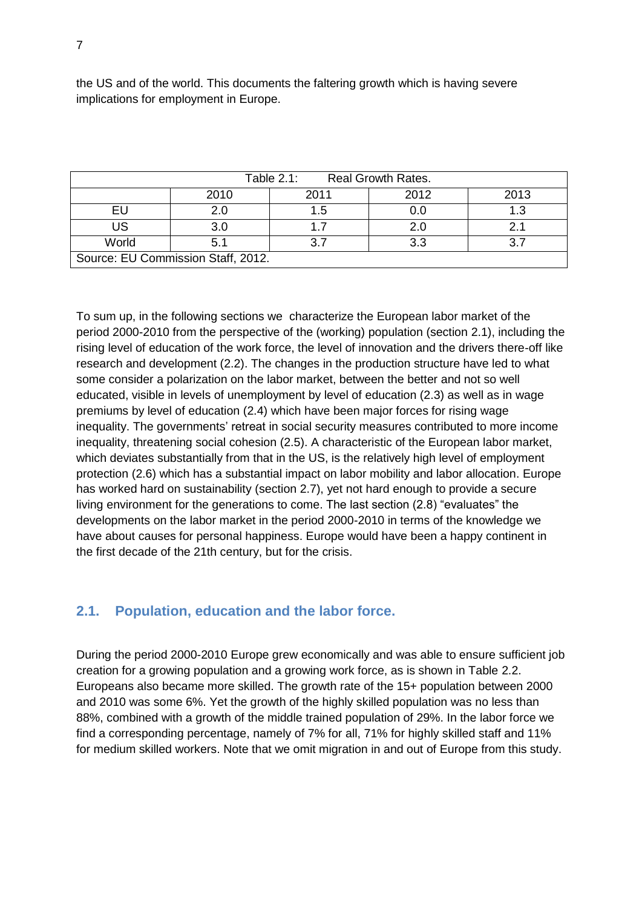the US and of the world. This documents the faltering growth which is having severe implications for employment in Europe.

Table 2.1: Real Growth Rates.

| | 2010 | 2011 | 2012 | 2013 |
|---|---|---|---|---|
| EU | 2.0 | 1.5 | 0.0 | 1.3 |
| US | 3.0 | 1.7 | 2.0 | 2.1 |
| World | 5.1 | 3.7 | 3.3 | 3.7 |

Source: EU Commission Staff, 2012.

To sum up, in the following sections we characterize the European labor market of the period 2000-2010 from the perspective of the (working) population (section 2.1), including the rising level of education of the work force, the level of innovation and the drivers there-off like research and development (2.2). The changes in the production structure have led to what some consider a polarization on the labor market, between the better and not so well educated, visible in levels of unemployment by level of education (2.3) as well as in wage premiums by level of education (2.4) which have been major forces for rising wage inequality. The governments' retreat in social security measures contributed to more income inequality, threatening social cohesion (2.5). A characteristic of the European labor market, which deviates substantially from that in the US, is the relatively high level of employment protection (2.6) which has a substantial impact on labor mobility and labor allocation. Europe has worked hard on sustainability (section 2.7), yet not hard enough to provide a secure living environment for the generations to come. The last section (2.8) "evaluates" the developments on the labor market in the period 2000-2010 in terms of the knowledge we have about causes for personal happiness. Europe would have been a happy continent in the first decade of the 21th century, but for the crisis.

## 2.1. Population, education and the labor force.

During the period 2000-2010 Europe grew economically and was able to ensure sufficient job creation for a growing population and a growing work force, as is shown in Table 2.2. Europeans also became more skilled. The growth rate of the 15+ population between 2000 and 2010 was some 6%. Yet the growth of the highly skilled population was no less than 88%, combined with a growth of the middle trained population of 29%. In the labor force we find a corresponding percentage, namely of 7% for all, 71% for highly skilled staff and 11% for medium skilled workers. Note that we omit migration in and out of Europe from this study.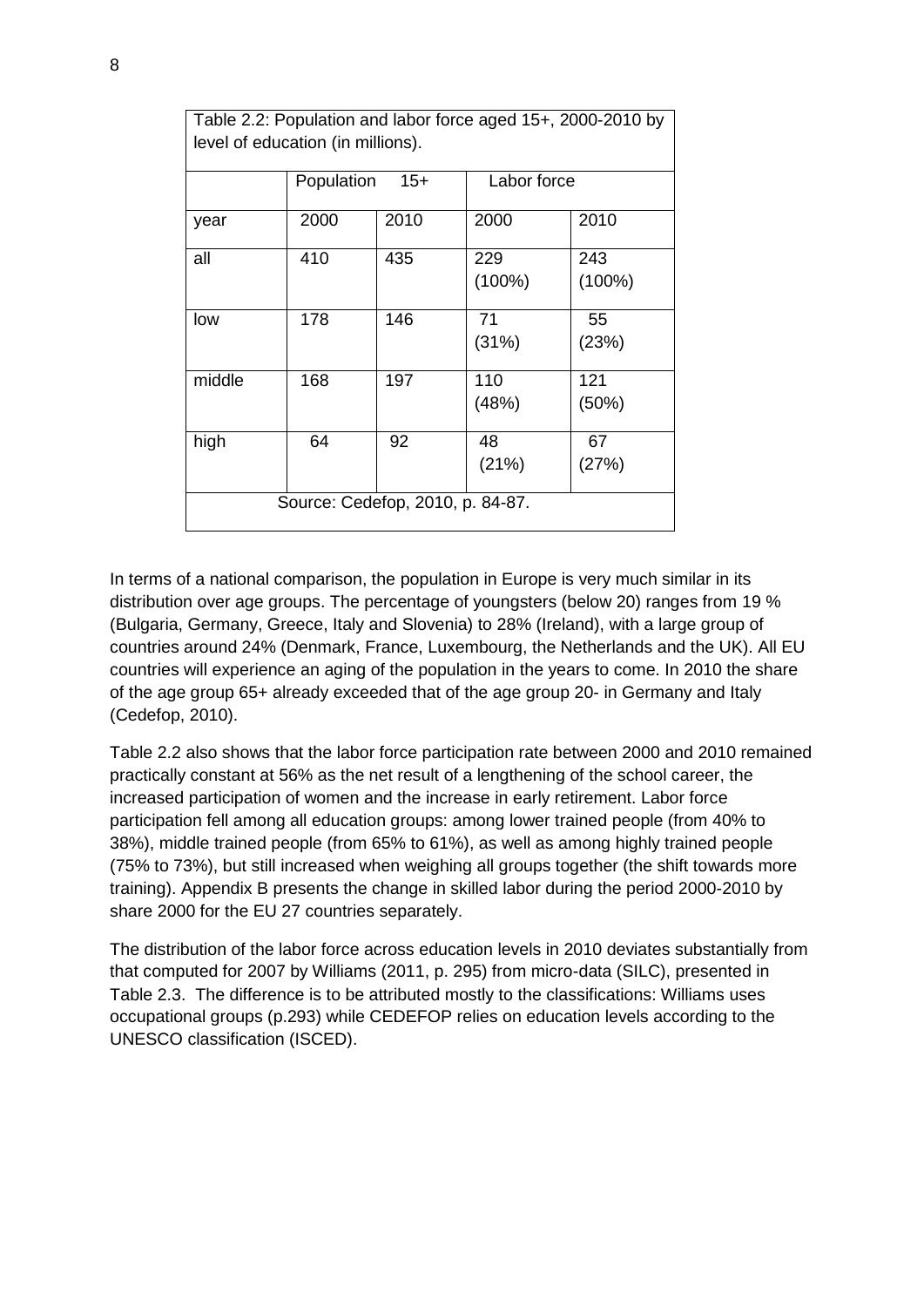Table 2.2: Population and labor force aged 15+, 2000-2010 by level of education (in millions).

| | Population 15+ | | Labor force | |
|---|---|---|---|---|
| year | 2000 | 2010 | 2000 | 2010 |
| all | 410 | 435 | 229 (100%) | 243 (100%) |
| low | 178 | 146 | 71 (31%) | 55 (23%) |
| middle | 168 | 197 | 110 (48%) | 121 (50%) |
| high | 64 | 92 | 48 (21%) | 67 (27%) |

Source: Cedefop, 2010, p. 84-87.

In terms of a national comparison, the population in Europe is very much similar in its distribution over age groups. The percentage of youngsters (below 20) ranges from 19 % (Bulgaria, Germany, Greece, Italy and Slovenia) to 28% (Ireland), with a large group of countries around 24% (Denmark, France, Luxembourg, the Netherlands and the UK). All EU countries will experience an aging of the population in the years to come. In 2010 the share of the age group 65+ already exceeded that of the age group 20- in Germany and Italy (Cedefop, 2010).

Table 2.2 also shows that the labor force participation rate between 2000 and 2010 remained practically constant at 56% as the net result of a lengthening of the school career, the increased participation of women and the increase in early retirement. Labor force participation fell among all education groups: among lower trained people (from 40% to 38%), middle trained people (from 65% to 61%), as well as among highly trained people (75% to 73%), but still increased when weighing all groups together (the shift towards more training). Appendix B presents the change in skilled labor during the period 2000-2010 by share 2000 for the EU 27 countries separately.

The distribution of the labor force across education levels in 2010 deviates substantially from that computed for 2007 by Williams (2011, p. 295) from micro-data (SILC), presented in Table 2.3. The difference is to be attributed mostly to the classifications: Williams uses occupational groups (p.293) while CEDEFOP relies on education levels according to the UNESCO classification (ISCED).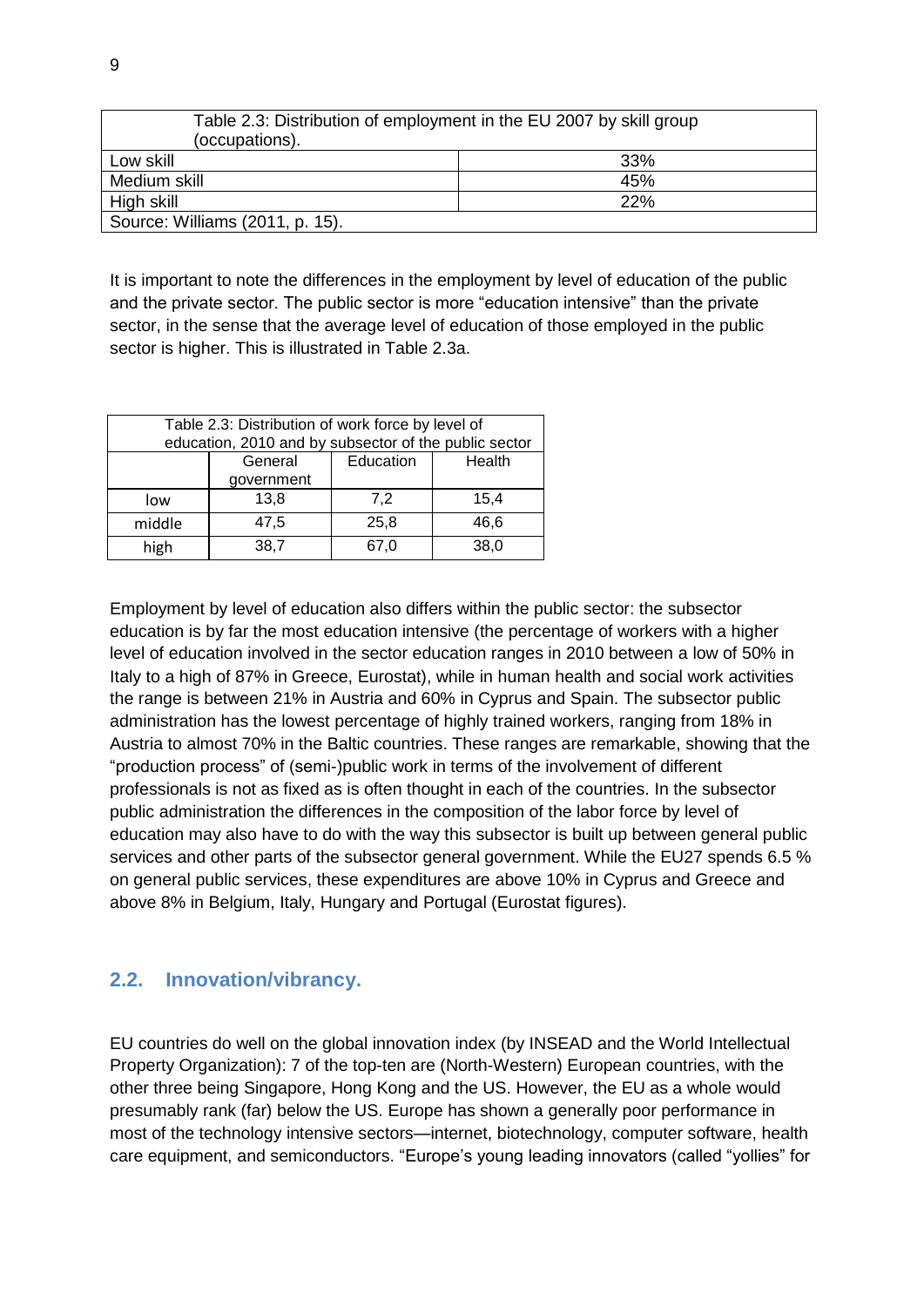| Table 2.3: Distribution of employment in the EU 2007 by skill group (occupations). | |
|---|---|
| Low skill | 33% |
| Medium skill | 45% |
| High skill | 22% |
| Source: Williams (2011, p. 15). | |

It is important to note the differences in the employment by level of education of the public and the private sector. The public sector is more "education intensive" than the private sector, in the sense that the average level of education of those employed in the public sector is higher. This is illustrated in Table 2.3a.

| Table 2.3: Distribution of work force by level of education, 2010 and by subsector of the public sector | | | |
|---|---|---|---|
| | General government | Education | Health |
| low | 13,8 | 7,2 | 15,4 |
| middle | 47,5 | 25,8 | 46,6 |
| high | 38,7 | 67,0 | 38,0 |

Employment by level of education also differs within the public sector: the subsector education is by far the most education intensive (the percentage of workers with a higher level of education involved in the sector education ranges in 2010 between a low of 50% in Italy to a high of 87% in Greece, Eurostat), while in human health and social work activities the range is between 21% in Austria and 60% in Cyprus and Spain. The subsector public administration has the lowest percentage of highly trained workers, ranging from 18% in Austria to almost 70% in the Baltic countries. These ranges are remarkable, showing that the "production process" of (semi-)public work in terms of the involvement of different professionals is not as fixed as is often thought in each of the countries. In the subsector public administration the differences in the composition of the labor force by level of education may also have to do with the way this subsector is built up between general public services and other parts of the subsector general government. While the EU27 spends 6.5 % on general public services, these expenditures are above 10% in Cyprus and Greece and above 8% in Belgium, Italy, Hungary and Portugal (Eurostat figures).

## 2.2. Innovation/vibrancy.

EU countries do well on the global innovation index (by INSEAD and the World Intellectual Property Organization): 7 of the top-ten are (North-Western) European countries, with the other three being Singapore, Hong Kong and the US. However, the EU as a whole would presumably rank (far) below the US. Europe has shown a generally poor performance in most of the technology intensive sectors—internet, biotechnology, computer software, health care equipment, and semiconductors. "Europe's young leading innovators (called "yollies" for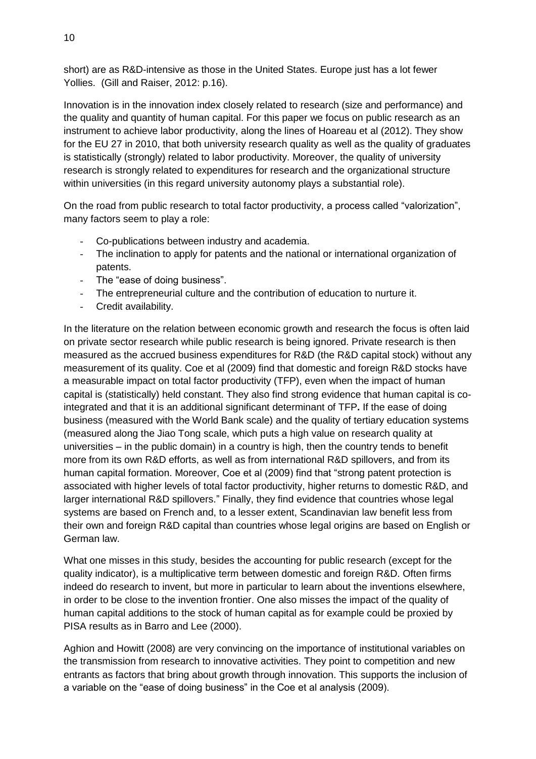short) are as R&D-intensive as those in the United States. Europe just has a lot fewer Yollies. (Gill and Raiser, 2012: p.16).

Innovation is in the innovation index closely related to research (size and performance) and the quality and quantity of human capital. For this paper we focus on public research as an instrument to achieve labor productivity, along the lines of Hoareau et al (2012). They show for the EU 27 in 2010, that both university research quality as well as the quality of graduates is statistically (strongly) related to labor productivity. Moreover, the quality of university research is strongly related to expenditures for research and the organizational structure within universities (in this regard university autonomy plays a substantial role).

On the road from public research to total factor productivity, a process called "valorization", many factors seem to play a role:

- Co-publications between industry and academia.
- The inclination to apply for patents and the national or international organization of patents.
- The "ease of doing business".
- The entrepreneurial culture and the contribution of education to nurture it.
- Credit availability.

In the literature on the relation between economic growth and research the focus is often laid on private sector research while public research is being ignored. Private research is then measured as the accrued business expenditures for R&D (the R&D capital stock) without any measurement of its quality. Coe et al (2009) find that domestic and foreign R&D stocks have a measurable impact on total factor productivity (TFP), even when the impact of human capital is (statistically) held constant. They also find strong evidence that human capital is co-integrated and that it is an additional significant determinant of TFP**.** If the ease of doing business (measured with the World Bank scale) and the quality of tertiary education systems (measured along the Jiao Tong scale, which puts a high value on research quality at universities – in the public domain) in a country is high, then the country tends to benefit more from its own R&D efforts, as well as from international R&D spillovers, and from its human capital formation. Moreover, Coe et al (2009) find that "strong patent protection is associated with higher levels of total factor productivity, higher returns to domestic R&D, and larger international R&D spillovers." Finally, they find evidence that countries whose legal systems are based on French and, to a lesser extent, Scandinavian law benefit less from their own and foreign R&D capital than countries whose legal origins are based on English or German law.

What one misses in this study, besides the accounting for public research (except for the quality indicator), is a multiplicative term between domestic and foreign R&D. Often firms indeed do research to invent, but more in particular to learn about the inventions elsewhere, in order to be close to the invention frontier. One also misses the impact of the quality of human capital additions to the stock of human capital as for example could be proxied by PISA results as in Barro and Lee (2000).

Aghion and Howitt (2008) are very convincing on the importance of institutional variables on the transmission from research to innovative activities. They point to competition and new entrants as factors that bring about growth through innovation. This supports the inclusion of a variable on the "ease of doing business" in the Coe et al analysis (2009).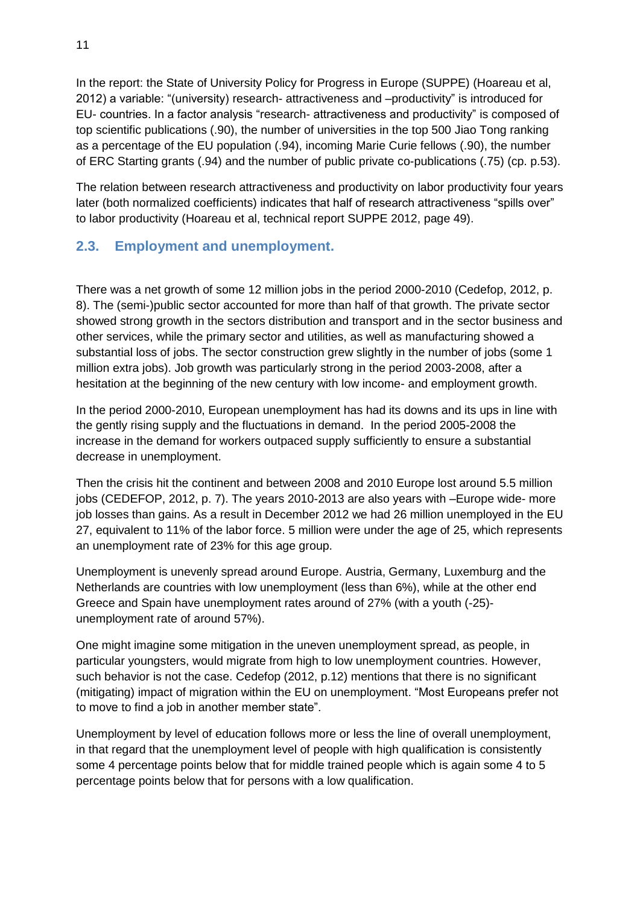In the report: the State of University Policy for Progress in Europe (SUPPE) (Hoareau et al, 2012) a variable: "(university) research- attractiveness and –productivity" is introduced for EU- countries. In a factor analysis "research- attractiveness and productivity" is composed of top scientific publications (.90), the number of universities in the top 500 Jiao Tong ranking as a percentage of the EU population (.94), incoming Marie Curie fellows (.90), the number of ERC Starting grants (.94) and the number of public private co-publications (.75) (cp. p.53).

The relation between research attractiveness and productivity on labor productivity four years later (both normalized coefficients) indicates that half of research attractiveness "spills over" to labor productivity (Hoareau et al, technical report SUPPE 2012, page 49).

## 2.3. Employment and unemployment.

There was a net growth of some 12 million jobs in the period 2000-2010 (Cedefop, 2012, p. 8). The (semi-)public sector accounted for more than half of that growth. The private sector showed strong growth in the sectors distribution and transport and in the sector business and other services, while the primary sector and utilities, as well as manufacturing showed a substantial loss of jobs. The sector construction grew slightly in the number of jobs (some 1 million extra jobs). Job growth was particularly strong in the period 2003-2008, after a hesitation at the beginning of the new century with low income- and employment growth.

In the period 2000-2010, European unemployment has had its downs and its ups in line with the gently rising supply and the fluctuations in demand. In the period 2005-2008 the increase in the demand for workers outpaced supply sufficiently to ensure a substantial decrease in unemployment.

Then the crisis hit the continent and between 2008 and 2010 Europe lost around 5.5 million jobs (CEDEFOP, 2012, p. 7). The years 2010-2013 are also years with –Europe wide- more job losses than gains. As a result in December 2012 we had 26 million unemployed in the EU 27, equivalent to 11% of the labor force. 5 million were under the age of 25, which represents an unemployment rate of 23% for this age group.

Unemployment is unevenly spread around Europe. Austria, Germany, Luxemburg and the Netherlands are countries with low unemployment (less than 6%), while at the other end Greece and Spain have unemployment rates around of 27% (with a youth (-25)-unemployment rate of around 57%).

One might imagine some mitigation in the uneven unemployment spread, as people, in particular youngsters, would migrate from high to low unemployment countries. However, such behavior is not the case. Cedefop (2012, p.12) mentions that there is no significant (mitigating) impact of migration within the EU on unemployment. "Most Europeans prefer not to move to find a job in another member state".

Unemployment by level of education follows more or less the line of overall unemployment, in that regard that the unemployment level of people with high qualification is consistently some 4 percentage points below that for middle trained people which is again some 4 to 5 percentage points below that for persons with a low qualification.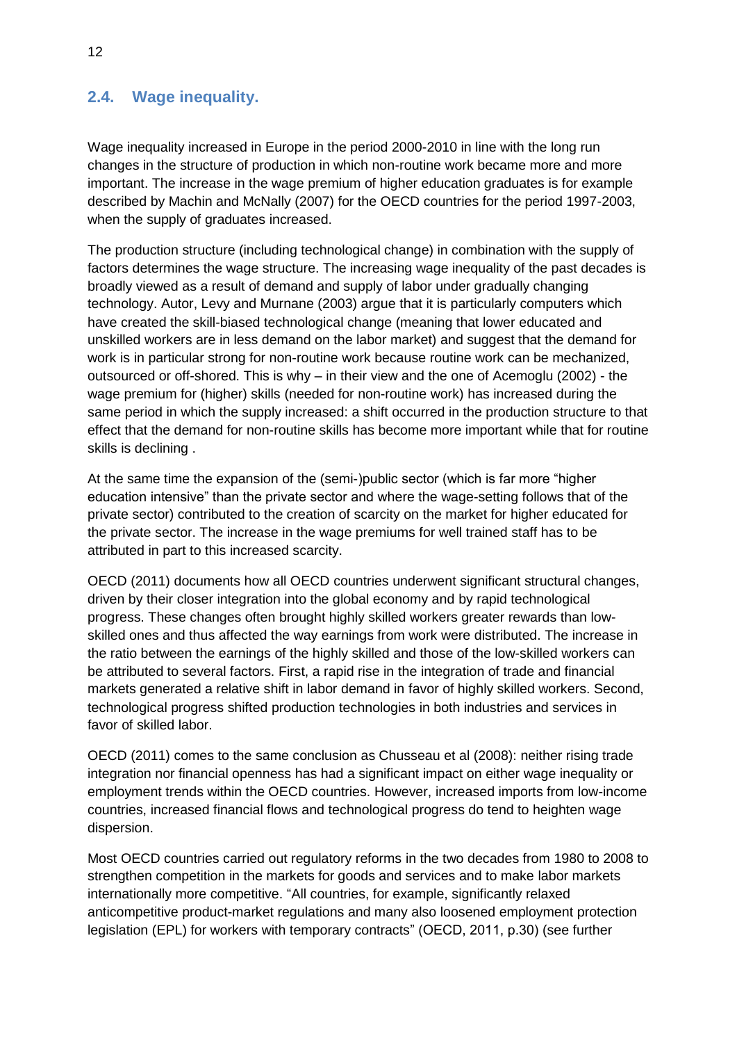## 2.4. Wage inequality.

Wage inequality increased in Europe in the period 2000-2010 in line with the long run changes in the structure of production in which non-routine work became more and more important. The increase in the wage premium of higher education graduates is for example described by Machin and McNally (2007) for the OECD countries for the period 1997-2003, when the supply of graduates increased.

The production structure (including technological change) in combination with the supply of factors determines the wage structure. The increasing wage inequality of the past decades is broadly viewed as a result of demand and supply of labor under gradually changing technology. Autor, Levy and Murnane (2003) argue that it is particularly computers which have created the skill-biased technological change (meaning that lower educated and unskilled workers are in less demand on the labor market) and suggest that the demand for work is in particular strong for non-routine work because routine work can be mechanized, outsourced or off-shored. This is why – in their view and the one of Acemoglu (2002) - the wage premium for (higher) skills (needed for non-routine work) has increased during the same period in which the supply increased: a shift occurred in the production structure to that effect that the demand for non-routine skills has become more important while that for routine skills is declining .

At the same time the expansion of the (semi-)public sector (which is far more "higher education intensive" than the private sector and where the wage-setting follows that of the private sector) contributed to the creation of scarcity on the market for higher educated for the private sector. The increase in the wage premiums for well trained staff has to be attributed in part to this increased scarcity.

OECD (2011) documents how all OECD countries underwent significant structural changes, driven by their closer integration into the global economy and by rapid technological progress. These changes often brought highly skilled workers greater rewards than low-skilled ones and thus affected the way earnings from work were distributed. The increase in the ratio between the earnings of the highly skilled and those of the low-skilled workers can be attributed to several factors. First, a rapid rise in the integration of trade and financial markets generated a relative shift in labor demand in favor of highly skilled workers. Second, technological progress shifted production technologies in both industries and services in favor of skilled labor.

OECD (2011) comes to the same conclusion as Chusseau et al (2008): neither rising trade integration nor financial openness has had a significant impact on either wage inequality or employment trends within the OECD countries. However, increased imports from low-income countries, increased financial flows and technological progress do tend to heighten wage dispersion.

Most OECD countries carried out regulatory reforms in the two decades from 1980 to 2008 to strengthen competition in the markets for goods and services and to make labor markets internationally more competitive. "All countries, for example, significantly relaxed anticompetitive product-market regulations and many also loosened employment protection legislation (EPL) for workers with temporary contracts" (OECD, 2011, p.30) (see further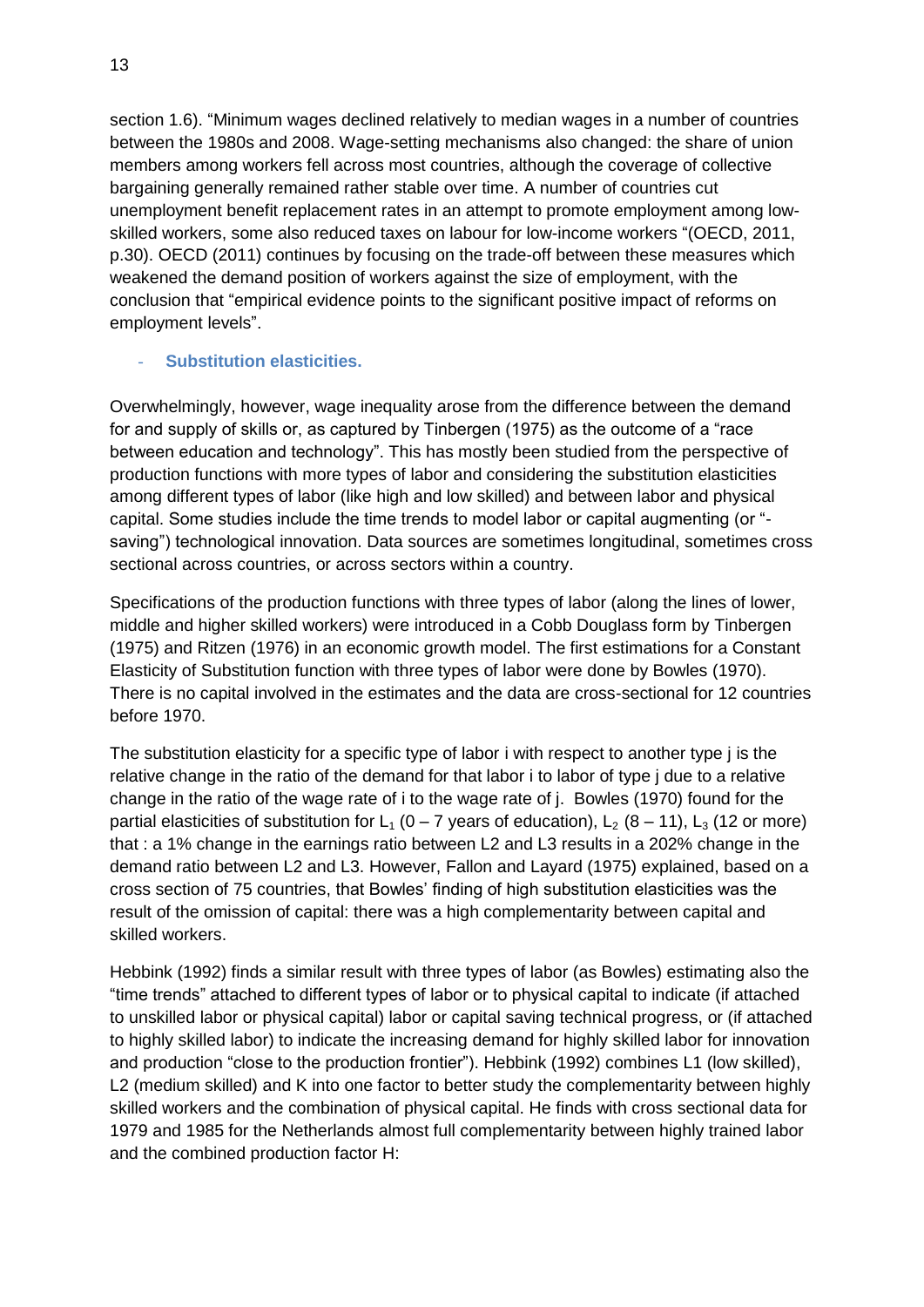section 1.6). "Minimum wages declined relatively to median wages in a number of countries between the 1980s and 2008. Wage-setting mechanisms also changed: the share of union members among workers fell across most countries, although the coverage of collective bargaining generally remained rather stable over time. A number of countries cut unemployment benefit replacement rates in an attempt to promote employment among low-skilled workers, some also reduced taxes on labour for low-income workers "(OECD, 2011, p.30). OECD (2011) continues by focusing on the trade-off between these measures which weakened the demand position of workers against the size of employment, with the conclusion that "empirical evidence points to the significant positive impact of reforms on employment levels".

- **Substitution elasticities.**

Overwhelmingly, however, wage inequality arose from the difference between the demand for and supply of skills or, as captured by Tinbergen (1975) as the outcome of a "race between education and technology". This has mostly been studied from the perspective of production functions with more types of labor and considering the substitution elasticities among different types of labor (like high and low skilled) and between labor and physical capital. Some studies include the time trends to model labor or capital augmenting (or "-saving") technological innovation. Data sources are sometimes longitudinal, sometimes cross sectional across countries, or across sectors within a country.

Specifications of the production functions with three types of labor (along the lines of lower, middle and higher skilled workers) were introduced in a Cobb Douglass form by Tinbergen (1975) and Ritzen (1976) in an economic growth model. The first estimations for a Constant Elasticity of Substitution function with three types of labor were done by Bowles (1970). There is no capital involved in the estimates and the data are cross-sectional for 12 countries before 1970.

The substitution elasticity for a specific type of labor i with respect to another type j is the relative change in the ratio of the demand for that labor i to labor of type j due to a relative change in the ratio of the wage rate of i to the wage rate of j. Bowles (1970) found for the partial elasticities of substitution for $L_1$ (0 – 7 years of education), $L_2$ (8 – 11), $L_3$ (12 or more) that : a 1% change in the earnings ratio between L2 and L3 results in a 202% change in the demand ratio between L2 and L3. However, Fallon and Layard (1975) explained, based on a cross section of 75 countries, that Bowles' finding of high substitution elasticities was the result of the omission of capital: there was a high complementarity between capital and skilled workers.

Hebbink (1992) finds a similar result with three types of labor (as Bowles) estimating also the "time trends" attached to different types of labor or to physical capital to indicate (if attached to unskilled labor or physical capital) labor or capital saving technical progress, or (if attached to highly skilled labor) to indicate the increasing demand for highly skilled labor for innovation and production "close to the production frontier"). Hebbink (1992) combines L1 (low skilled), L2 (medium skilled) and K into one factor to better study the complementarity between highly skilled workers and the combination of physical capital. He finds with cross sectional data for 1979 and 1985 for the Netherlands almost full complementarity between highly trained labor and the combined production factor H: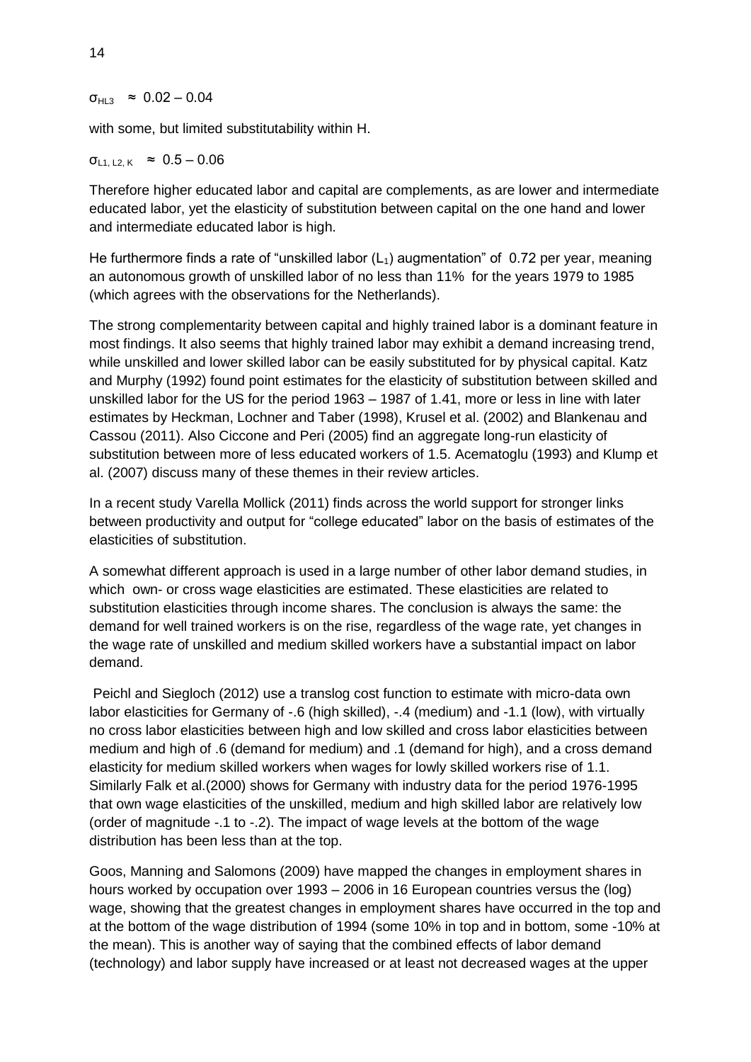$\sigma_{HL3} \approx 0.02 – 0.04$

with some, but limited substitutability within H.

$\sigma_{L1, L2, K} \approx 0.5 – 0.06$

Therefore higher educated labor and capital are complements, as are lower and intermediate educated labor, yet the elasticity of substitution between capital on the one hand and lower and intermediate educated labor is high.

He furthermore finds a rate of "unskilled labor ($L_1$) augmentation" of 0.72 per year, meaning an autonomous growth of unskilled labor of no less than 11% for the years 1979 to 1985 (which agrees with the observations for the Netherlands).

The strong complementarity between capital and highly trained labor is a dominant feature in most findings. It also seems that highly trained labor may exhibit a demand increasing trend, while unskilled and lower skilled labor can be easily substituted for by physical capital. Katz and Murphy (1992) found point estimates for the elasticity of substitution between skilled and unskilled labor for the US for the period 1963 – 1987 of 1.41, more or less in line with later estimates by Heckman, Lochner and Taber (1998), Krusel et al. (2002) and Blankenau and Cassou (2011). Also Ciccone and Peri (2005) find an aggregate long-run elasticity of substitution between more of less educated workers of 1.5. Acematoglu (1993) and Klump et al. (2007) discuss many of these themes in their review articles.

In a recent study Varella Mollick (2011) finds across the world support for stronger links between productivity and output for "college educated" labor on the basis of estimates of the elasticities of substitution.

A somewhat different approach is used in a large number of other labor demand studies, in which own- or cross wage elasticities are estimated. These elasticities are related to substitution elasticities through income shares. The conclusion is always the same: the demand for well trained workers is on the rise, regardless of the wage rate, yet changes in the wage rate of unskilled and medium skilled workers have a substantial impact on labor demand.

Peichl and Siegloch (2012) use a translog cost function to estimate with micro-data own labor elasticities for Germany of -.6 (high skilled), -.4 (medium) and -1.1 (low), with virtually no cross labor elasticities between high and low skilled and cross labor elasticities between medium and high of .6 (demand for medium) and .1 (demand for high), and a cross demand elasticity for medium skilled workers when wages for lowly skilled workers rise of 1.1. Similarly Falk et al.(2000) shows for Germany with industry data for the period 1976-1995 that own wage elasticities of the unskilled, medium and high skilled labor are relatively low (order of magnitude -.1 to -.2). The impact of wage levels at the bottom of the wage distribution has been less than at the top.

Goos, Manning and Salomons (2009) have mapped the changes in employment shares in hours worked by occupation over 1993 – 2006 in 16 European countries versus the (log) wage, showing that the greatest changes in employment shares have occurred in the top and at the bottom of the wage distribution of 1994 (some 10% in top and in bottom, some -10% at the mean). This is another way of saying that the combined effects of labor demand (technology) and labor supply have increased or at least not decreased wages at the upper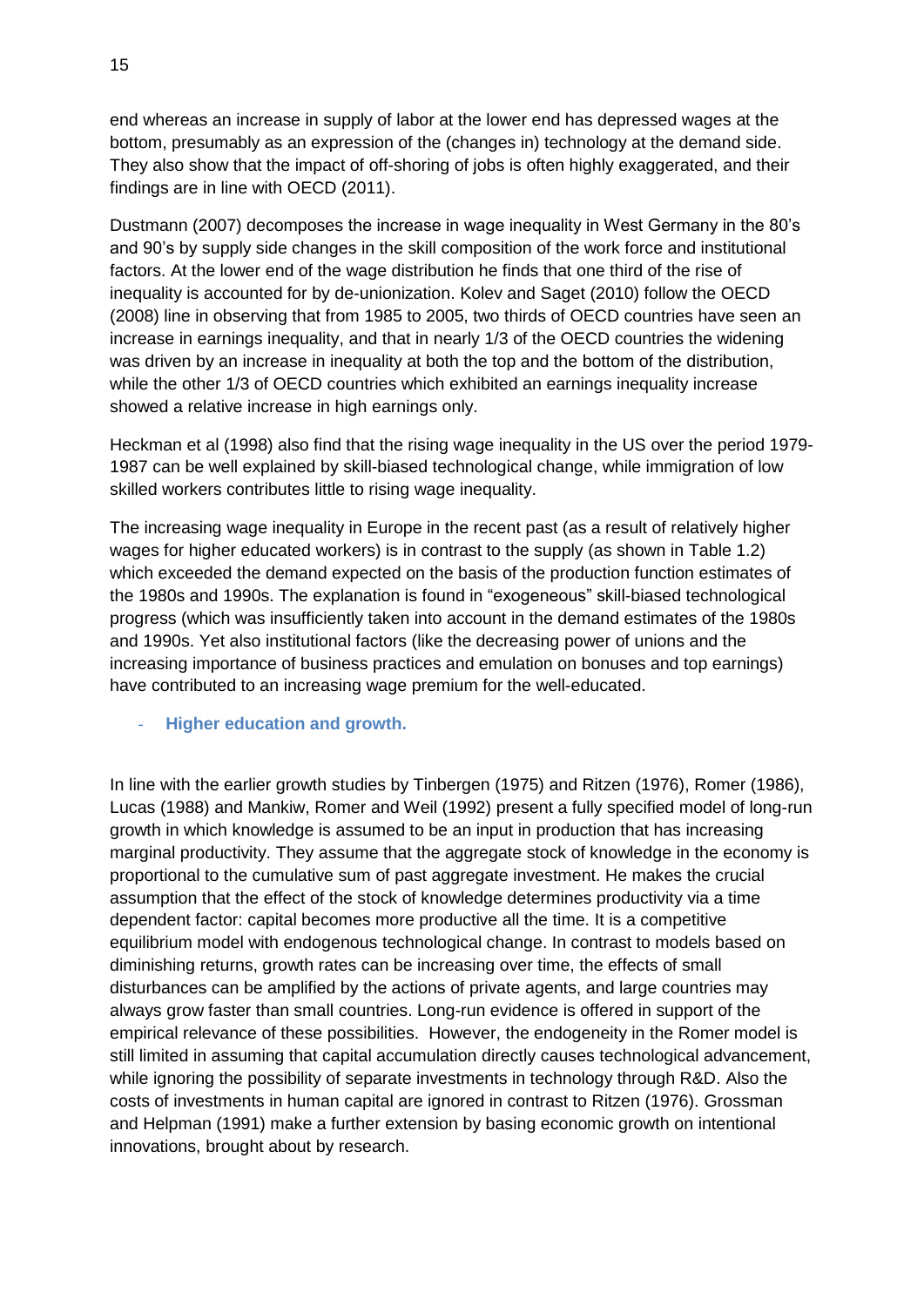end whereas an increase in supply of labor at the lower end has depressed wages at the bottom, presumably as an expression of the (changes in) technology at the demand side. They also show that the impact of off-shoring of jobs is often highly exaggerated, and their findings are in line with OECD (2011).

Dustmann (2007) decomposes the increase in wage inequality in West Germany in the 80's and 90's by supply side changes in the skill composition of the work force and institutional factors. At the lower end of the wage distribution he finds that one third of the rise of inequality is accounted for by de-unionization. Kolev and Saget (2010) follow the OECD (2008) line in observing that from 1985 to 2005, two thirds of OECD countries have seen an increase in earnings inequality, and that in nearly 1/3 of the OECD countries the widening was driven by an increase in inequality at both the top and the bottom of the distribution, while the other 1/3 of OECD countries which exhibited an earnings inequality increase showed a relative increase in high earnings only.

Heckman et al (1998) also find that the rising wage inequality in the US over the period 1979-1987 can be well explained by skill-biased technological change, while immigration of low skilled workers contributes little to rising wage inequality.

The increasing wage inequality in Europe in the recent past (as a result of relatively higher wages for higher educated workers) is in contrast to the supply (as shown in Table 1.2) which exceeded the demand expected on the basis of the production function estimates of the 1980s and 1990s. The explanation is found in "exogeneous" skill-biased technological progress (which was insufficiently taken into account in the demand estimates of the 1980s and 1990s. Yet also institutional factors (like the decreasing power of unions and the increasing importance of business practices and emulation on bonuses and top earnings) have contributed to an increasing wage premium for the well-educated.

- **Higher education and growth.**

In line with the earlier growth studies by Tinbergen (1975) and Ritzen (1976), Romer (1986), Lucas (1988) and Mankiw, Romer and Weil (1992) present a fully specified model of long-run growth in which knowledge is assumed to be an input in production that has increasing marginal productivity. They assume that the aggregate stock of knowledge in the economy is proportional to the cumulative sum of past aggregate investment. He makes the crucial assumption that the effect of the stock of knowledge determines productivity via a time dependent factor: capital becomes more productive all the time. It is a competitive equilibrium model with endogenous technological change. In contrast to models based on diminishing returns, growth rates can be increasing over time, the effects of small disturbances can be amplified by the actions of private agents, and large countries may always grow faster than small countries. Long-run evidence is offered in support of the empirical relevance of these possibilities. However, the endogeneity in the Romer model is still limited in assuming that capital accumulation directly causes technological advancement, while ignoring the possibility of separate investments in technology through R&D. Also the costs of investments in human capital are ignored in contrast to Ritzen (1976). Grossman and Helpman (1991) make a further extension by basing economic growth on intentional innovations, brought about by research.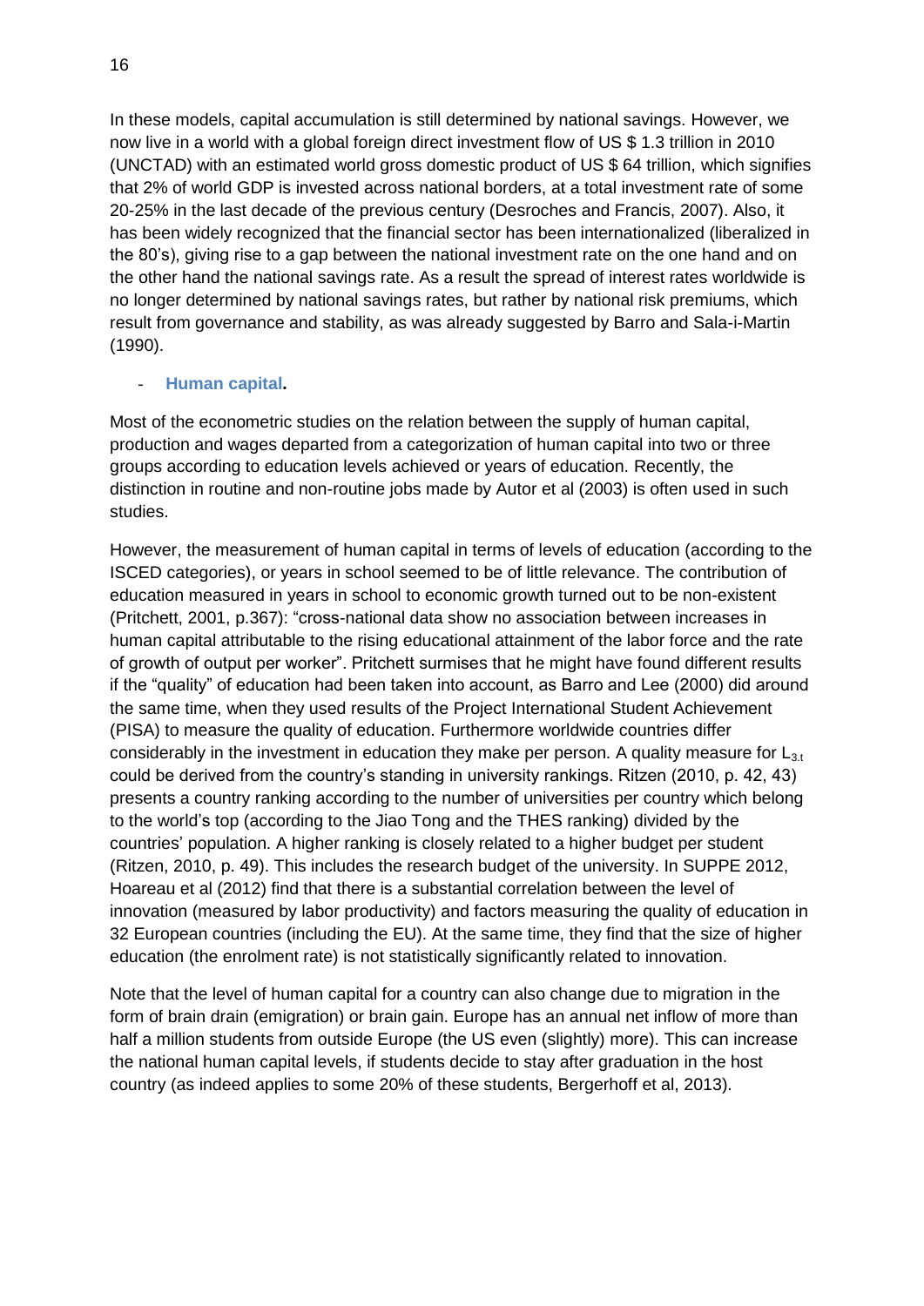In these models, capital accumulation is still determined by national savings. However, we now live in a world with a global foreign direct investment flow of US $ 1.3 trillion in 2010 (UNCTAD) with an estimated world gross domestic product of US $ 64 trillion, which signifies that 2% of world GDP is invested across national borders, at a total investment rate of some 20-25% in the last decade of the previous century (Desroches and Francis, 2007). Also, it has been widely recognized that the financial sector has been internationalized (liberalized in the 80's), giving rise to a gap between the national investment rate on the one hand and on the other hand the national savings rate. As a result the spread of interest rates worldwide is no longer determined by national savings rates, but rather by national risk premiums, which result from governance and stability, as was already suggested by Barro and Sala-i-Martin (1990).

- **Human capital.**

Most of the econometric studies on the relation between the supply of human capital, production and wages departed from a categorization of human capital into two or three groups according to education levels achieved or years of education. Recently, the distinction in routine and non-routine jobs made by Autor et al (2003) is often used in such studies.

However, the measurement of human capital in terms of levels of education (according to the ISCED categories), or years in school seemed to be of little relevance. The contribution of education measured in years in school to economic growth turned out to be non-existent (Pritchett, 2001, p.367): "cross-national data show no association between increases in human capital attributable to the rising educational attainment of the labor force and the rate of growth of output per worker". Pritchett surmises that he might have found different results if the "quality" of education had been taken into account, as Barro and Lee (2000) did around the same time, when they used results of the Project International Student Achievement (PISA) to measure the quality of education. Furthermore worldwide countries differ considerably in the investment in education they make per person. A quality measure for $L_{3,t}$ could be derived from the country's standing in university rankings. Ritzen (2010, p. 42, 43) presents a country ranking according to the number of universities per country which belong to the world's top (according to the Jiao Tong and the THES ranking) divided by the countries' population. A higher ranking is closely related to a higher budget per student (Ritzen, 2010, p. 49). This includes the research budget of the university. In SUPPE 2012, Hoareau et al (2012) find that there is a substantial correlation between the level of innovation (measured by labor productivity) and factors measuring the quality of education in 32 European countries (including the EU). At the same time, they find that the size of higher education (the enrolment rate) is not statistically significantly related to innovation.

Note that the level of human capital for a country can also change due to migration in the form of brain drain (emigration) or brain gain. Europe has an annual net inflow of more than half a million students from outside Europe (the US even (slightly) more). This can increase the national human capital levels, if students decide to stay after graduation in the host country (as indeed applies to some 20% of these students, Bergerhoff et al, 2013).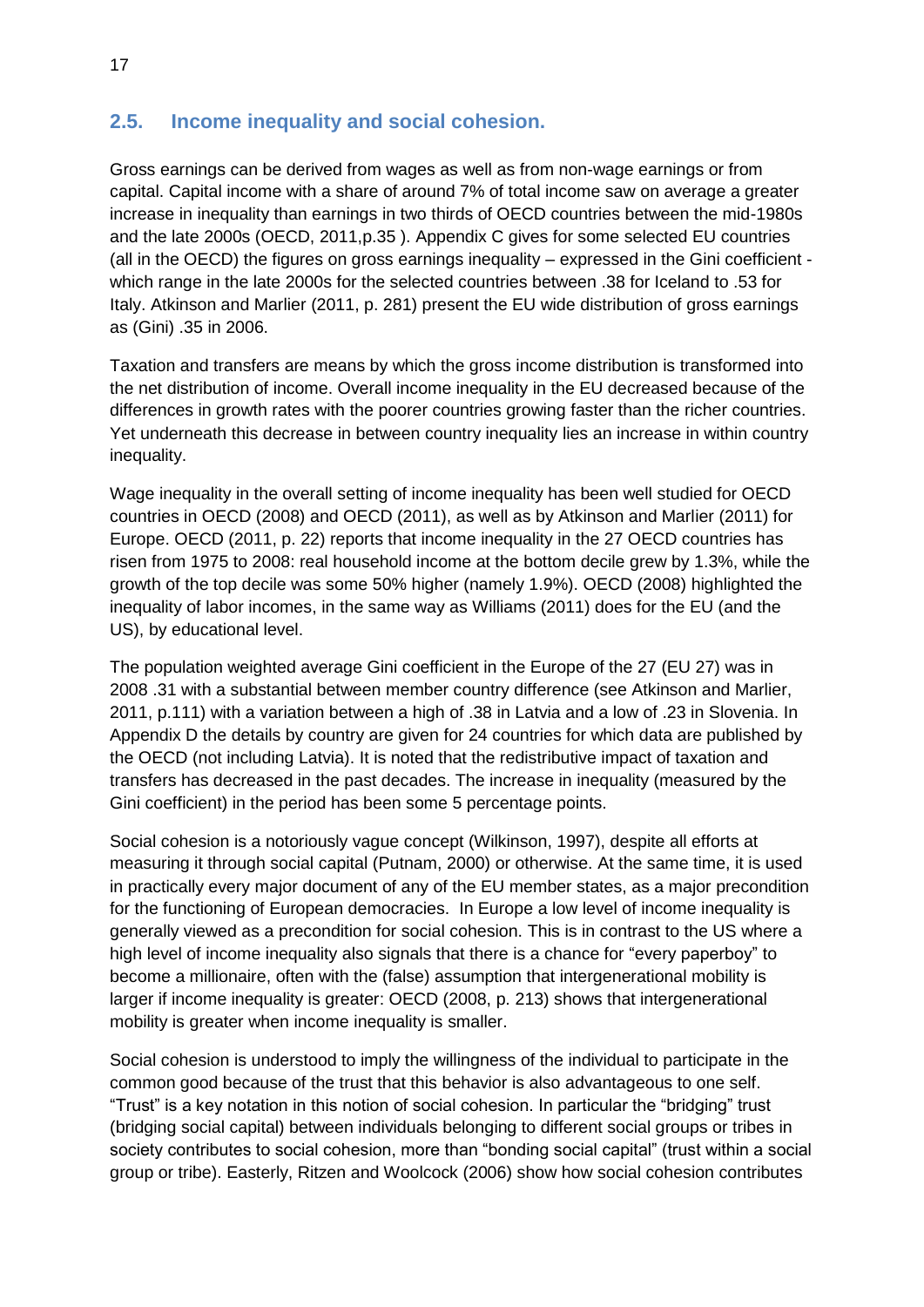## 2.5. Income inequality and social cohesion.

Gross earnings can be derived from wages as well as from non-wage earnings or from capital. Capital income with a share of around 7% of total income saw on average a greater increase in inequality than earnings in two thirds of OECD countries between the mid-1980s and the late 2000s (OECD, 2011,p.35 ). Appendix C gives for some selected EU countries (all in the OECD) the figures on gross earnings inequality – expressed in the Gini coefficient - which range in the late 2000s for the selected countries between .38 for Iceland to .53 for Italy. Atkinson and Marlier (2011, p. 281) present the EU wide distribution of gross earnings as (Gini) .35 in 2006.

Taxation and transfers are means by which the gross income distribution is transformed into the net distribution of income. Overall income inequality in the EU decreased because of the differences in growth rates with the poorer countries growing faster than the richer countries. Yet underneath this decrease in between country inequality lies an increase in within country inequality.

Wage inequality in the overall setting of income inequality has been well studied for OECD countries in OECD (2008) and OECD (2011), as well as by Atkinson and Marlier (2011) for Europe. OECD (2011, p. 22) reports that income inequality in the 27 OECD countries has risen from 1975 to 2008: real household income at the bottom decile grew by 1.3%, while the growth of the top decile was some 50% higher (namely 1.9%). OECD (2008) highlighted the inequality of labor incomes, in the same way as Williams (2011) does for the EU (and the US), by educational level.

The population weighted average Gini coefficient in the Europe of the 27 (EU 27) was in 2008 .31 with a substantial between member country difference (see Atkinson and Marlier, 2011, p.111) with a variation between a high of .38 in Latvia and a low of .23 in Slovenia. In Appendix D the details by country are given for 24 countries for which data are published by the OECD (not including Latvia). It is noted that the redistributive impact of taxation and transfers has decreased in the past decades. The increase in inequality (measured by the Gini coefficient) in the period has been some 5 percentage points.

Social cohesion is a notoriously vague concept (Wilkinson, 1997), despite all efforts at measuring it through social capital (Putnam, 2000) or otherwise. At the same time, it is used in practically every major document of any of the EU member states, as a major precondition for the functioning of European democracies. In Europe a low level of income inequality is generally viewed as a precondition for social cohesion. This is in contrast to the US where a high level of income inequality also signals that there is a chance for "every paperboy" to become a millionaire, often with the (false) assumption that intergenerational mobility is larger if income inequality is greater: OECD (2008, p. 213) shows that intergenerational mobility is greater when income inequality is smaller.

Social cohesion is understood to imply the willingness of the individual to participate in the common good because of the trust that this behavior is also advantageous to one self. "Trust" is a key notation in this notion of social cohesion. In particular the "bridging" trust (bridging social capital) between individuals belonging to different social groups or tribes in society contributes to social cohesion, more than "bonding social capital" (trust within a social group or tribe). Easterly, Ritzen and Woolcock (2006) show how social cohesion contributes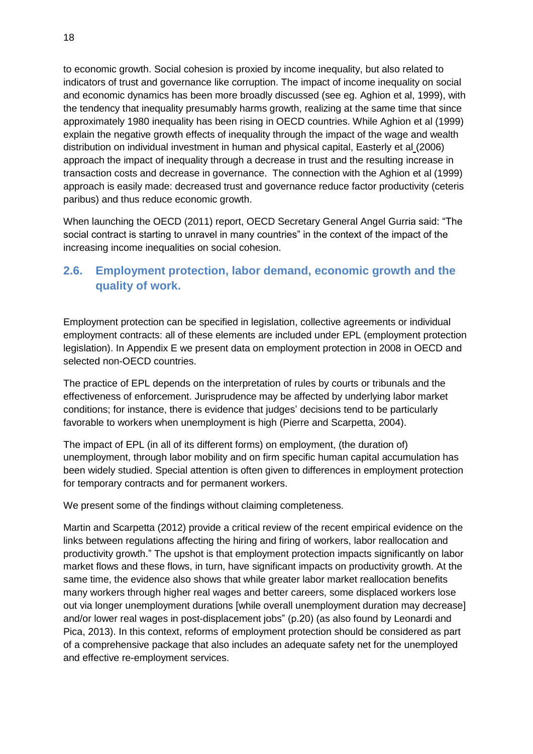to economic growth. Social cohesion is proxied by income inequality, but also related to indicators of trust and governance like corruption. The impact of income inequality on social and economic dynamics has been more broadly discussed (see eg. Aghion et al, 1999), with the tendency that inequality presumably harms growth, realizing at the same time that since approximately 1980 inequality has been rising in OECD countries. While Aghion et al (1999) explain the negative growth effects of inequality through the impact of the wage and wealth distribution on individual investment in human and physical capital, Easterly et al (2006) approach the impact of inequality through a decrease in trust and the resulting increase in transaction costs and decrease in governance. The connection with the Aghion et al (1999) approach is easily made: decreased trust and governance reduce factor productivity (ceteris paribus) and thus reduce economic growth.

When launching the OECD (2011) report, OECD Secretary General Angel Gurria said: "The social contract is starting to unravel in many countries" in the context of the impact of the increasing income inequalities on social cohesion.

## 2.6. Employment protection, labor demand, economic growth and the quality of work.

Employment protection can be specified in legislation, collective agreements or individual employment contracts: all of these elements are included under EPL (employment protection legislation). In Appendix E we present data on employment protection in 2008 in OECD and selected non-OECD countries.

The practice of EPL depends on the interpretation of rules by courts or tribunals and the effectiveness of enforcement. Jurisprudence may be affected by underlying labor market conditions; for instance, there is evidence that judges' decisions tend to be particularly favorable to workers when unemployment is high (Pierre and Scarpetta, 2004).

The impact of EPL (in all of its different forms) on employment, (the duration of) unemployment, through labor mobility and on firm specific human capital accumulation has been widely studied. Special attention is often given to differences in employment protection for temporary contracts and for permanent workers.

We present some of the findings without claiming completeness.

Martin and Scarpetta (2012) provide a critical review of the recent empirical evidence on the links between regulations affecting the hiring and firing of workers, labor reallocation and productivity growth." The upshot is that employment protection impacts significantly on labor market flows and these flows, in turn, have significant impacts on productivity growth. At the same time, the evidence also shows that while greater labor market reallocation benefits many workers through higher real wages and better careers, some displaced workers lose out via longer unemployment durations [while overall unemployment duration may decrease] and/or lower real wages in post-displacement jobs" (p.20) (as also found by Leonardi and Pica, 2013). In this context, reforms of employment protection should be considered as part of a comprehensive package that also includes an adequate safety net for the unemployed and effective re-employment services.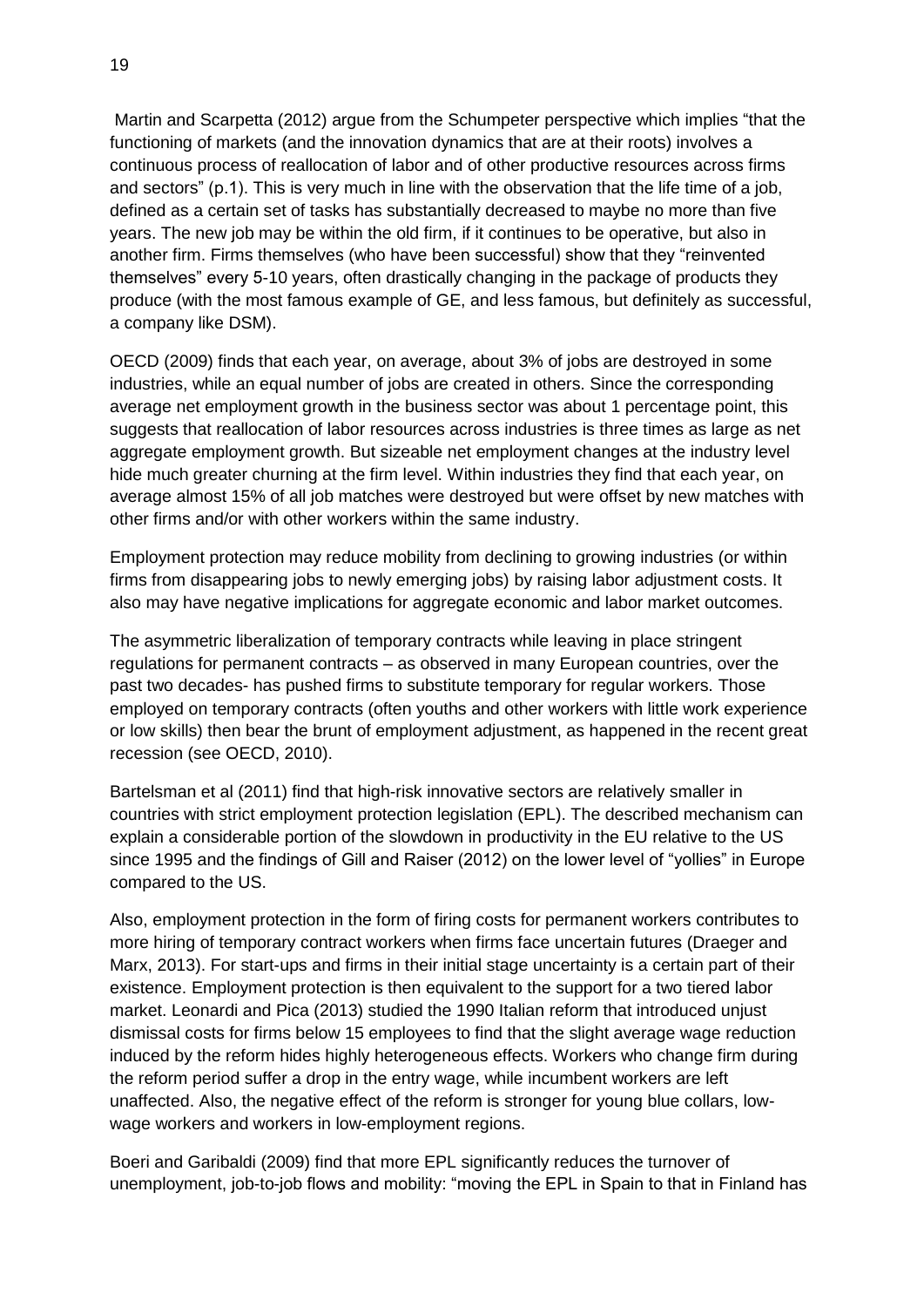Martin and Scarpetta (2012) argue from the Schumpeter perspective which implies "that the functioning of markets (and the innovation dynamics that are at their roots) involves a continuous process of reallocation of labor and of other productive resources across firms and sectors" (p.1). This is very much in line with the observation that the life time of a job, defined as a certain set of tasks has substantially decreased to maybe no more than five years. The new job may be within the old firm, if it continues to be operative, but also in another firm. Firms themselves (who have been successful) show that they "reinvented themselves" every 5-10 years, often drastically changing in the package of products they produce (with the most famous example of GE, and less famous, but definitely as successful, a company like DSM).

OECD (2009) finds that each year, on average, about 3% of jobs are destroyed in some industries, while an equal number of jobs are created in others. Since the corresponding average net employment growth in the business sector was about 1 percentage point, this suggests that reallocation of labor resources across industries is three times as large as net aggregate employment growth. But sizeable net employment changes at the industry level hide much greater churning at the firm level. Within industries they find that each year, on average almost 15% of all job matches were destroyed but were offset by new matches with other firms and/or with other workers within the same industry.

Employment protection may reduce mobility from declining to growing industries (or within firms from disappearing jobs to newly emerging jobs) by raising labor adjustment costs. It also may have negative implications for aggregate economic and labor market outcomes.

The asymmetric liberalization of temporary contracts while leaving in place stringent regulations for permanent contracts – as observed in many European countries, over the past two decades- has pushed firms to substitute temporary for regular workers. Those employed on temporary contracts (often youths and other workers with little work experience or low skills) then bear the brunt of employment adjustment, as happened in the recent great recession (see OECD, 2010).

Bartelsman et al (2011) find that high-risk innovative sectors are relatively smaller in countries with strict employment protection legislation (EPL). The described mechanism can explain a considerable portion of the slowdown in productivity in the EU relative to the US since 1995 and the findings of Gill and Raiser (2012) on the lower level of "yollies" in Europe compared to the US.

Also, employment protection in the form of firing costs for permanent workers contributes to more hiring of temporary contract workers when firms face uncertain futures (Draeger and Marx, 2013). For start-ups and firms in their initial stage uncertainty is a certain part of their existence. Employment protection is then equivalent to the support for a two tiered labor market. Leonardi and Pica (2013) studied the 1990 Italian reform that introduced unjust dismissal costs for firms below 15 employees to find that the slight average wage reduction induced by the reform hides highly heterogeneous effects. Workers who change firm during the reform period suffer a drop in the entry wage, while incumbent workers are left unaffected. Also, the negative effect of the reform is stronger for young blue collars, low-wage workers and workers in low-employment regions.

Boeri and Garibaldi (2009) find that more EPL significantly reduces the turnover of unemployment, job-to-job flows and mobility: "moving the EPL in Spain to that in Finland has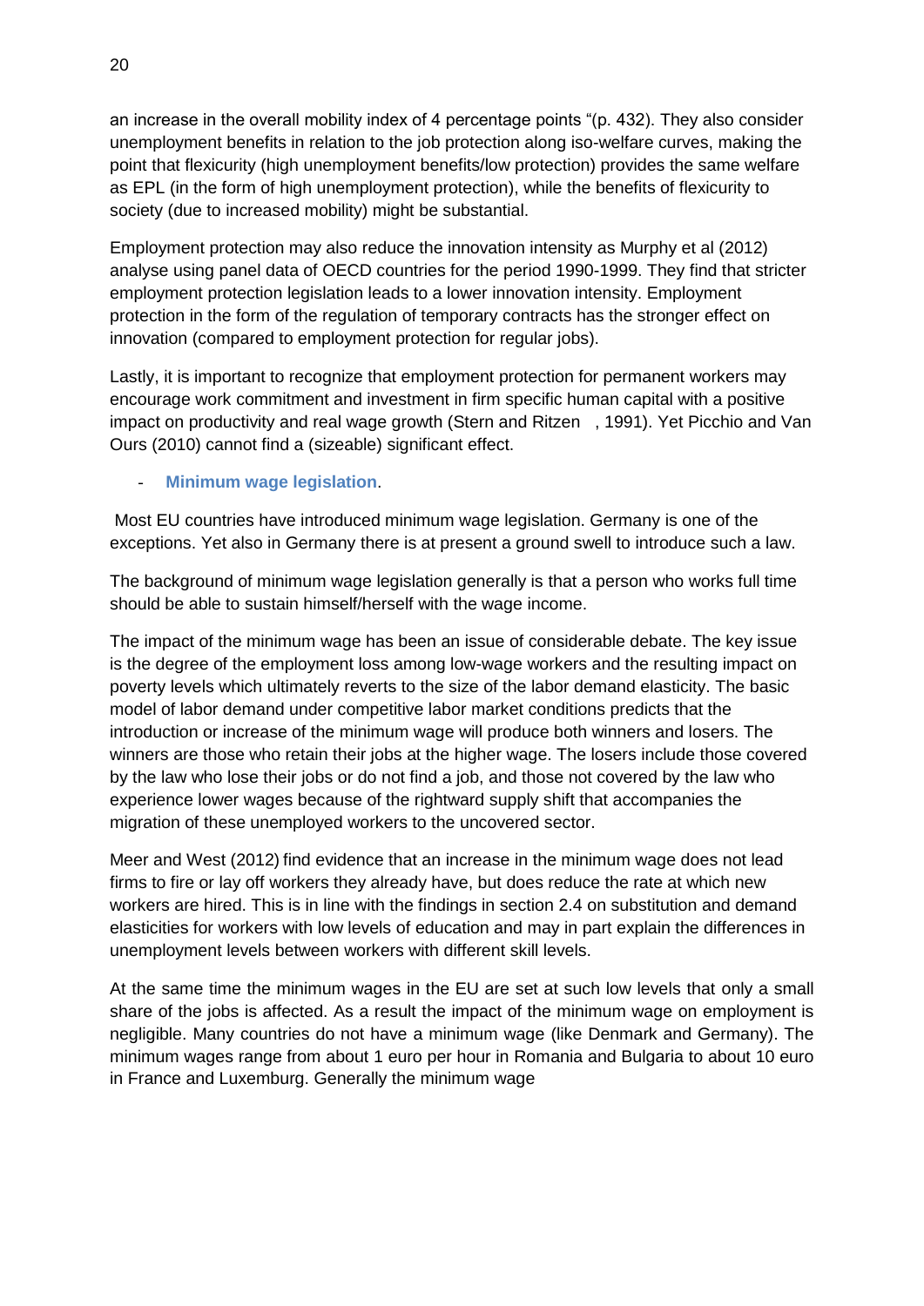an increase in the overall mobility index of 4 percentage points "(p. 432). They also consider unemployment benefits in relation to the job protection along iso-welfare curves, making the point that flexicurity (high unemployment benefits/low protection) provides the same welfare as EPL (in the form of high unemployment protection), while the benefits of flexicurity to society (due to increased mobility) might be substantial.

Employment protection may also reduce the innovation intensity as Murphy et al (2012) analyse using panel data of OECD countries for the period 1990-1999. They find that stricter employment protection legislation leads to a lower innovation intensity. Employment protection in the form of the regulation of temporary contracts has the stronger effect on innovation (compared to employment protection for regular jobs).

Lastly, it is important to recognize that employment protection for permanent workers may encourage work commitment and investment in firm specific human capital with a positive impact on productivity and real wage growth (Stern and Ritzen , 1991). Yet Picchio and Van Ours (2010) cannot find a (sizeable) significant effect.

- **Minimum wage legislation**.

Most EU countries have introduced minimum wage legislation. Germany is one of the exceptions. Yet also in Germany there is at present a ground swell to introduce such a law.

The background of minimum wage legislation generally is that a person who works full time should be able to sustain himself/herself with the wage income.

The impact of the minimum wage has been an issue of considerable debate. The key issue is the degree of the employment loss among low-wage workers and the resulting impact on poverty levels which ultimately reverts to the size of the labor demand elasticity. The basic model of labor demand under competitive labor market conditions predicts that the introduction or increase of the minimum wage will produce both winners and losers. The winners are those who retain their jobs at the higher wage. The losers include those covered by the law who lose their jobs or do not find a job, and those not covered by the law who experience lower wages because of the rightward supply shift that accompanies the migration of these unemployed workers to the uncovered sector.

Meer and West (2012) find evidence that an increase in the minimum wage does not lead firms to fire or lay off workers they already have, but does reduce the rate at which new workers are hired. This is in line with the findings in section 2.4 on substitution and demand elasticities for workers with low levels of education and may in part explain the differences in unemployment levels between workers with different skill levels.

At the same time the minimum wages in the EU are set at such low levels that only a small share of the jobs is affected. As a result the impact of the minimum wage on employment is negligible. Many countries do not have a minimum wage (like Denmark and Germany). The minimum wages range from about 1 euro per hour in Romania and Bulgaria to about 10 euro in France and Luxemburg. Generally the minimum wage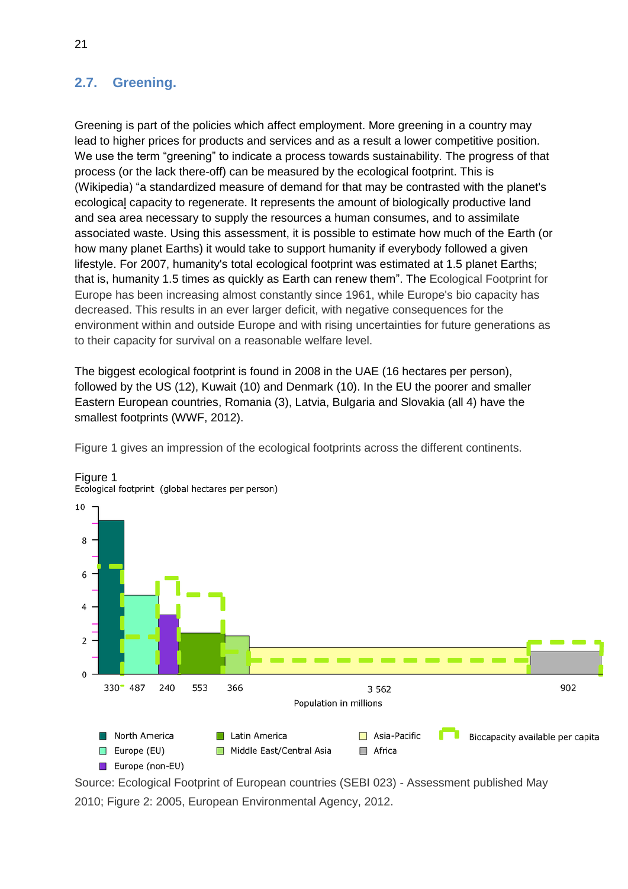## 2.7. Greening.

Greening is part of the policies which affect employment. More greening in a country may lead to higher prices for products and services and as a result a lower competitive position. We use the term “greening” to indicate a process towards sustainability. The progress of that process (or the lack there-off) can be measured by the ecological footprint. This is (Wikipedia) “a standardized measure of demand for that may be contrasted with the planet's ecological capacity to regenerate. It represents the amount of biologically productive land and sea area necessary to supply the resources a human consumes, and to assimilate associated waste. Using this assessment, it is possible to estimate how much of the Earth (or how many planet Earths) it would take to support humanity if everybody followed a given lifestyle. For 2007, humanity's total ecological footprint was estimated at 1.5 planet Earths; that is, humanity 1.5 times as quickly as Earth can renew them”. The Ecological Footprint for Europe has been increasing almost constantly since 1961, while Europe's bio capacity has decreased. This results in an ever larger deficit, with negative consequences for the environment within and outside Europe and with rising uncertainties for future generations as to their capacity for survival on a reasonable welfare level.

The biggest ecological footprint is found in 2008 in the UAE (16 hectares per person), followed by the US (12), Kuwait (10) and Denmark (10). In the EU the poorer and smaller Eastern European countries, Romania (3), Latvia, Bulgaria and Slovakia (all 4) have the smallest footprints (WWF, 2012).

Figure 1 gives an impression of the ecological footprints across the different continents.

Figure 1

Ecological footprint (global hectares per person)

Source: Ecological Footprint of European countries (SEBI 023) - Assessment published May 2010; Figure 2: 2005, European Environmental Agency, 2012.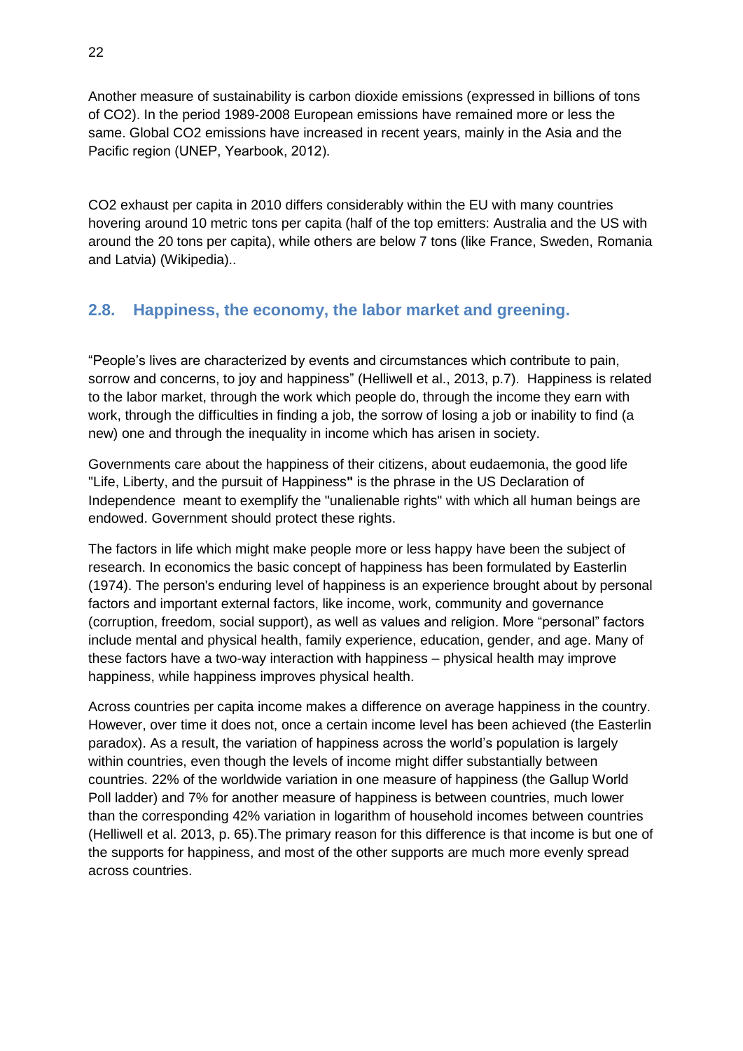Another measure of sustainability is carbon dioxide emissions (expressed in billions of tons of $CO_2$). In the period 1989-2008 European emissions have remained more or less the same. Global $CO_2$ emissions have increased in recent years, mainly in the Asia and the Pacific region (UNEP, Yearbook, 2012).

$CO_2$ exhaust per capita in 2010 differs considerably within the EU with many countries hovering around 10 metric tons per capita (half of the top emitters: Australia and the US with around the 20 tons per capita), while others are below 7 tons (like France, Sweden, Romania and Latvia) (Wikipedia)..

## 2.8. Happiness, the economy, the labor market and greening.

"People's lives are characterized by events and circumstances which contribute to pain, sorrow and concerns, to joy and happiness" (Helliwell et al., 2013, p.7). Happiness is related to the labor market, through the work which people do, through the income they earn with work, through the difficulties in finding a job, the sorrow of losing a job or inability to find (a new) one and through the inequality in income which has arisen in society.

Governments care about the happiness of their citizens, about eudaemonia, the good life "Life, Liberty, and the pursuit of Happiness**"** is the phrase in the US Declaration of Independence meant to exemplify the "unalienable rights" with which all human beings are endowed. Government should protect these rights.

The factors in life which might make people more or less happy have been the subject of research. In economics the basic concept of happiness has been formulated by Easterlin (1974). The person's enduring level of happiness is an experience brought about by personal factors and important external factors, like income, work, community and governance (corruption, freedom, social support), as well as values and religion. More "personal" factors include mental and physical health, family experience, education, gender, and age. Many of these factors have a two-way interaction with happiness – physical health may improve happiness, while happiness improves physical health.

Across countries per capita income makes a difference on average happiness in the country. However, over time it does not, once a certain income level has been achieved (the Easterlin paradox). As a result, the variation of happiness across the world's population is largely within countries, even though the levels of income might differ substantially between countries. 22% of the worldwide variation in one measure of happiness (the Gallup World Poll ladder) and 7% for another measure of happiness is between countries, much lower than the corresponding 42% variation in logarithm of household incomes between countries (Helliwell et al. 2013, p. 65).The primary reason for this difference is that income is but one of the supports for happiness, and most of the other supports are much more evenly spread across countries.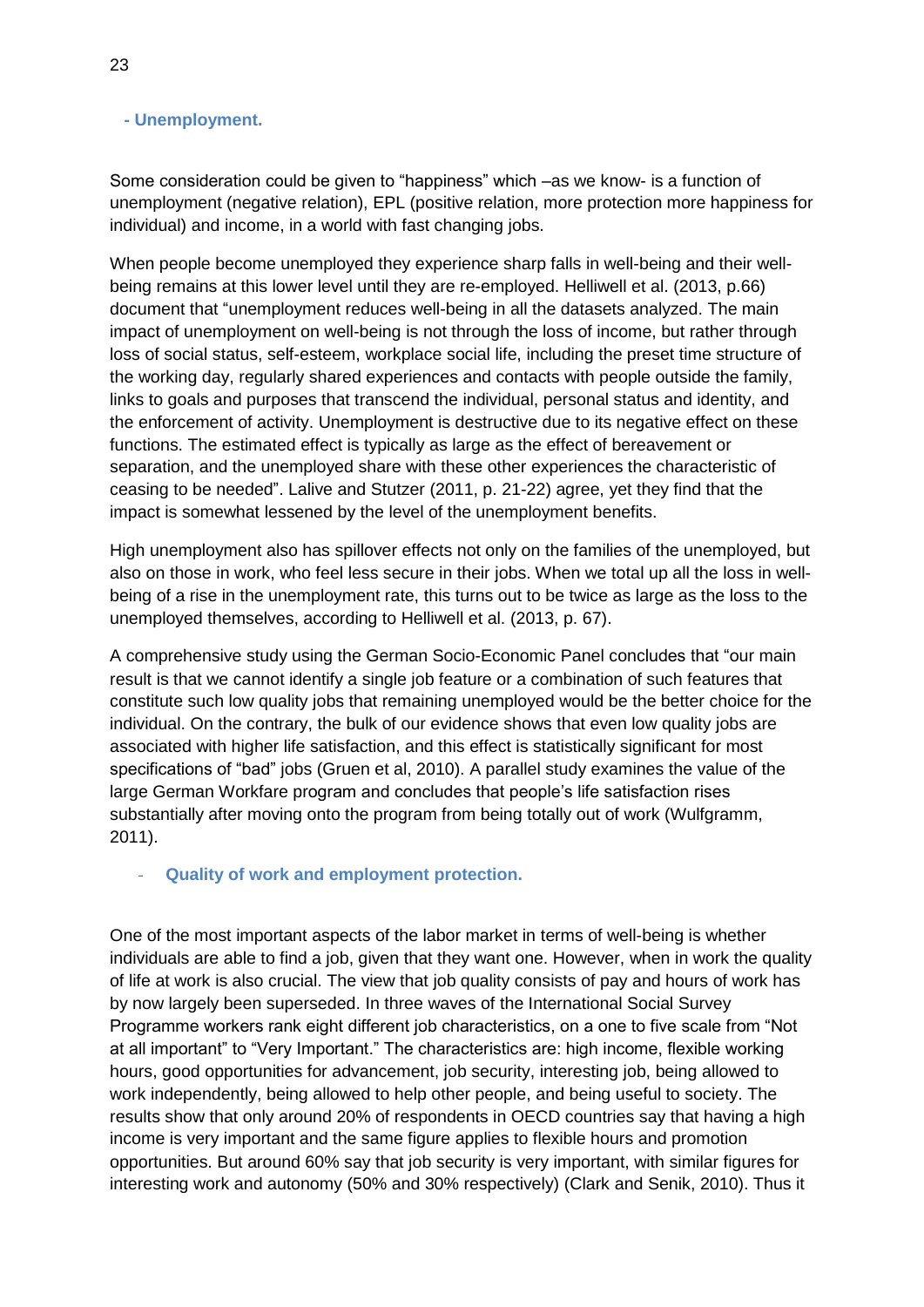### - Unemployment.

Some consideration could be given to “happiness” which –as we know- is a function of unemployment (negative relation), EPL (positive relation, more protection more happiness for individual) and income, in a world with fast changing jobs.

When people become unemployed they experience sharp falls in well-being and their well-being remains at this lower level until they are re-employed. Helliwell et al. (2013, p.66) document that “unemployment reduces well-being in all the datasets analyzed. The main impact of unemployment on well-being is not through the loss of income, but rather through loss of social status, self-esteem, workplace social life, including the preset time structure of the working day, regularly shared experiences and contacts with people outside the family, links to goals and purposes that transcend the individual, personal status and identity, and the enforcement of activity. Unemployment is destructive due to its negative effect on these functions. The estimated effect is typically as large as the effect of bereavement or separation, and the unemployed share with these other experiences the characteristic of ceasing to be needed”. Lalive and Stutzer (2011, p. 21-22) agree, yet they find that the impact is somewhat lessened by the level of the unemployment benefits.

High unemployment also has spillover effects not only on the families of the unemployed, but also on those in work, who feel less secure in their jobs. When we total up all the loss in well-being of a rise in the unemployment rate, this turns out to be twice as large as the loss to the unemployed themselves, according to Helliwell et al. (2013, p. 67).

A comprehensive study using the German Socio-Economic Panel concludes that “our main result is that we cannot identify a single job feature or a combination of such features that constitute such low quality jobs that remaining unemployed would be the better choice for the individual. On the contrary, the bulk of our evidence shows that even low quality jobs are associated with higher life satisfaction, and this effect is statistically significant for most specifications of “bad” jobs (Gruen et al, 2010). A parallel study examines the value of the large German Workfare program and concludes that people’s life satisfaction rises substantially after moving onto the program from being totally out of work (Wulfgramm, 2011).

### - Quality of work and employment protection.

One of the most important aspects of the labor market in terms of well-being is whether individuals are able to find a job, given that they want one. However, when in work the quality of life at work is also crucial. The view that job quality consists of pay and hours of work has by now largely been superseded. In three waves of the International Social Survey Programme workers rank eight different job characteristics, on a one to five scale from “Not at all important” to “Very Important.” The characteristics are: high income, flexible working hours, good opportunities for advancement, job security, interesting job, being allowed to work independently, being allowed to help other people, and being useful to society. The results show that only around 20% of respondents in OECD countries say that having a high income is very important and the same figure applies to flexible hours and promotion opportunities. But around 60% say that job security is very important, with similar figures for interesting work and autonomy (50% and 30% respectively) (Clark and Senik, 2010). Thus it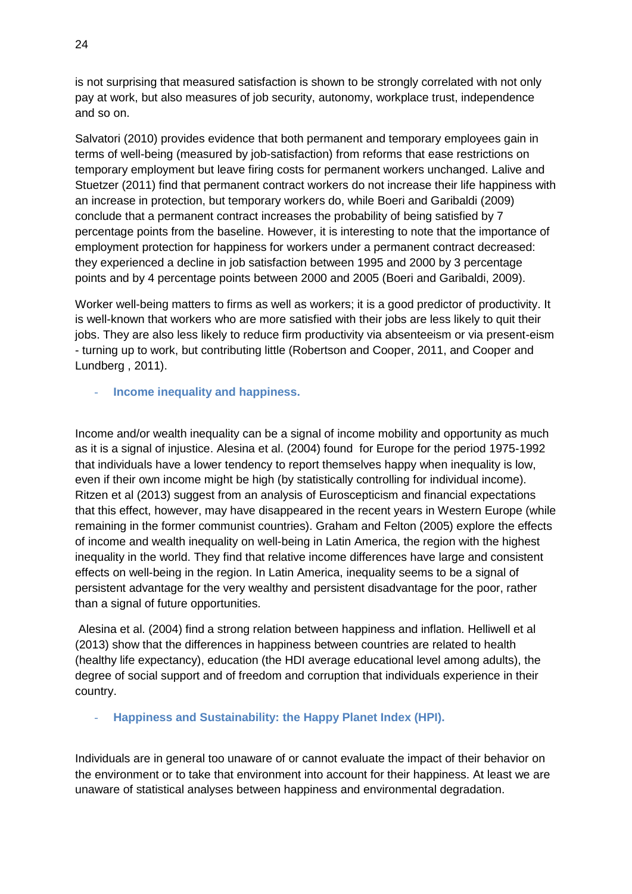is not surprising that measured satisfaction is shown to be strongly correlated with not only pay at work, but also measures of job security, autonomy, workplace trust, independence and so on.

Salvatori (2010) provides evidence that both permanent and temporary employees gain in terms of well-being (measured by job-satisfaction) from reforms that ease restrictions on temporary employment but leave firing costs for permanent workers unchanged. Lalive and Stuetzer (2011) find that permanent contract workers do not increase their life happiness with an increase in protection, but temporary workers do, while Boeri and Garibaldi (2009) conclude that a permanent contract increases the probability of being satisfied by 7 percentage points from the baseline. However, it is interesting to note that the importance of employment protection for happiness for workers under a permanent contract decreased: they experienced a decline in job satisfaction between 1995 and 2000 by 3 percentage points and by 4 percentage points between 2000 and 2005 (Boeri and Garibaldi, 2009).

Worker well-being matters to firms as well as workers; it is a good predictor of productivity. It is well-known that workers who are more satisfied with their jobs are less likely to quit their jobs. They are also less likely to reduce firm productivity via absenteeism or via present-eism - turning up to work, but contributing little (Robertson and Cooper, 2011, and Cooper and Lundberg , 2011).

- **Income inequality and happiness.**

Income and/or wealth inequality can be a signal of income mobility and opportunity as much as it is a signal of injustice. Alesina et al. (2004) found for Europe for the period 1975-1992 that individuals have a lower tendency to report themselves happy when inequality is low, even if their own income might be high (by statistically controlling for individual income). Ritzen et al (2013) suggest from an analysis of Euroscepticism and financial expectations that this effect, however, may have disappeared in the recent years in Western Europe (while remaining in the former communist countries). Graham and Felton (2005) explore the effects of income and wealth inequality on well-being in Latin America, the region with the highest inequality in the world. They find that relative income differences have large and consistent effects on well-being in the region. In Latin America, inequality seems to be a signal of persistent advantage for the very wealthy and persistent disadvantage for the poor, rather than a signal of future opportunities.

Alesina et al. (2004) find a strong relation between happiness and inflation. Helliwell et al (2013) show that the differences in happiness between countries are related to health (healthy life expectancy), education (the HDI average educational level among adults), the degree of social support and of freedom and corruption that individuals experience in their country.

- **Happiness and Sustainability: the Happy Planet Index (HPI).**

Individuals are in general too unaware of or cannot evaluate the impact of their behavior on the environment or to take that environment into account for their happiness. At least we are unaware of statistical analyses between happiness and environmental degradation.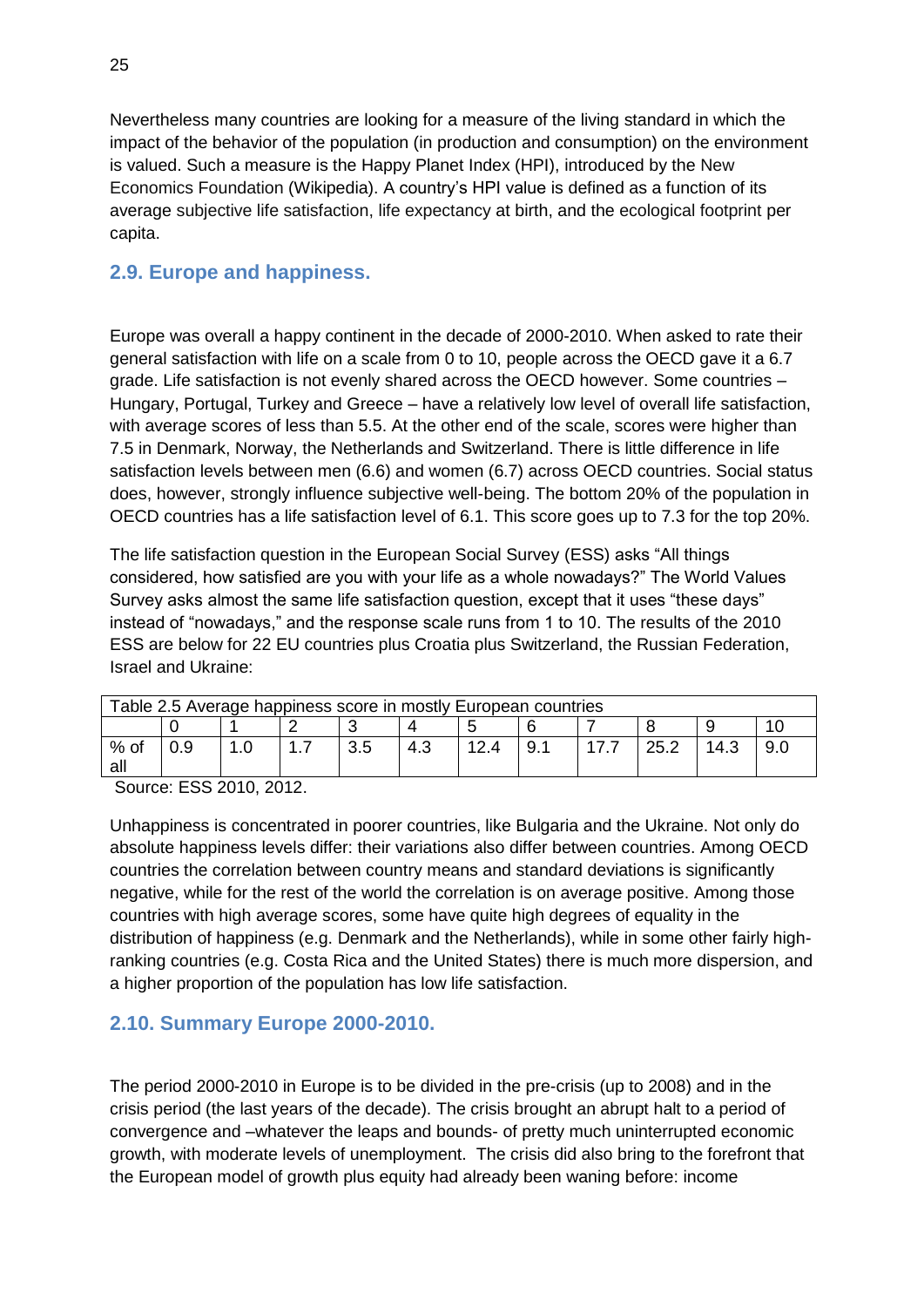Nevertheless many countries are looking for a measure of the living standard in which the impact of the behavior of the population (in production and consumption) on the environment is valued. Such a measure is the Happy Planet Index (HPI), introduced by the New Economics Foundation (Wikipedia). A country's HPI value is defined as a function of its average subjective life satisfaction, life expectancy at birth, and the ecological footprint per capita.

## 2.9. Europe and happiness.

Europe was overall a happy continent in the decade of 2000-2010. When asked to rate their general satisfaction with life on a scale from 0 to 10, people across the OECD gave it a 6.7 grade. Life satisfaction is not evenly shared across the OECD however. Some countries – Hungary, Portugal, Turkey and Greece – have a relatively low level of overall life satisfaction, with average scores of less than 5.5. At the other end of the scale, scores were higher than 7.5 in Denmark, Norway, the Netherlands and Switzerland. There is little difference in life satisfaction levels between men (6.6) and women (6.7) across OECD countries. Social status does, however, strongly influence subjective well-being. The bottom 20% of the population in OECD countries has a life satisfaction level of 6.1. This score goes up to 7.3 for the top 20%.

The life satisfaction question in the European Social Survey (ESS) asks "All things considered, how satisfied are you with your life as a whole nowadays?" The World Values Survey asks almost the same life satisfaction question, except that it uses "these days" instead of "nowadays," and the response scale runs from 1 to 10. The results of the 2010 ESS are below for 22 EU countries plus Croatia plus Switzerland, the Russian Federation, Israel and Ukraine:

| Table 2.5 Average happiness score in mostly European countries | | | | | | | | | | | |
|---|---|---|---|---|---|---|---|---|---|---|---|
| | 0 | 1 | 2 | 3 | 4 | 5 | 6 | 7 | 8 | 9 | 10 |
| % of all | 0.9 | 1.0 | 1.7 | 3.5 | 4.3 | 12.4 | 9.1 | 17.7 | 25.2 | 14.3 | 9.0 |

Source: ESS 2010, 2012.

Unhappiness is concentrated in poorer countries, like Bulgaria and the Ukraine. Not only do absolute happiness levels differ: their variations also differ between countries. Among OECD countries the correlation between country means and standard deviations is significantly negative, while for the rest of the world the correlation is on average positive. Among those countries with high average scores, some have quite high degrees of equality in the distribution of happiness (e.g. Denmark and the Netherlands), while in some other fairly high-ranking countries (e.g. Costa Rica and the United States) there is much more dispersion, and a higher proportion of the population has low life satisfaction.

## 2.10. Summary Europe 2000-2010.

The period 2000-2010 in Europe is to be divided in the pre-crisis (up to 2008) and in the crisis period (the last years of the decade). The crisis brought an abrupt halt to a period of convergence and –whatever the leaps and bounds- of pretty much uninterrupted economic growth, with moderate levels of unemployment. The crisis did also bring to the forefront that the European model of growth plus equity had already been waning before: income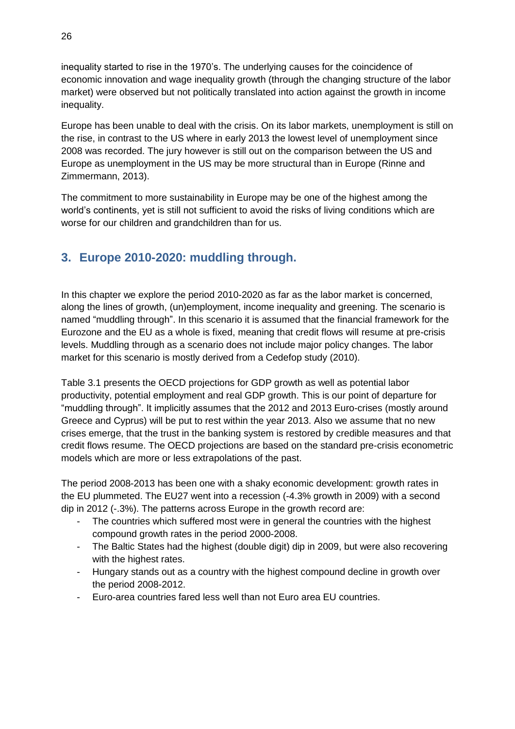inequality started to rise in the 1970's. The underlying causes for the coincidence of economic innovation and wage inequality growth (through the changing structure of the labor market) were observed but not politically translated into action against the growth in income inequality.

Europe has been unable to deal with the crisis. On its labor markets, unemployment is still on the rise, in contrast to the US where in early 2013 the lowest level of unemployment since 2008 was recorded. The jury however is still out on the comparison between the US and Europe as unemployment in the US may be more structural than in Europe (Rinne and Zimmermann, 2013).

The commitment to more sustainability in Europe may be one of the highest among the world's continents, yet is still not sufficient to avoid the risks of living conditions which are worse for our children and grandchildren than for us.

## 3. Europe 2010-2020: muddling through.

In this chapter we explore the period 2010-2020 as far as the labor market is concerned, along the lines of growth, (un)employment, income inequality and greening. The scenario is named "muddling through". In this scenario it is assumed that the financial framework for the Eurozone and the EU as a whole is fixed, meaning that credit flows will resume at pre-crisis levels. Muddling through as a scenario does not include major policy changes. The labor market for this scenario is mostly derived from a Cedefop study (2010).

Table 3.1 presents the OECD projections for GDP growth as well as potential labor productivity, potential employment and real GDP growth. This is our point of departure for "muddling through". It implicitly assumes that the 2012 and 2013 Euro-crises (mostly around Greece and Cyprus) will be put to rest within the year 2013. Also we assume that no new crises emerge, that the trust in the banking system is restored by credible measures and that credit flows resume. The OECD projections are based on the standard pre-crisis econometric models which are more or less extrapolations of the past.

The period 2008-2013 has been one with a shaky economic development: growth rates in the EU plummeted. The EU27 went into a recession (-4.3% growth in 2009) with a second dip in 2012 (-.3%). The patterns across Europe in the growth record are:

- The countries which suffered most were in general the countries with the highest compound growth rates in the period 2000-2008.
- The Baltic States had the highest (double digit) dip in 2009, but were also recovering with the highest rates.
- Hungary stands out as a country with the highest compound decline in growth over the period 2008-2012.
- Euro-area countries fared less well than not Euro area EU countries.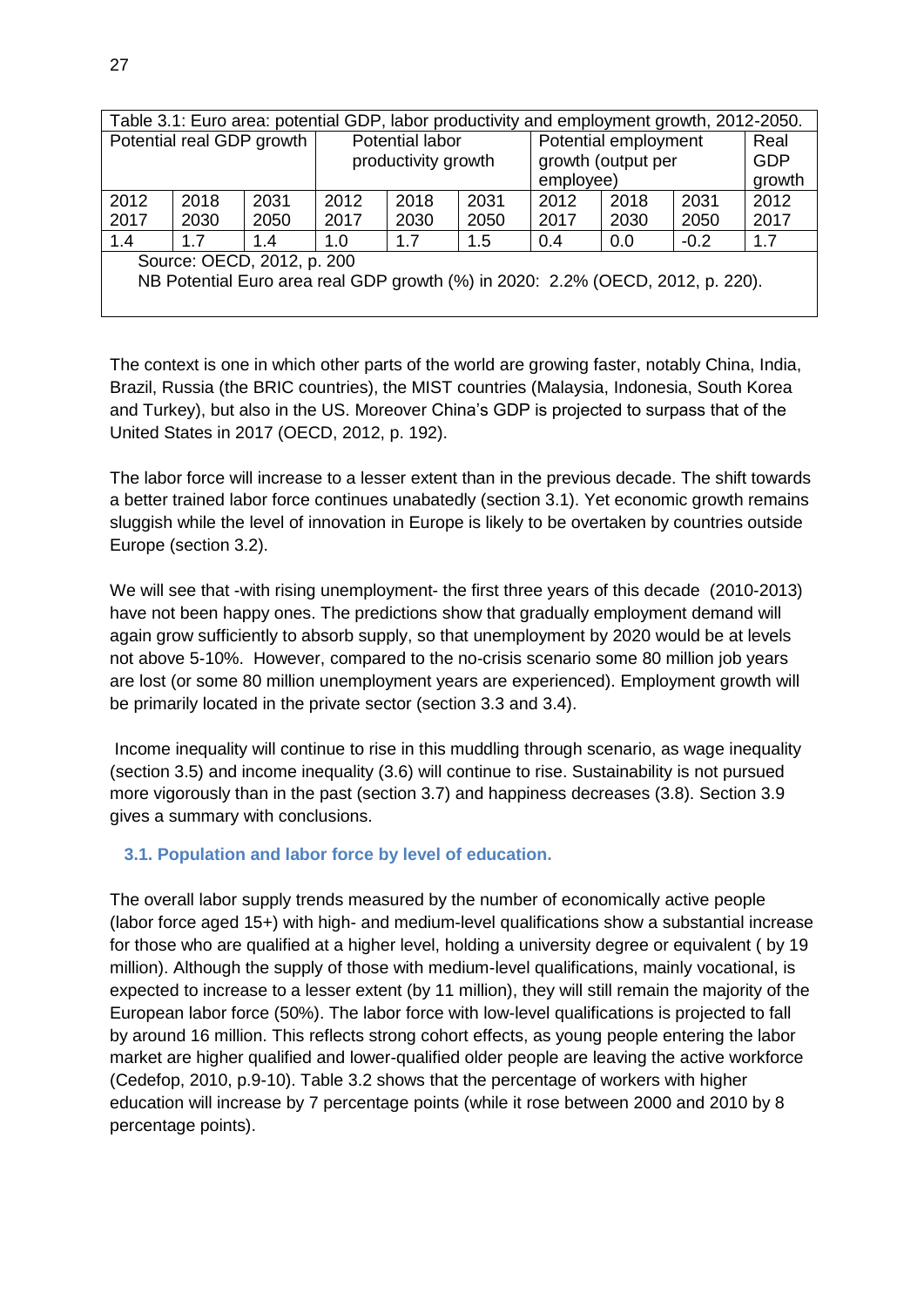| Table 3.1: Euro area: potential GDP, labor productivity and employment growth, 2012-2050. | | | | | | | | | |
|---|---|---|---|---|---|---|---|---|---|
| Potential real GDP growth | | | Potential labor productivity growth | | | Potential employment growth (output per employee) | | | Real GDP growth |
| 2012 2017 | 2018 2030 | 2031 2050 | 2012 2017 | 2018 2030 | 2031 2050 | 2012 2017 | 2018 2030 | 2031 2050 | 2012 2017 |
| 1.4 | 1.7 | 1.4 | 1.0 | 1.7 | 1.5 | 0.4 | 0.0 | -0.2 | 1.7 |
| Source: OECD, 2012, p. 200<br>NB Potential Euro area real GDP growth (%) in 2020: 2.2% (OECD, 2012, p. 220). | | | | | | | | | |

The context is one in which other parts of the world are growing faster, notably China, India, Brazil, Russia (the BRIC countries), the MIST countries (Malaysia, Indonesia, South Korea and Turkey), but also in the US. Moreover China's GDP is projected to surpass that of the United States in 2017 (OECD, 2012, p. 192).

The labor force will increase to a lesser extent than in the previous decade. The shift towards a better trained labor force continues unabatedly (section 3.1). Yet economic growth remains sluggish while the level of innovation in Europe is likely to be overtaken by countries outside Europe (section 3.2).

We will see that -with rising unemployment- the first three years of this decade (2010-2013) have not been happy ones. The predictions show that gradually employment demand will again grow sufficiently to absorb supply, so that unemployment by 2020 would be at levels not above 5-10%. However, compared to the no-crisis scenario some 80 million job years are lost (or some 80 million unemployment years are experienced). Employment growth will be primarily located in the private sector (section 3.3 and 3.4).

Income inequality will continue to rise in this muddling through scenario, as wage inequality (section 3.5) and income inequality (3.6) will continue to rise. Sustainability is not pursued more vigorously than in the past (section 3.7) and happiness decreases (3.8). Section 3.9 gives a summary with conclusions.

### 3.1. Population and labor force by level of education.

The overall labor supply trends measured by the number of economically active people (labor force aged 15+) with high- and medium-level qualifications show a substantial increase for those who are qualified at a higher level, holding a university degree or equivalent ( by 19 million). Although the supply of those with medium-level qualifications, mainly vocational, is expected to increase to a lesser extent (by 11 million), they will still remain the majority of the European labor force (50%). The labor force with low-level qualifications is projected to fall by around 16 million. This reflects strong cohort effects, as young people entering the labor market are higher qualified and lower-qualified older people are leaving the active workforce (Cedefop, 2010, p.9-10). Table 3.2 shows that the percentage of workers with higher education will increase by 7 percentage points (while it rose between 2000 and 2010 by 8 percentage points).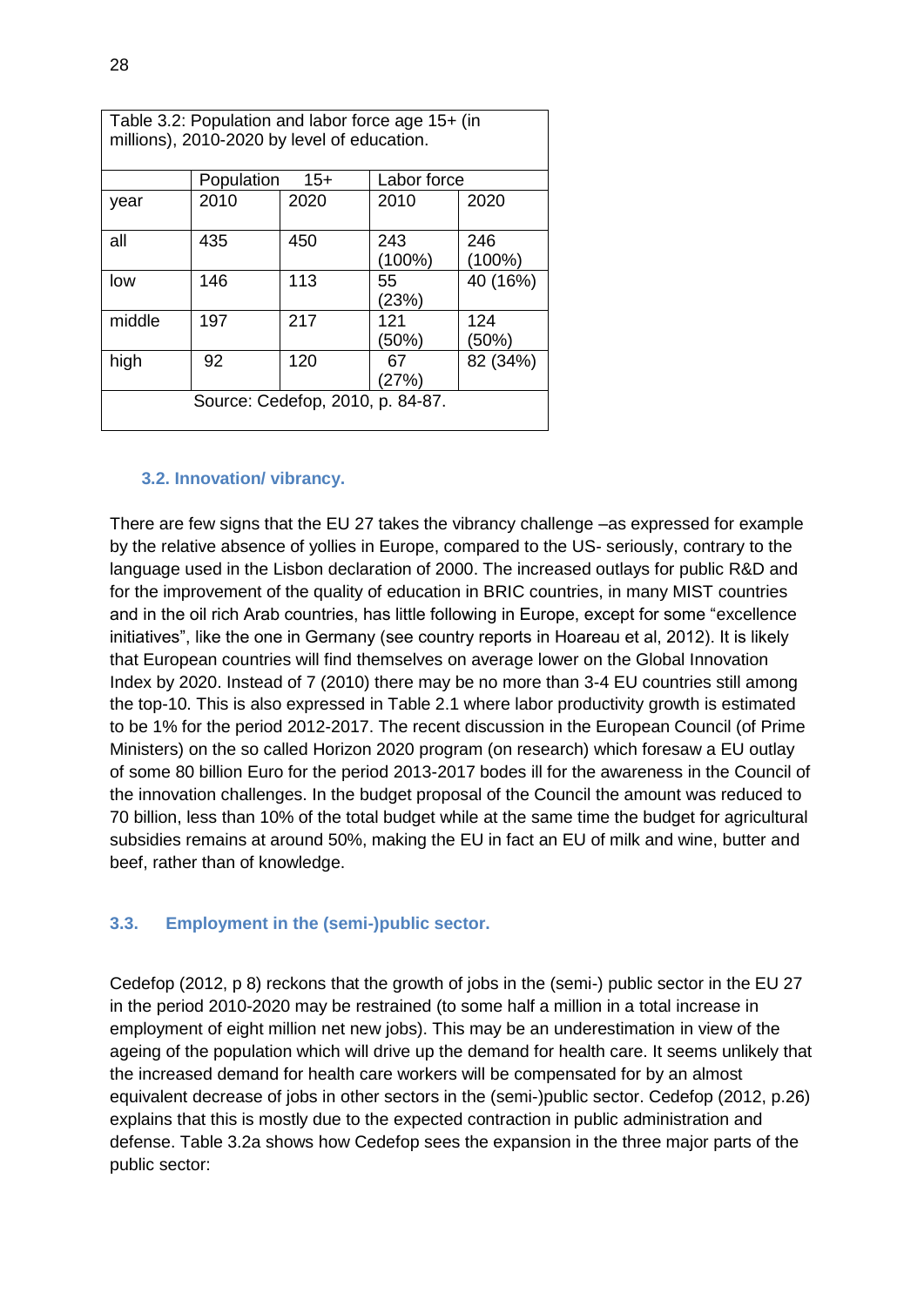| Table 3.2: Population and labor force age 15+ (in millions), 2010-2020 by level of education. | | | | |
|---|---|---|---|---|
| | Population 15+ | | Labor force | |
| year | 2010 | 2020 | 2010 | 2020 |
| all | 435 | 450 | 243 (100%) | 246 (100%) |
| low | 146 | 113 | 55 (23%) | 40 (16%) |
| middle | 197 | 217 | 121 (50%) | 124 (50%) |
| high | 92 | 120 | 67 (27%) | 82 (34%) |
| Source: Cedefop, 2010, p. 84-87. | | | | |

### 3.2. Innovation/ vibrancy.

There are few signs that the EU 27 takes the vibrancy challenge –as expressed for example by the relative absence of yollies in Europe, compared to the US- seriously, contrary to the language used in the Lisbon declaration of 2000. The increased outlays for public R&D and for the improvement of the quality of education in BRIC countries, in many MIST countries and in the oil rich Arab countries, has little following in Europe, except for some "excellence initiatives", like the one in Germany (see country reports in Hoareau et al, 2012). It is likely that European countries will find themselves on average lower on the Global Innovation Index by 2020. Instead of 7 (2010) there may be no more than 3-4 EU countries still among the top-10. This is also expressed in Table 2.1 where labor productivity growth is estimated to be 1% for the period 2012-2017. The recent discussion in the European Council (of Prime Ministers) on the so called Horizon 2020 program (on research) which foresaw a EU outlay of some 80 billion Euro for the period 2013-2017 bodes ill for the awareness in the Council of the innovation challenges. In the budget proposal of the Council the amount was reduced to 70 billion, less than 10% of the total budget while at the same time the budget for agricultural subsidies remains at around 50%, making the EU in fact an EU of milk and wine, butter and beef, rather than of knowledge.

### 3.3. Employment in the (semi-)public sector.

Cedefop (2012, p 8) reckons that the growth of jobs in the (semi-) public sector in the EU 27 in the period 2010-2020 may be restrained (to some half a million in a total increase in employment of eight million net new jobs). This may be an underestimation in view of the ageing of the population which will drive up the demand for health care. It seems unlikely that the increased demand for health care workers will be compensated for by an almost equivalent decrease of jobs in other sectors in the (semi-)public sector. Cedefop (2012, p.26) explains that this is mostly due to the expected contraction in public administration and defense. Table 3.2a shows how Cedefop sees the expansion in the three major parts of the public sector: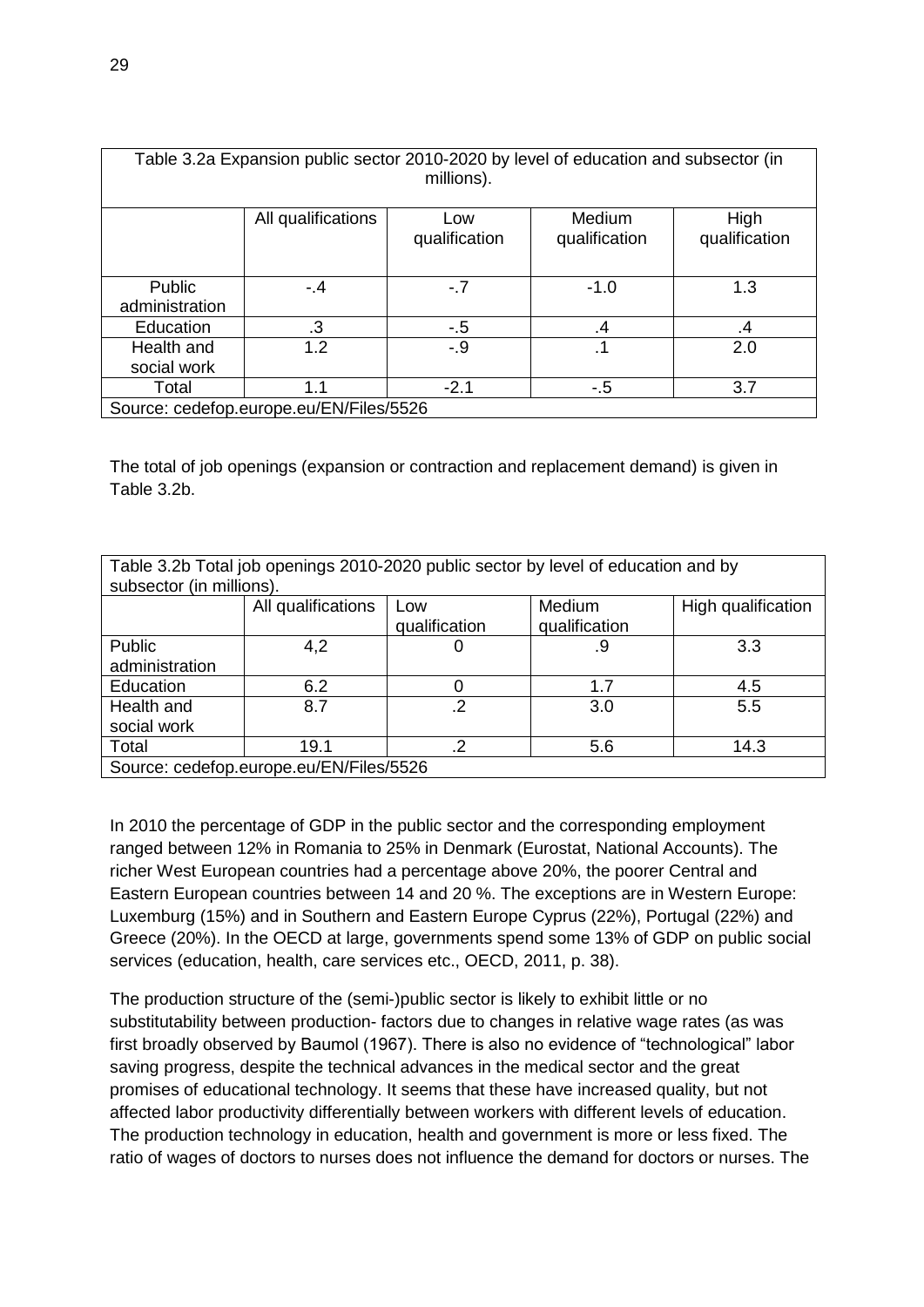Table 3.2a Expansion public sector 2010-2020 by level of education and subsector (in millions).

| | All qualifications | Low qualification | Medium qualification | High qualification |
|---|---|---|---|---|
| Public administration | -.4 | -.7 | -1.0 | 1.3 |
| Education | .3 | -.5 | .4 | .4 |
| Health and social work | 1.2 | -.9 | .1 | 2.0 |
| Total | 1.1 | -2.1 | -.5 | 3.7 |

Source: cedefop.europe.eu/EN/Files/5526

The total of job openings (expansion or contraction and replacement demand) is given in Table 3.2b.

Table 3.2b Total job openings 2010-2020 public sector by level of education and by subsector (in millions).

| | All qualifications | Low qualification | Medium qualification | High qualification |
|---|---|---|---|---|
| Public administration | 4,2 | 0 | .9 | 3.3 |
| Education | 6.2 | 0 | 1.7 | 4.5 |
| Health and social work | 8.7 | .2 | 3.0 | 5.5 |
| Total | 19.1 | .2 | 5.6 | 14.3 |

Source: cedefop.europe.eu/EN/Files/5526

In 2010 the percentage of GDP in the public sector and the corresponding employment ranged between 12% in Romania to 25% in Denmark (Eurostat, National Accounts). The richer West European countries had a percentage above 20%, the poorer Central and Eastern European countries between 14 and 20 %. The exceptions are in Western Europe: Luxemburg (15%) and in Southern and Eastern Europe Cyprus (22%), Portugal (22%) and Greece (20%). In the OECD at large, governments spend some 13% of GDP on public social services (education, health, care services etc., OECD, 2011, p. 38).

The production structure of the (semi-)public sector is likely to exhibit little or no substitutability between production- factors due to changes in relative wage rates (as was first broadly observed by Baumol (1967). There is also no evidence of "technological" labor saving progress, despite the technical advances in the medical sector and the great promises of educational technology. It seems that these have increased quality, but not affected labor productivity differentially between workers with different levels of education. The production technology in education, health and government is more or less fixed. The ratio of wages of doctors to nurses does not influence the demand for doctors or nurses. The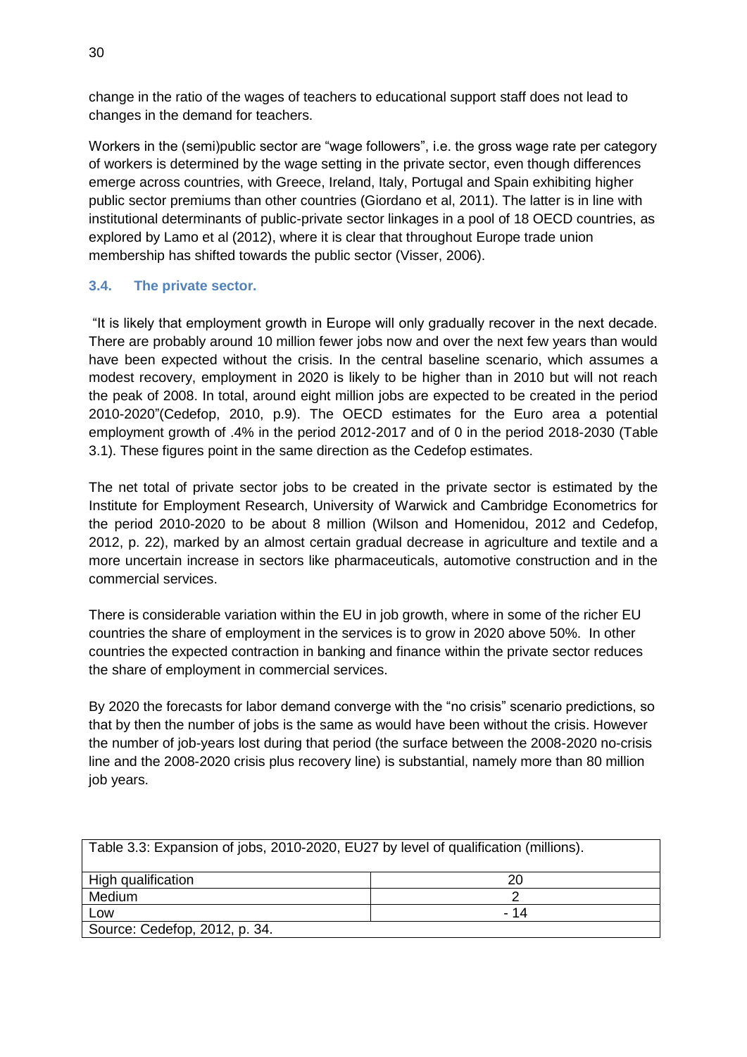change in the ratio of the wages of teachers to educational support staff does not lead to changes in the demand for teachers.

Workers in the (semi)public sector are "wage followers", i.e. the gross wage rate per category of workers is determined by the wage setting in the private sector, even though differences emerge across countries, with Greece, Ireland, Italy, Portugal and Spain exhibiting higher public sector premiums than other countries (Giordano et al, 2011). The latter is in line with institutional determinants of public-private sector linkages in a pool of 18 OECD countries, as explored by Lamo et al (2012), where it is clear that throughout Europe trade union membership has shifted towards the public sector (Visser, 2006).

### 3.4. The private sector.

"It is likely that employment growth in Europe will only gradually recover in the next decade. There are probably around 10 million fewer jobs now and over the next few years than would have been expected without the crisis. In the central baseline scenario, which assumes a modest recovery, employment in 2020 is likely to be higher than in 2010 but will not reach the peak of 2008. In total, around eight million jobs are expected to be created in the period 2010-2020"(Cedefop, 2010, p.9). The OECD estimates for the Euro area a potential employment growth of .4% in the period 2012-2017 and of 0 in the period 2018-2030 (Table 3.1). These figures point in the same direction as the Cedefop estimates.

The net total of private sector jobs to be created in the private sector is estimated by the Institute for Employment Research, University of Warwick and Cambridge Econometrics for the period 2010-2020 to be about 8 million (Wilson and Homenidou, 2012 and Cedefop, 2012, p. 22), marked by an almost certain gradual decrease in agriculture and textile and a more uncertain increase in sectors like pharmaceuticals, automotive construction and in the commercial services.

There is considerable variation within the EU in job growth, where in some of the richer EU countries the share of employment in the services is to grow in 2020 above 50%. In other countries the expected contraction in banking and finance within the private sector reduces the share of employment in commercial services.

By 2020 the forecasts for labor demand converge with the "no crisis" scenario predictions, so that by then the number of jobs is the same as would have been without the crisis. However the number of job-years lost during that period (the surface between the 2008-2020 no-crisis line and the 2008-2020 crisis plus recovery line) is substantial, namely more than 80 million job years.

Table 3.3: Expansion of jobs, 2010-2020, EU27 by level of qualification (millions).

| Level of qualification | Millions |
|---|---|
| High qualification | 20 |
| Medium | 2 |
| Low | - 14 |

Source: Cedefop, 2012, p. 34.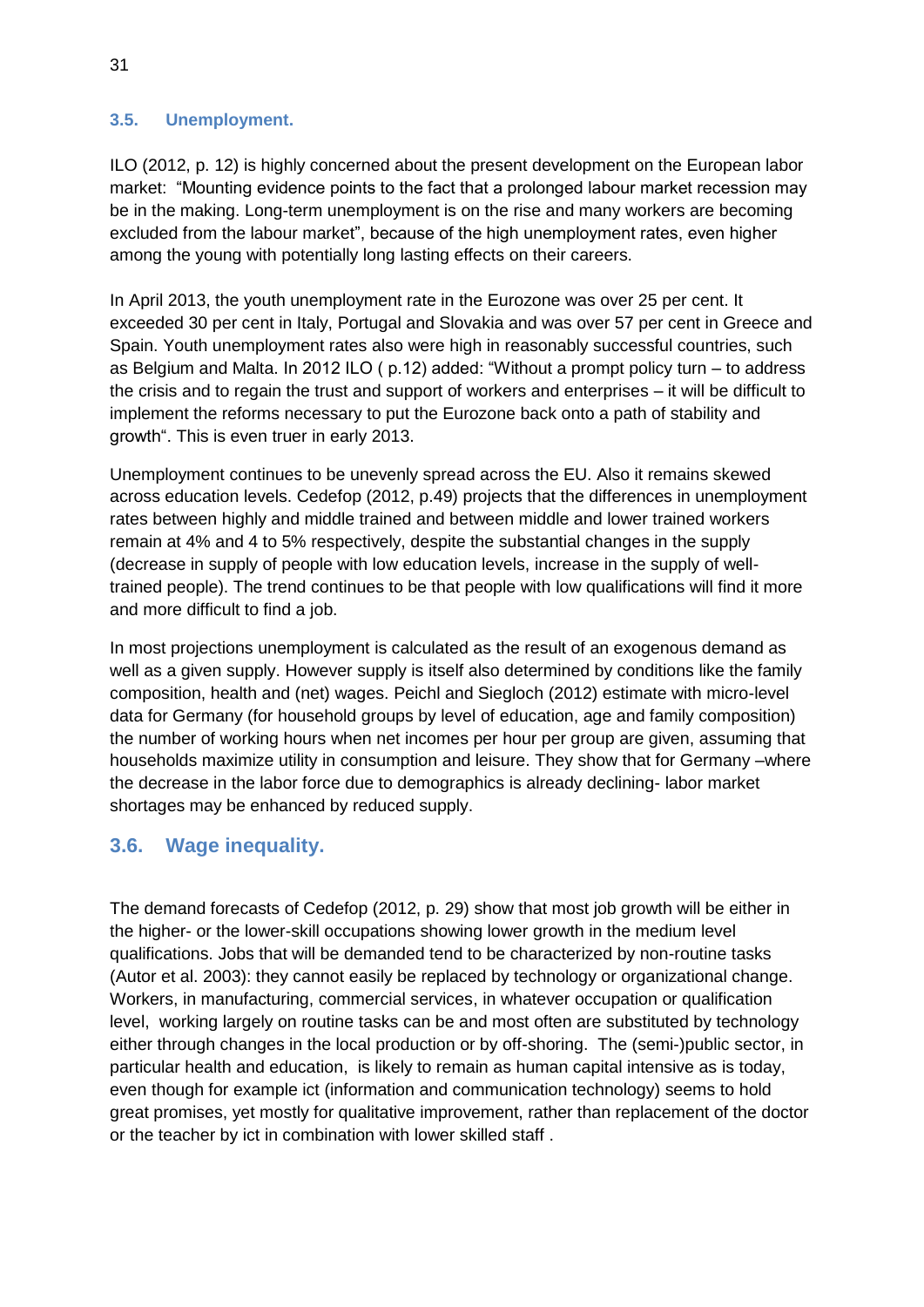### 3.5. Unemployment.

ILO (2012, p. 12) is highly concerned about the present development on the European labor market: "Mounting evidence points to the fact that a prolonged labour market recession may be in the making. Long-term unemployment is on the rise and many workers are becoming excluded from the labour market", because of the high unemployment rates, even higher among the young with potentially long lasting effects on their careers.

In April 2013, the youth unemployment rate in the Eurozone was over 25 per cent. It exceeded 30 per cent in Italy, Portugal and Slovakia and was over 57 per cent in Greece and Spain. Youth unemployment rates also were high in reasonably successful countries, such as Belgium and Malta. In 2012 ILO ( p.12) added: "Without a prompt policy turn – to address the crisis and to regain the trust and support of workers and enterprises – it will be difficult to implement the reforms necessary to put the Eurozone back onto a path of stability and growth". This is even truer in early 2013.

Unemployment continues to be unevenly spread across the EU. Also it remains skewed across education levels. Cedefop (2012, p.49) projects that the differences in unemployment rates between highly and middle trained and between middle and lower trained workers remain at 4% and 4 to 5% respectively, despite the substantial changes in the supply (decrease in supply of people with low education levels, increase in the supply of well-trained people). The trend continues to be that people with low qualifications will find it more and more difficult to find a job.

In most projections unemployment is calculated as the result of an exogenous demand as well as a given supply. However supply is itself also determined by conditions like the family composition, health and (net) wages. Peichl and Siegloch (2012) estimate with micro-level data for Germany (for household groups by level of education, age and family composition) the number of working hours when net incomes per hour per group are given, assuming that households maximize utility in consumption and leisure. They show that for Germany –where the decrease in the labor force due to demographics is already declining- labor market shortages may be enhanced by reduced supply.

## 3.6. Wage inequality.

The demand forecasts of Cedefop (2012, p. 29) show that most job growth will be either in the higher- or the lower-skill occupations showing lower growth in the medium level qualifications. Jobs that will be demanded tend to be characterized by non-routine tasks (Autor et al. 2003): they cannot easily be replaced by technology or organizational change. Workers, in manufacturing, commercial services, in whatever occupation or qualification level, working largely on routine tasks can be and most often are substituted by technology either through changes in the local production or by off-shoring. The (semi-)public sector, in particular health and education, is likely to remain as human capital intensive as is today, even though for example ict (information and communication technology) seems to hold great promises, yet mostly for qualitative improvement, rather than replacement of the doctor or the teacher by ict in combination with lower skilled staff .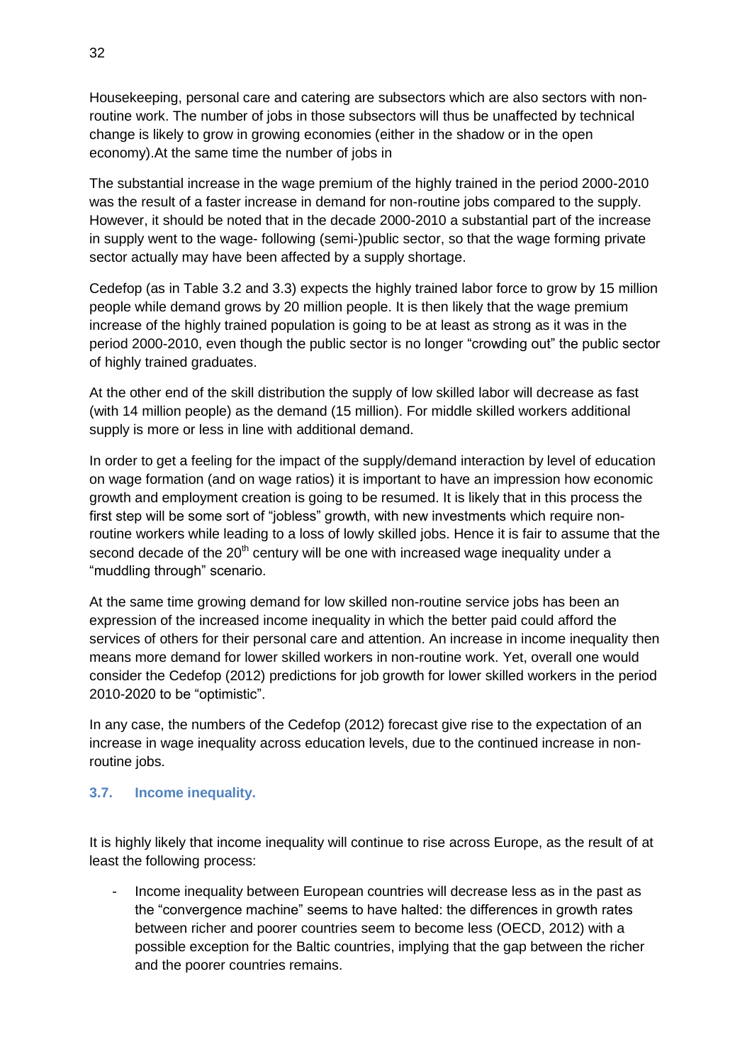Housekeeping, personal care and catering are subsectors which are also sectors with non-routine work. The number of jobs in those subsectors will thus be unaffected by technical change is likely to grow in growing economies (either in the shadow or in the open economy).At the same time the number of jobs in

The substantial increase in the wage premium of the highly trained in the period 2000-2010 was the result of a faster increase in demand for non-routine jobs compared to the supply. However, it should be noted that in the decade 2000-2010 a substantial part of the increase in supply went to the wage- following (semi-)public sector, so that the wage forming private sector actually may have been affected by a supply shortage.

Cedefop (as in Table 3.2 and 3.3) expects the highly trained labor force to grow by 15 million people while demand grows by 20 million people. It is then likely that the wage premium increase of the highly trained population is going to be at least as strong as it was in the period 2000-2010, even though the public sector is no longer "crowding out" the public sector of highly trained graduates.

At the other end of the skill distribution the supply of low skilled labor will decrease as fast (with 14 million people) as the demand (15 million). For middle skilled workers additional supply is more or less in line with additional demand.

In order to get a feeling for the impact of the supply/demand interaction by level of education on wage formation (and on wage ratios) it is important to have an impression how economic growth and employment creation is going to be resumed. It is likely that in this process the first step will be some sort of "jobless" growth, with new investments which require non-routine workers while leading to a loss of lowly skilled jobs. Hence it is fair to assume that the second decade of the 20th century will be one with increased wage inequality under a "muddling through" scenario.

At the same time growing demand for low skilled non-routine service jobs has been an expression of the increased income inequality in which the better paid could afford the services of others for their personal care and attention. An increase in income inequality then means more demand for lower skilled workers in non-routine work. Yet, overall one would consider the Cedefop (2012) predictions for job growth for lower skilled workers in the period 2010-2020 to be "optimistic".

In any case, the numbers of the Cedefop (2012) forecast give rise to the expectation of an increase in wage inequality across education levels, due to the continued increase in non-routine jobs.

### 3.7. Income inequality.

It is highly likely that income inequality will continue to rise across Europe, as the result of at least the following process:

- Income inequality between European countries will decrease less as in the past as the "convergence machine" seems to have halted: the differences in growth rates between richer and poorer countries seem to become less (OECD, 2012) with a possible exception for the Baltic countries, implying that the gap between the richer and the poorer countries remains.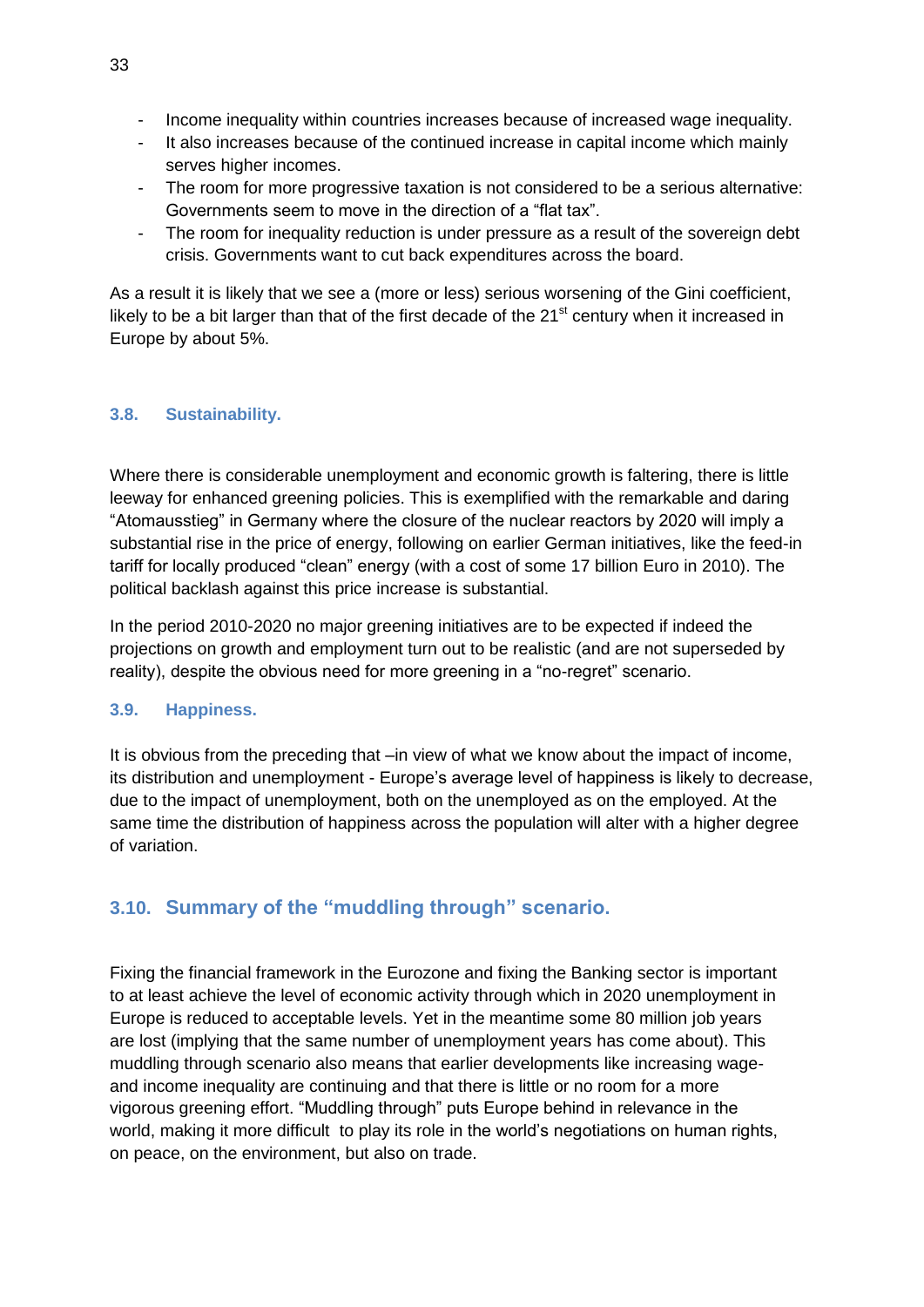- Income inequality within countries increases because of increased wage inequality.
- It also increases because of the continued increase in capital income which mainly serves higher incomes.
- The room for more progressive taxation is not considered to be a serious alternative: Governments seem to move in the direction of a "flat tax".
- The room for inequality reduction is under pressure as a result of the sovereign debt crisis. Governments want to cut back expenditures across the board.

As a result it is likely that we see a (more or less) serious worsening of the Gini coefficient, likely to be a bit larger than that of the first decade of the 21st century when it increased in Europe by about 5%.

### 3.8. Sustainability.

Where there is considerable unemployment and economic growth is faltering, there is little leeway for enhanced greening policies. This is exemplified with the remarkable and daring "Atomausstieg" in Germany where the closure of the nuclear reactors by 2020 will imply a substantial rise in the price of energy, following on earlier German initiatives, like the feed-in tariff for locally produced "clean" energy (with a cost of some 17 billion Euro in 2010). The political backlash against this price increase is substantial.

In the period 2010-2020 no major greening initiatives are to be expected if indeed the projections on growth and employment turn out to be realistic (and are not superseded by reality), despite the obvious need for more greening in a "no-regret" scenario.

### 3.9. Happiness.

It is obvious from the preceding that –in view of what we know about the impact of income, its distribution and unemployment - Europe's average level of happiness is likely to decrease, due to the impact of unemployment, both on the unemployed as on the employed. At the same time the distribution of happiness across the population will alter with a higher degree of variation.

## 3.10. Summary of the "muddling through" scenario.

Fixing the financial framework in the Eurozone and fixing the Banking sector is important to at least achieve the level of economic activity through which in 2020 unemployment in Europe is reduced to acceptable levels. Yet in the meantime some 80 million job years are lost (implying that the same number of unemployment years has come about). This muddling through scenario also means that earlier developments like increasing wage- and income inequality are continuing and that there is little or no room for a more vigorous greening effort. "Muddling through" puts Europe behind in relevance in the world, making it more difficult to play its role in the world's negotiations on human rights, on peace, on the environment, but also on trade.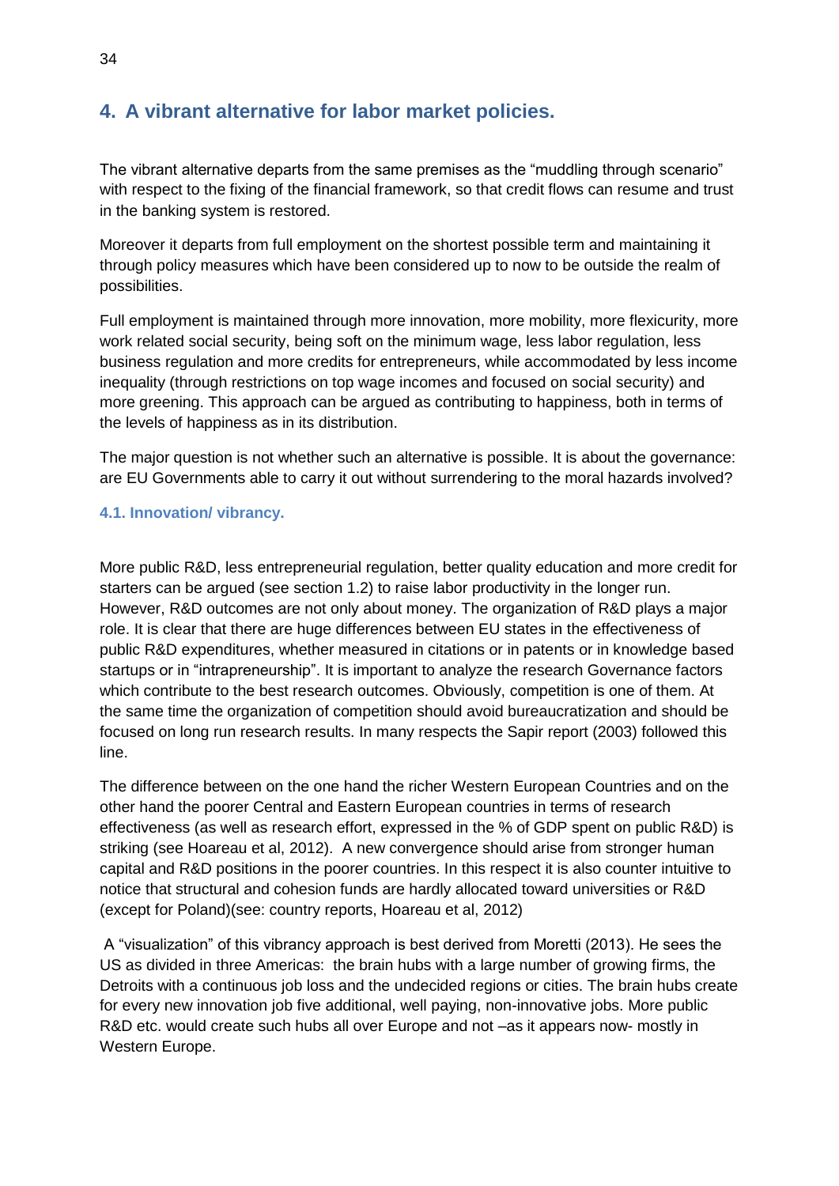## 4. A vibrant alternative for labor market policies.

The vibrant alternative departs from the same premises as the "muddling through scenario" with respect to the fixing of the financial framework, so that credit flows can resume and trust in the banking system is restored.

Moreover it departs from full employment on the shortest possible term and maintaining it through policy measures which have been considered up to now to be outside the realm of possibilities.

Full employment is maintained through more innovation, more mobility, more flexicurity, more work related social security, being soft on the minimum wage, less labor regulation, less business regulation and more credits for entrepreneurs, while accommodated by less income inequality (through restrictions on top wage incomes and focused on social security) and more greening. This approach can be argued as contributing to happiness, both in terms of the levels of happiness as in its distribution.

The major question is not whether such an alternative is possible. It is about the governance: are EU Governments able to carry it out without surrendering to the moral hazards involved?

### 4.1. Innovation/ vibrancy.

More public R&D, less entrepreneurial regulation, better quality education and more credit for starters can be argued (see section 1.2) to raise labor productivity in the longer run. However, R&D outcomes are not only about money. The organization of R&D plays a major role. It is clear that there are huge differences between EU states in the effectiveness of public R&D expenditures, whether measured in citations or in patents or in knowledge based startups or in "intrapreneurship". It is important to analyze the research Governance factors which contribute to the best research outcomes. Obviously, competition is one of them. At the same time the organization of competition should avoid bureaucratization and should be focused on long run research results. In many respects the Sapir report (2003) followed this line.

The difference between on the one hand the richer Western European Countries and on the other hand the poorer Central and Eastern European countries in terms of research effectiveness (as well as research effort, expressed in the % of GDP spent on public R&D) is striking (see Hoareau et al, 2012). A new convergence should arise from stronger human capital and R&D positions in the poorer countries. In this respect it is also counter intuitive to notice that structural and cohesion funds are hardly allocated toward universities or R&D (except for Poland)(see: country reports, Hoareau et al, 2012)

A "visualization" of this vibrancy approach is best derived from Moretti (2013). He sees the US as divided in three Americas: the brain hubs with a large number of growing firms, the Detroits with a continuous job loss and the undecided regions or cities. The brain hubs create for every new innovation job five additional, well paying, non-innovative jobs. More public R&D etc. would create such hubs all over Europe and not –as it appears now- mostly in Western Europe.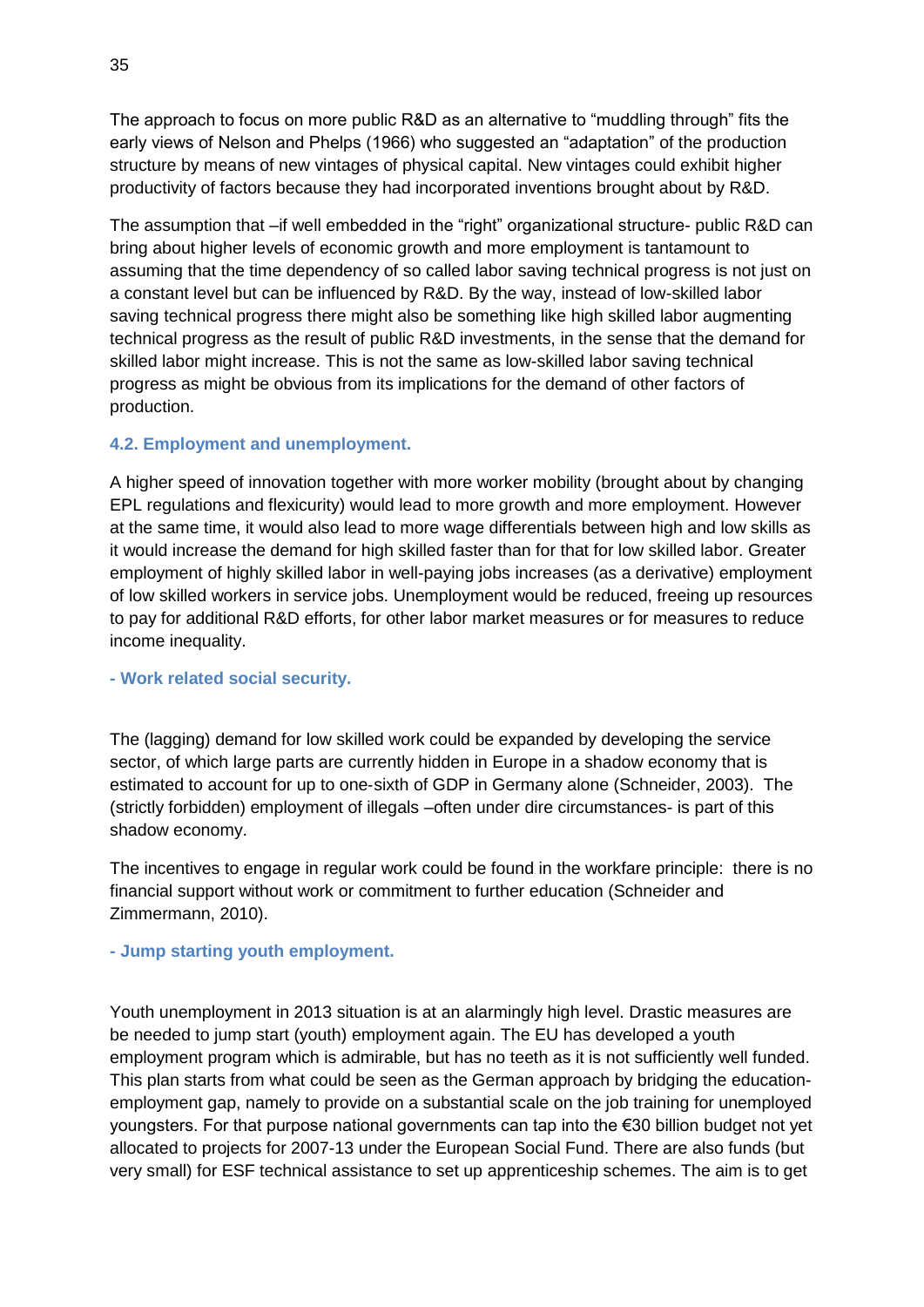The approach to focus on more public R&D as an alternative to “muddling through” fits the early views of Nelson and Phelps (1966) who suggested an “adaptation” of the production structure by means of new vintages of physical capital. New vintages could exhibit higher productivity of factors because they had incorporated inventions brought about by R&D.

The assumption that –if well embedded in the “right” organizational structure- public R&D can bring about higher levels of economic growth and more employment is tantamount to assuming that the time dependency of so called labor saving technical progress is not just on a constant level but can be influenced by R&D. By the way, instead of low-skilled labor saving technical progress there might also be something like high skilled labor augmenting technical progress as the result of public R&D investments, in the sense that the demand for skilled labor might increase. This is not the same as low-skilled labor saving technical progress as might be obvious from its implications for the demand of other factors of production.

### 4.2. Employment and unemployment.

A higher speed of innovation together with more worker mobility (brought about by changing EPL regulations and flexicurity) would lead to more growth and more employment. However at the same time, it would also lead to more wage differentials between high and low skills as it would increase the demand for high skilled faster than for that for low skilled labor. Greater employment of highly skilled labor in well-paying jobs increases (as a derivative) employment of low skilled workers in service jobs. Unemployment would be reduced, freeing up resources to pay for additional R&D efforts, for other labor market measures or for measures to reduce income inequality.

#### - Work related social security.

The (lagging) demand for low skilled work could be expanded by developing the service sector, of which large parts are currently hidden in Europe in a shadow economy that is estimated to account for up to one-sixth of GDP in Germany alone (Schneider, 2003). The (strictly forbidden) employment of illegals –often under dire circumstances- is part of this shadow economy.

The incentives to engage in regular work could be found in the workfare principle: there is no financial support without work or commitment to further education (Schneider and Zimmermann, 2010).

#### - Jump starting youth employment.

Youth unemployment in 2013 situation is at an alarmingly high level. Drastic measures are be needed to jump start (youth) employment again. The EU has developed a youth employment program which is admirable, but has no teeth as it is not sufficiently well funded. This plan starts from what could be seen as the German approach by bridging the education-employment gap, namely to provide on a substantial scale on the job training for unemployed youngsters. For that purpose national governments can tap into the €30 billion budget not yet allocated to projects for 2007-13 under the European Social Fund. There are also funds (but very small) for ESF technical assistance to set up apprenticeship schemes. The aim is to get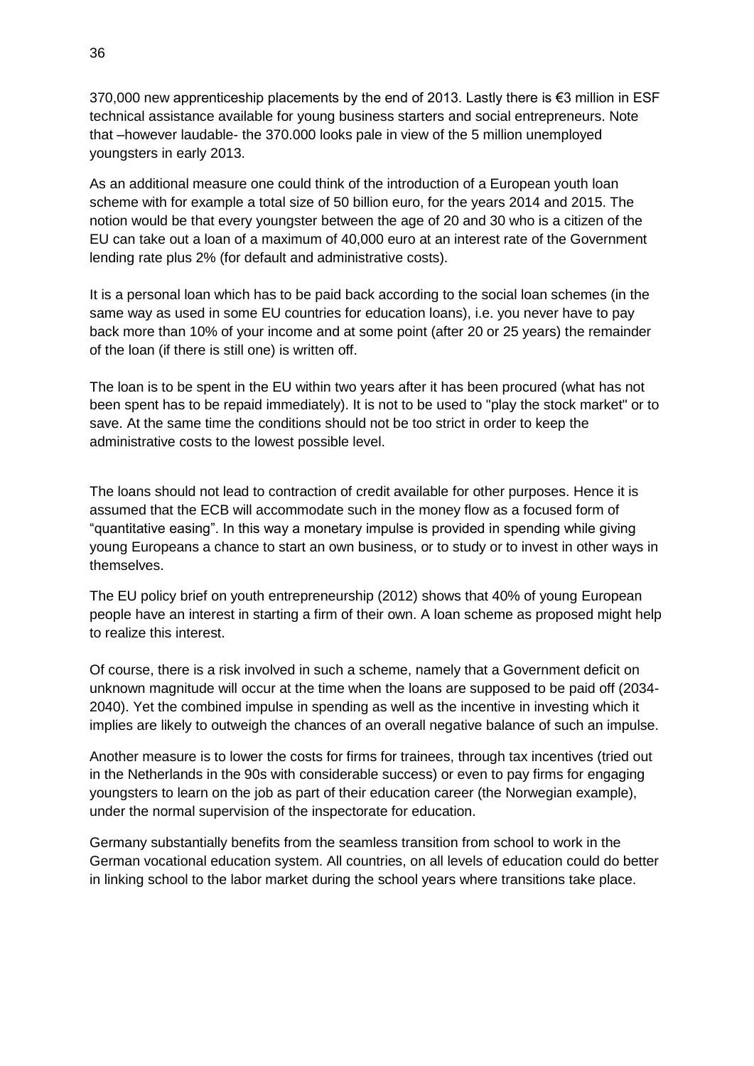370,000 new apprenticeship placements by the end of 2013. Lastly there is €3 million in ESF technical assistance available for young business starters and social entrepreneurs. Note that –however laudable- the 370.000 looks pale in view of the 5 million unemployed youngsters in early 2013.

As an additional measure one could think of the introduction of a European youth loan scheme with for example a total size of 50 billion euro, for the years 2014 and 2015. The notion would be that every youngster between the age of 20 and 30 who is a citizen of the EU can take out a loan of a maximum of 40,000 euro at an interest rate of the Government lending rate plus 2% (for default and administrative costs).

It is a personal loan which has to be paid back according to the social loan schemes (in the same way as used in some EU countries for education loans), i.e. you never have to pay back more than 10% of your income and at some point (after 20 or 25 years) the remainder of the loan (if there is still one) is written off.

The loan is to be spent in the EU within two years after it has been procured (what has not been spent has to be repaid immediately). It is not to be used to "play the stock market" or to save. At the same time the conditions should not be too strict in order to keep the administrative costs to the lowest possible level.

The loans should not lead to contraction of credit available for other purposes. Hence it is assumed that the ECB will accommodate such in the money flow as a focused form of "quantitative easing". In this way a monetary impulse is provided in spending while giving young Europeans a chance to start an own business, or to study or to invest in other ways in themselves.

The EU policy brief on youth entrepreneurship (2012) shows that 40% of young European people have an interest in starting a firm of their own. A loan scheme as proposed might help to realize this interest.

Of course, there is a risk involved in such a scheme, namely that a Government deficit on unknown magnitude will occur at the time when the loans are supposed to be paid off (2034-2040). Yet the combined impulse in spending as well as the incentive in investing which it implies are likely to outweigh the chances of an overall negative balance of such an impulse.

Another measure is to lower the costs for firms for trainees, through tax incentives (tried out in the Netherlands in the 90s with considerable success) or even to pay firms for engaging youngsters to learn on the job as part of their education career (the Norwegian example), under the normal supervision of the inspectorate for education.

Germany substantially benefits from the seamless transition from school to work in the German vocational education system. All countries, on all levels of education could do better in linking school to the labor market during the school years where transitions take place.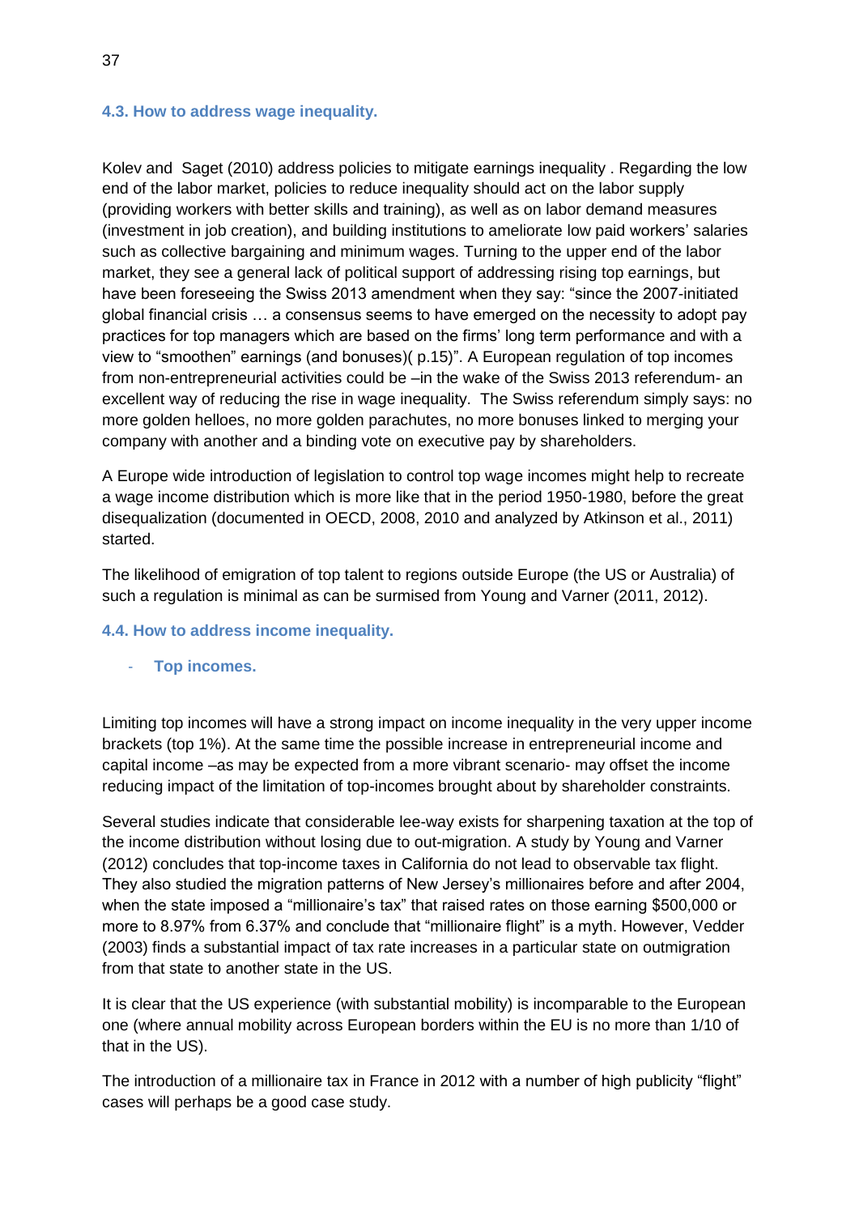### 4.3. How to address wage inequality.

Kolev and Saget (2010) address policies to mitigate earnings inequality . Regarding the low end of the labor market, policies to reduce inequality should act on the labor supply (providing workers with better skills and training), as well as on labor demand measures (investment in job creation), and building institutions to ameliorate low paid workers' salaries such as collective bargaining and minimum wages. Turning to the upper end of the labor market, they see a general lack of political support of addressing rising top earnings, but have been foreseeing the Swiss 2013 amendment when they say: "since the 2007-initiated global financial crisis … a consensus seems to have emerged on the necessity to adopt pay practices for top managers which are based on the firms' long term performance and with a view to "smoothen" earnings (and bonuses)( p.15)". A European regulation of top incomes from non-entrepreneurial activities could be –in the wake of the Swiss 2013 referendum- an excellent way of reducing the rise in wage inequality. The Swiss referendum simply says: no more golden helloes, no more golden parachutes, no more bonuses linked to merging your company with another and a binding vote on executive pay by shareholders.

A Europe wide introduction of legislation to control top wage incomes might help to recreate a wage income distribution which is more like that in the period 1950-1980, before the great disequalization (documented in OECD, 2008, 2010 and analyzed by Atkinson et al., 2011) started.

The likelihood of emigration of top talent to regions outside Europe (the US or Australia) of such a regulation is minimal as can be surmised from Young and Varner (2011, 2012).

### 4.4. How to address income inequality.

- **Top incomes.**

Limiting top incomes will have a strong impact on income inequality in the very upper income brackets (top 1%). At the same time the possible increase in entrepreneurial income and capital income –as may be expected from a more vibrant scenario- may offset the income reducing impact of the limitation of top-incomes brought about by shareholder constraints.

Several studies indicate that considerable lee-way exists for sharpening taxation at the top of the income distribution without losing due to out-migration. A study by Young and Varner (2012) concludes that top-income taxes in California do not lead to observable tax flight. They also studied the migration patterns of New Jersey's millionaires before and after 2004, when the state imposed a "millionaire's tax" that raised rates on those earning $500,000 or more to 8.97% from 6.37% and conclude that "millionaire flight" is a myth. However, Vedder (2003) finds a substantial impact of tax rate increases in a particular state on outmigration from that state to another state in the US.

It is clear that the US experience (with substantial mobility) is incomparable to the European one (where annual mobility across European borders within the EU is no more than 1/10 of that in the US).

The introduction of a millionaire tax in France in 2012 with a number of high publicity "flight" cases will perhaps be a good case study.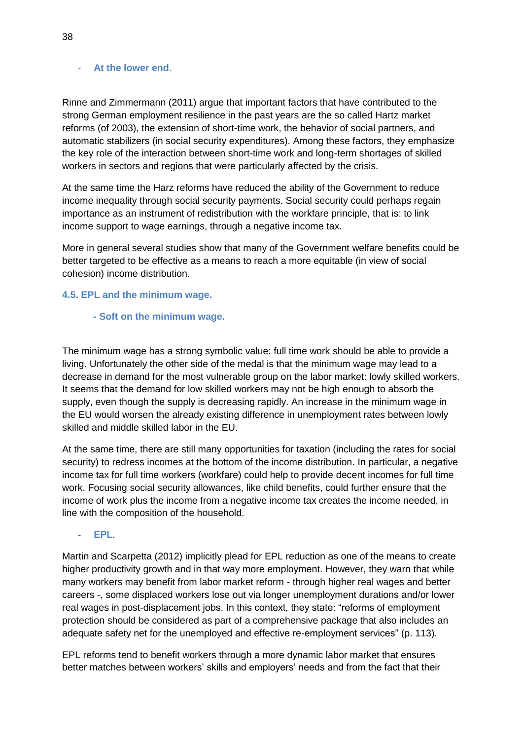- **At the lower end**.

Rinne and Zimmermann (2011) argue that important factors that have contributed to the strong German employment resilience in the past years are the so called Hartz market reforms (of 2003), the extension of short-time work, the behavior of social partners, and automatic stabilizers (in social security expenditures). Among these factors, they emphasize the key role of the interaction between short-time work and long-term shortages of skilled workers in sectors and regions that were particularly affected by the crisis.

At the same time the Harz reforms have reduced the ability of the Government to reduce income inequality through social security payments. Social security could perhaps regain importance as an instrument of redistribution with the workfare principle, that is: to link income support to wage earnings, through a negative income tax.

More in general several studies show that many of the Government welfare benefits could be better targeted to be effective as a means to reach a more equitable (in view of social cohesion) income distribution.

### 4.5. EPL and the minimum wage.

**- Soft on the minimum wage.**

The minimum wage has a strong symbolic value: full time work should be able to provide a living. Unfortunately the other side of the medal is that the minimum wage may lead to a decrease in demand for the most vulnerable group on the labor market: lowly skilled workers. It seems that the demand for low skilled workers may not be high enough to absorb the supply, even though the supply is decreasing rapidly. An increase in the minimum wage in the EU would worsen the already existing difference in unemployment rates between lowly skilled and middle skilled labor in the EU.

At the same time, there are still many opportunities for taxation (including the rates for social security) to redress incomes at the bottom of the income distribution. In particular, a negative income tax for full time workers (workfare) could help to provide decent incomes for full time work. Focusing social security allowances, like child benefits, could further ensure that the income of work plus the income from a negative income tax creates the income needed, in line with the composition of the household.

- **EPL**.

Martin and Scarpetta (2012) implicitly plead for EPL reduction as one of the means to create higher productivity growth and in that way more employment. However, they warn that while many workers may benefit from labor market reform - through higher real wages and better careers -, some displaced workers lose out via longer unemployment durations and/or lower real wages in post-displacement jobs. In this context, they state: "reforms of employment protection should be considered as part of a comprehensive package that also includes an adequate safety net for the unemployed and effective re-employment services" (p. 113).

EPL reforms tend to benefit workers through a more dynamic labor market that ensures better matches between workers' skills and employers' needs and from the fact that their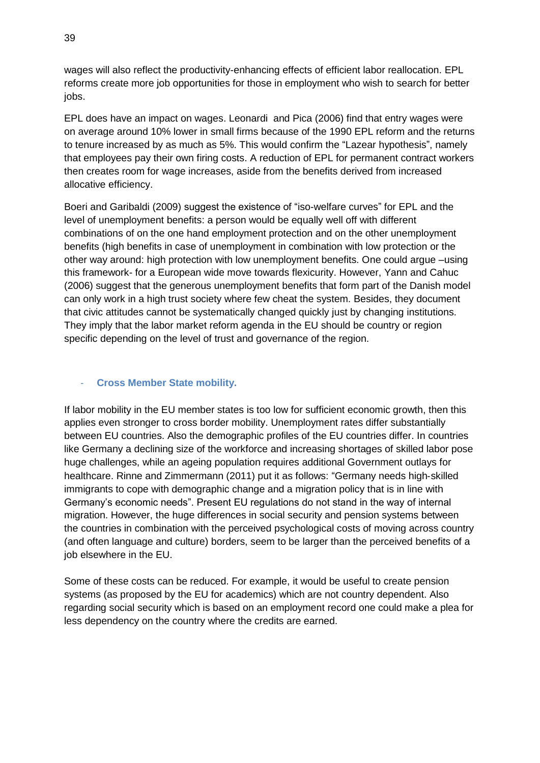wages will also reflect the productivity-enhancing effects of efficient labor reallocation. EPL reforms create more job opportunities for those in employment who wish to search for better jobs.

EPL does have an impact on wages. Leonardi and Pica (2006) find that entry wages were on average around 10% lower in small firms because of the 1990 EPL reform and the returns to tenure increased by as much as 5%. This would confirm the "Lazear hypothesis", namely that employees pay their own firing costs. A reduction of EPL for permanent contract workers then creates room for wage increases, aside from the benefits derived from increased allocative efficiency.

Boeri and Garibaldi (2009) suggest the existence of "iso-welfare curves" for EPL and the level of unemployment benefits: a person would be equally well off with different combinations of on the one hand employment protection and on the other unemployment benefits (high benefits in case of unemployment in combination with low protection or the other way around: high protection with low unemployment benefits. One could argue –using this framework- for a European wide move towards flexicurity. However, Yann and Cahuc (2006) suggest that the generous unemployment benefits that form part of the Danish model can only work in a high trust society where few cheat the system. Besides, they document that civic attitudes cannot be systematically changed quickly just by changing institutions. They imply that the labor market reform agenda in the EU should be country or region specific depending on the level of trust and governance of the region.

- **Cross Member State mobility.**

If labor mobility in the EU member states is too low for sufficient economic growth, then this applies even stronger to cross border mobility. Unemployment rates differ substantially between EU countries. Also the demographic profiles of the EU countries differ. In countries like Germany a declining size of the workforce and increasing shortages of skilled labor pose huge challenges, while an ageing population requires additional Government outlays for healthcare. Rinne and Zimmermann (2011) put it as follows: "Germany needs high-skilled immigrants to cope with demographic change and a migration policy that is in line with Germany's economic needs". Present EU regulations do not stand in the way of internal migration. However, the huge differences in social security and pension systems between the countries in combination with the perceived psychological costs of moving across country (and often language and culture) borders, seem to be larger than the perceived benefits of a job elsewhere in the EU.

Some of these costs can be reduced. For example, it would be useful to create pension systems (as proposed by the EU for academics) which are not country dependent. Also regarding social security which is based on an employment record one could make a plea for less dependency on the country where the credits are earned.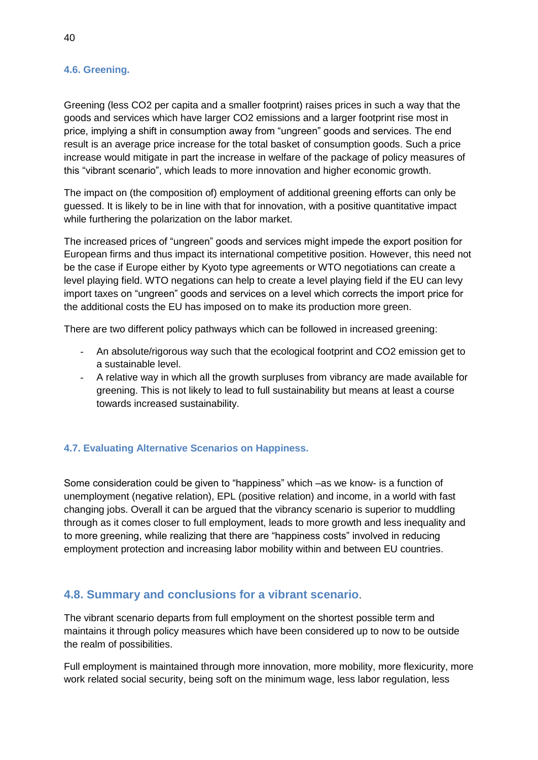### 4.6. Greening.

Greening (less $CO_2$ per capita and a smaller footprint) raises prices in such a way that the goods and services which have larger $CO_2$ emissions and a larger footprint rise most in price, implying a shift in consumption away from "ungreen" goods and services. The end result is an average price increase for the total basket of consumption goods. Such a price increase would mitigate in part the increase in welfare of the package of policy measures of this "vibrant scenario", which leads to more innovation and higher economic growth.

The impact on (the composition of) employment of additional greening efforts can only be guessed. It is likely to be in line with that for innovation, with a positive quantitative impact while furthering the polarization on the labor market.

The increased prices of "ungreen" goods and services might impede the export position for European firms and thus impact its international competitive position. However, this need not be the case if Europe either by Kyoto type agreements or WTO negotiations can create a level playing field. WTO negations can help to create a level playing field if the EU can levy import taxes on "ungreen" goods and services on a level which corrects the import price for the additional costs the EU has imposed on to make its production more green.

There are two different policy pathways which can be followed in increased greening:

- An absolute/rigorous way such that the ecological footprint and $CO_2$ emission get to a sustainable level.
- A relative way in which all the growth surpluses from vibrancy are made available for greening. This is not likely to lead to full sustainability but means at least a course towards increased sustainability.

### 4.7. Evaluating Alternative Scenarios on Happiness.

Some consideration could be given to "happiness" which –as we know- is a function of unemployment (negative relation), EPL (positive relation) and income, in a world with fast changing jobs. Overall it can be argued that the vibrancy scenario is superior to muddling through as it comes closer to full employment, leads to more growth and less inequality and to more greening, while realizing that there are "happiness costs" involved in reducing employment protection and increasing labor mobility within and between EU countries.

## 4.8. Summary and conclusions for a vibrant scenario.

The vibrant scenario departs from full employment on the shortest possible term and maintains it through policy measures which have been considered up to now to be outside the realm of possibilities.

Full employment is maintained through more innovation, more mobility, more flexicurity, more work related social security, being soft on the minimum wage, less labor regulation, less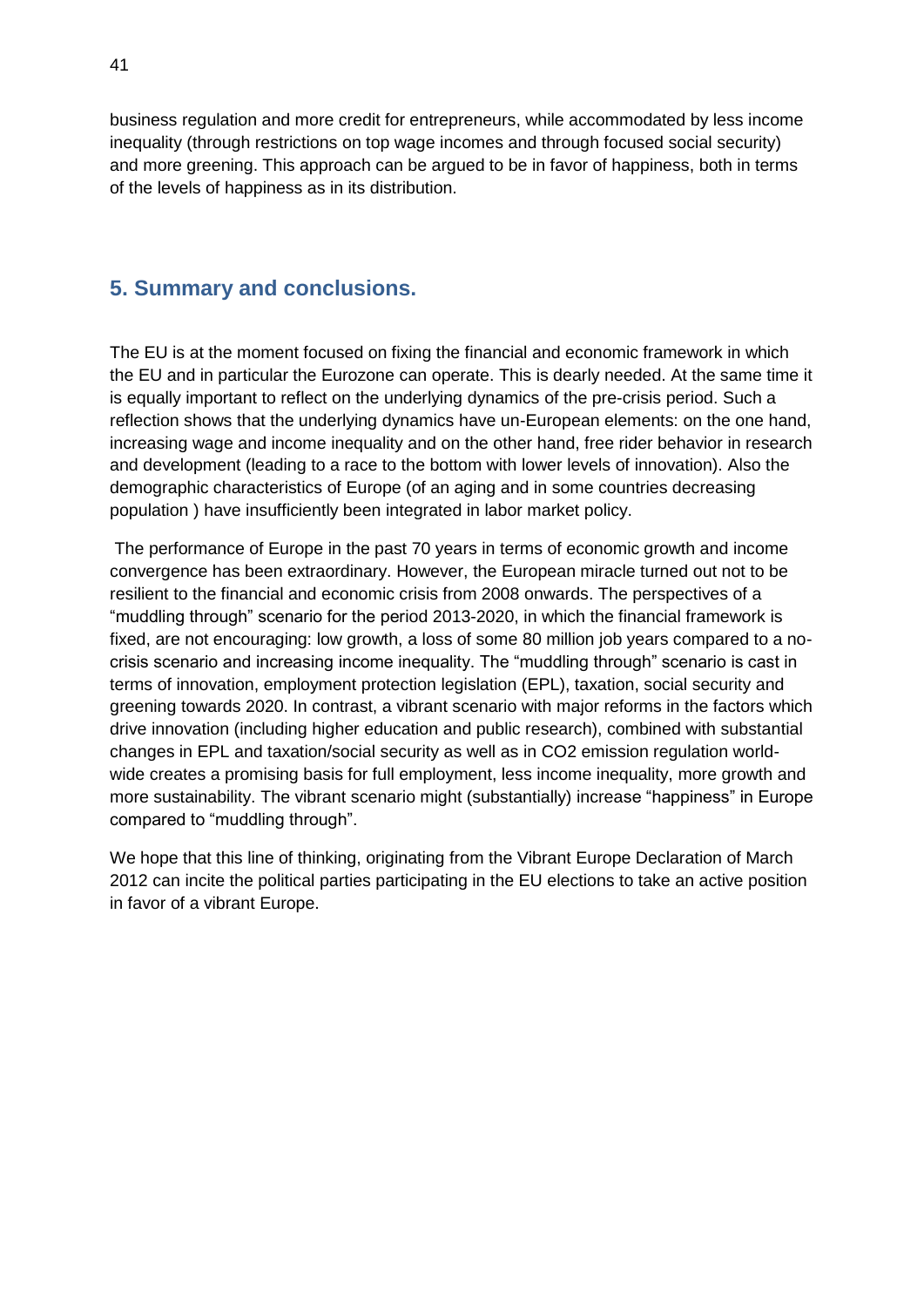business regulation and more credit for entrepreneurs, while accommodated by less income inequality (through restrictions on top wage incomes and through focused social security) and more greening. This approach can be argued to be in favor of happiness, both in terms of the levels of happiness as in its distribution.

## 5. Summary and conclusions.

The EU is at the moment focused on fixing the financial and economic framework in which the EU and in particular the Eurozone can operate. This is dearly needed. At the same time it is equally important to reflect on the underlying dynamics of the pre-crisis period. Such a reflection shows that the underlying dynamics have un-European elements: on the one hand, increasing wage and income inequality and on the other hand, free rider behavior in research and development (leading to a race to the bottom with lower levels of innovation). Also the demographic characteristics of Europe (of an aging and in some countries decreasing population ) have insufficiently been integrated in labor market policy.

The performance of Europe in the past 70 years in terms of economic growth and income convergence has been extraordinary. However, the European miracle turned out not to be resilient to the financial and economic crisis from 2008 onwards. The perspectives of a "muddling through" scenario for the period 2013-2020, in which the financial framework is fixed, are not encouraging: low growth, a loss of some 80 million job years compared to a no-crisis scenario and increasing income inequality. The "muddling through" scenario is cast in terms of innovation, employment protection legislation (EPL), taxation, social security and greening towards 2020. In contrast, a vibrant scenario with major reforms in the factors which drive innovation (including higher education and public research), combined with substantial changes in EPL and taxation/social security as well as in $CO_2$ emission regulation world-wide creates a promising basis for full employment, less income inequality, more growth and more sustainability. The vibrant scenario might (substantially) increase "happiness" in Europe compared to "muddling through".

We hope that this line of thinking, originating from the Vibrant Europe Declaration of March 2012 can incite the political parties participating in the EU elections to take an active position in favor of a vibrant Europe.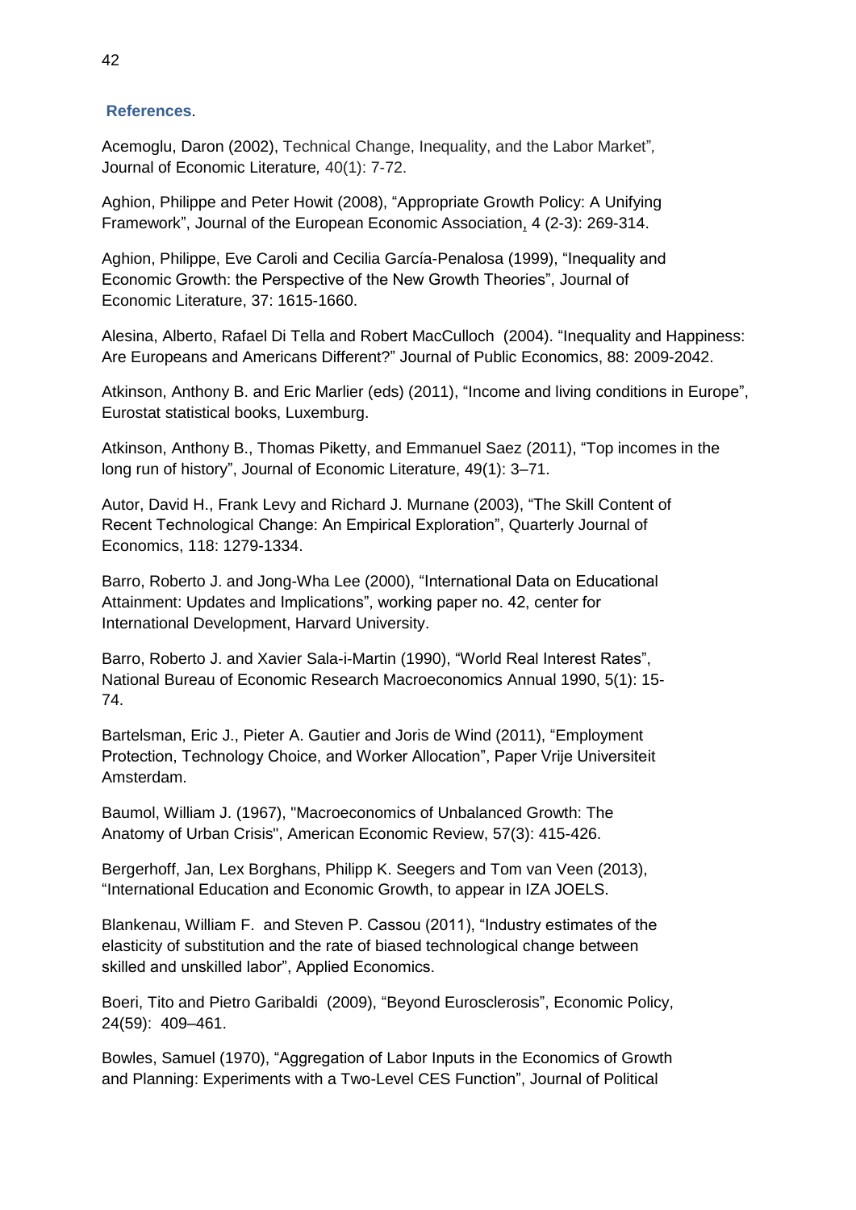## References.

Acemoglu, Daron (2002), Technical Change, Inequality, and the Labor Market", Journal of Economic Literature, 40(1): 7-72.

Aghion, Philippe and Peter Howit (2008), "Appropriate Growth Policy: A Unifying Framework", Journal of the European Economic Association, 4 (2-3): 269-314.

Aghion, Philippe, Eve Caroli and Cecilia García-Penalosa (1999), "Inequality and Economic Growth: the Perspective of the New Growth Theories", Journal of Economic Literature, 37: 1615-1660.

Alesina, Alberto, Rafael Di Tella and Robert MacCulloch (2004). "Inequality and Happiness: Are Europeans and Americans Different?" Journal of Public Economics, 88: 2009-2042.

Atkinson, Anthony B. and Eric Marlier (eds) (2011), "Income and living conditions in Europe", Eurostat statistical books, Luxemburg.

Atkinson, Anthony B., Thomas Piketty, and Emmanuel Saez (2011), "Top incomes in the long run of history", Journal of Economic Literature, 49(1): 3–71.

Autor, David H., Frank Levy and Richard J. Murnane (2003), "The Skill Content of Recent Technological Change: An Empirical Exploration", Quarterly Journal of Economics, 118: 1279-1334.

Barro, Roberto J. and Jong-Wha Lee (2000), "International Data on Educational Attainment: Updates and Implications", working paper no. 42, center for International Development, Harvard University.

Barro, Roberto J. and Xavier Sala-i-Martin (1990), "World Real Interest Rates", National Bureau of Economic Research Macroeconomics Annual 1990, 5(1): 15-74.

Bartelsman, Eric J., Pieter A. Gautier and Joris de Wind (2011), "Employment Protection, Technology Choice, and Worker Allocation", Paper Vrije Universiteit Amsterdam.

Baumol, William J. (1967), "Macroeconomics of Unbalanced Growth: The Anatomy of Urban Crisis", American Economic Review, 57(3): 415-426.

Bergerhoff, Jan, Lex Borghans, Philipp K. Seegers and Tom van Veen (2013), "International Education and Economic Growth, to appear in IZA JOELS.

Blankenau, William F. and Steven P. Cassou (2011), "Industry estimates of the elasticity of substitution and the rate of biased technological change between skilled and unskilled labor", Applied Economics.

Boeri, Tito and Pietro Garibaldi (2009), "Beyond Eurosclerosis", Economic Policy, 24(59): 409–461.

Bowles, Samuel (1970), "Aggregation of Labor Inputs in the Economics of Growth and Planning: Experiments with a Two-Level CES Function", Journal of Political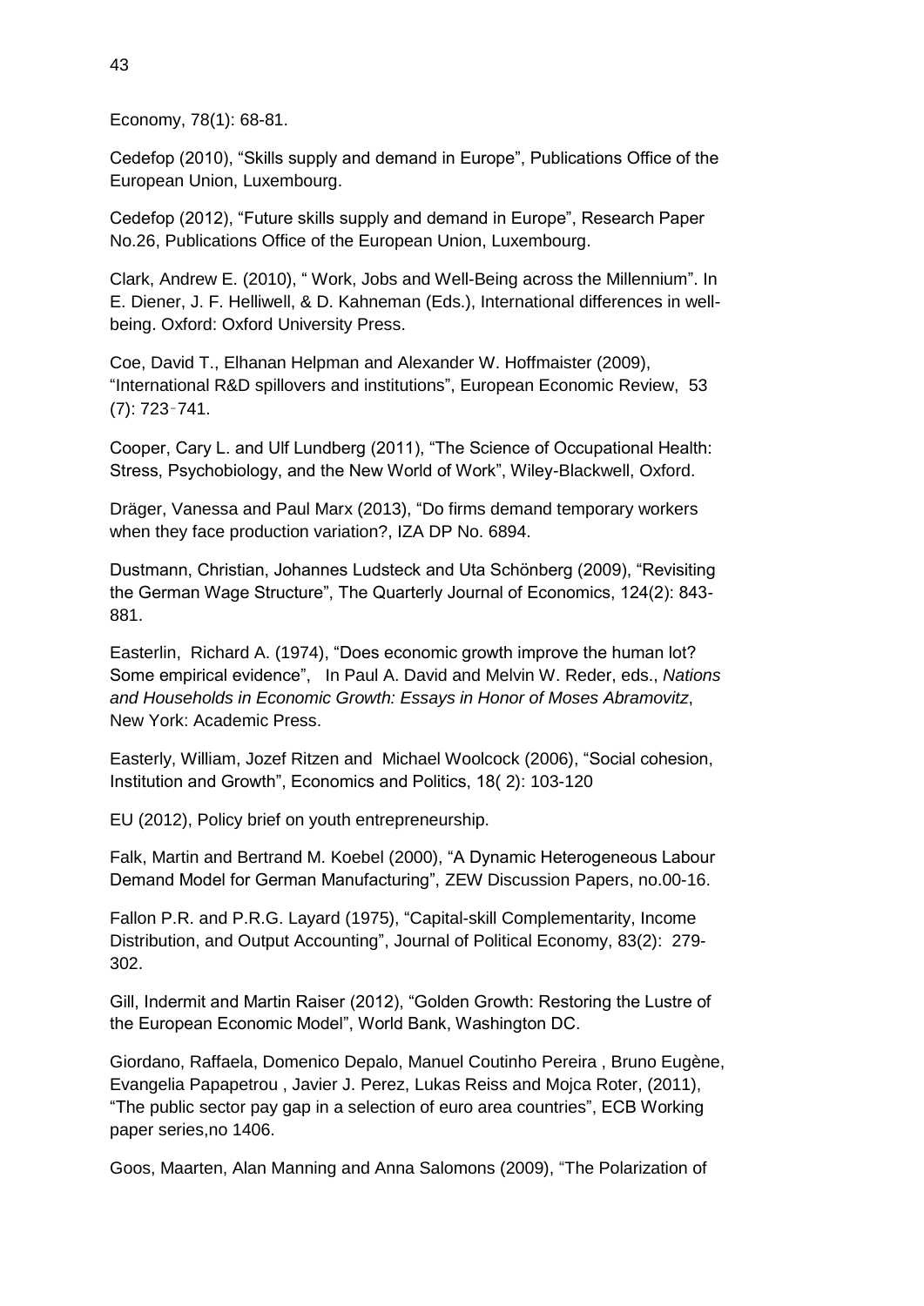Economy, 78(1): 68-81.

Cedefop (2010), “Skills supply and demand in Europe”, Publications Office of the European Union, Luxembourg.

Cedefop (2012), “Future skills supply and demand in Europe”, Research Paper No.26, Publications Office of the European Union, Luxembourg.

Clark, Andrew E. (2010), “ Work, Jobs and Well-Being across the Millennium”. In E. Diener, J. F. Helliwell, & D. Kahneman (Eds.), International differences in well-being. Oxford: Oxford University Press.

Coe, David T., Elhanan Helpman and Alexander W. Hoffmaister (2009), “International R&D spillovers and institutions”, European Economic Review, 53 (7): 723‐741.

Cooper, Cary L. and Ulf Lundberg (2011), “The Science of Occupational Health: Stress, Psychobiology, and the New World of Work”, Wiley-Blackwell, Oxford.

Dräger, Vanessa and Paul Marx (2013), “Do firms demand temporary workers when they face production variation?, IZA DP No. 6894.

Dustmann, Christian, Johannes Ludsteck and Uta Schönberg (2009), “Revisiting the German Wage Structure”, The Quarterly Journal of Economics, 124(2): 843-881.

Easterlin, Richard A. (1974), “Does economic growth improve the human lot? Some empirical evidence”, In Paul A. David and Melvin W. Reder, eds., *Nations and Households in Economic Growth: Essays in Honor of Moses Abramovitz*, New York: Academic Press.

Easterly, William, Jozef Ritzen and Michael Woolcock (2006), “Social cohesion, Institution and Growth”, Economics and Politics, 18( 2): 103-120

EU (2012), Policy brief on youth entrepreneurship.

Falk, Martin and Bertrand M. Koebel (2000), “A Dynamic Heterogeneous Labour Demand Model for German Manufacturing”, ZEW Discussion Papers, no.00-16.

Fallon P.R. and P.R.G. Layard (1975), “Capital-skill Complementarity, Income Distribution, and Output Accounting”, Journal of Political Economy, 83(2): 279-302.

Gill, Indermit and Martin Raiser (2012), “Golden Growth: Restoring the Lustre of the European Economic Model”, World Bank, Washington DC.

Giordano, Raffaela, Domenico Depalo, Manuel Coutinho Pereira , Bruno Eugène, Evangelia Papapetrou , Javier J. Perez, Lukas Reiss and Mojca Roter, (2011), “The public sector pay gap in a selection of euro area countries”, ECB Working paper series,no 1406.

Goos, Maarten, Alan Manning and Anna Salomons (2009), “The Polarization of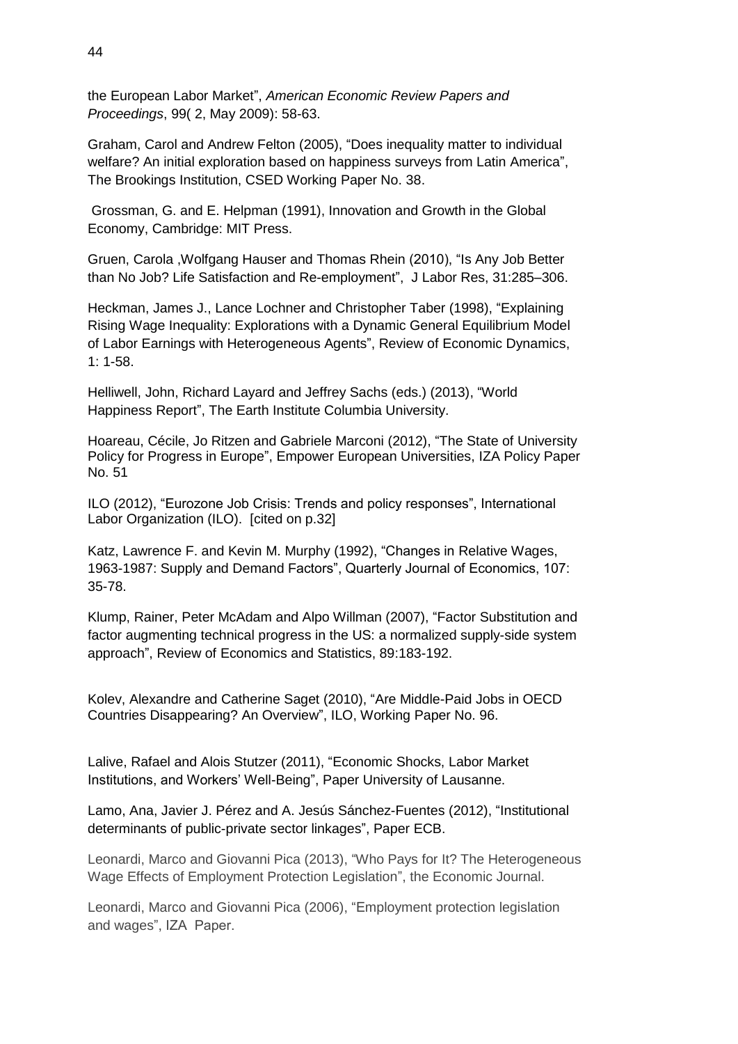the European Labor Market", *American Economic Review Papers and Proceedings*, 99( 2, May 2009): 58-63.

Graham, Carol and Andrew Felton (2005), "Does inequality matter to individual welfare? An initial exploration based on happiness surveys from Latin America", The Brookings Institution, CSED Working Paper No. 38.

Grossman, G. and E. Helpman (1991), Innovation and Growth in the Global Economy, Cambridge: MIT Press.

Gruen, Carola ,Wolfgang Hauser and Thomas Rhein (2010), "Is Any Job Better than No Job? Life Satisfaction and Re-employment", J Labor Res, 31:285–306.

Heckman, James J., Lance Lochner and Christopher Taber (1998), "Explaining Rising Wage Inequality: Explorations with a Dynamic General Equilibrium Model of Labor Earnings with Heterogeneous Agents", Review of Economic Dynamics, 1: 1-58.

Helliwell, John, Richard Layard and Jeffrey Sachs (eds.) (2013), "World Happiness Report", The Earth Institute Columbia University.

Hoareau, Cécile, Jo Ritzen and Gabriele Marconi (2012), "The State of University Policy for Progress in Europe", Empower European Universities, IZA Policy Paper No. 51

ILO (2012), "Eurozone Job Crisis: Trends and policy responses", International Labor Organization (ILO). [cited on p.32]

Katz, Lawrence F. and Kevin M. Murphy (1992), "Changes in Relative Wages, 1963-1987: Supply and Demand Factors", Quarterly Journal of Economics, 107: 35-78.

Klump, Rainer, Peter McAdam and Alpo Willman (2007), "Factor Substitution and factor augmenting technical progress in the US: a normalized supply-side system approach", Review of Economics and Statistics, 89:183-192.

Kolev, Alexandre and Catherine Saget (2010), "Are Middle-Paid Jobs in OECD Countries Disappearing? An Overview", ILO, Working Paper No. 96.

Lalive, Rafael and Alois Stutzer (2011), "Economic Shocks, Labor Market Institutions, and Workers' Well-Being", Paper University of Lausanne.

Lamo, Ana, Javier J. Pérez and A. Jesús Sánchez-Fuentes (2012), "Institutional determinants of public-private sector linkages", Paper ECB.

Leonardi, Marco and Giovanni Pica (2013), "Who Pays for It? The Heterogeneous Wage Effects of Employment Protection Legislation", the Economic Journal.

Leonardi, Marco and Giovanni Pica (2006), "Employment protection legislation and wages", IZA Paper.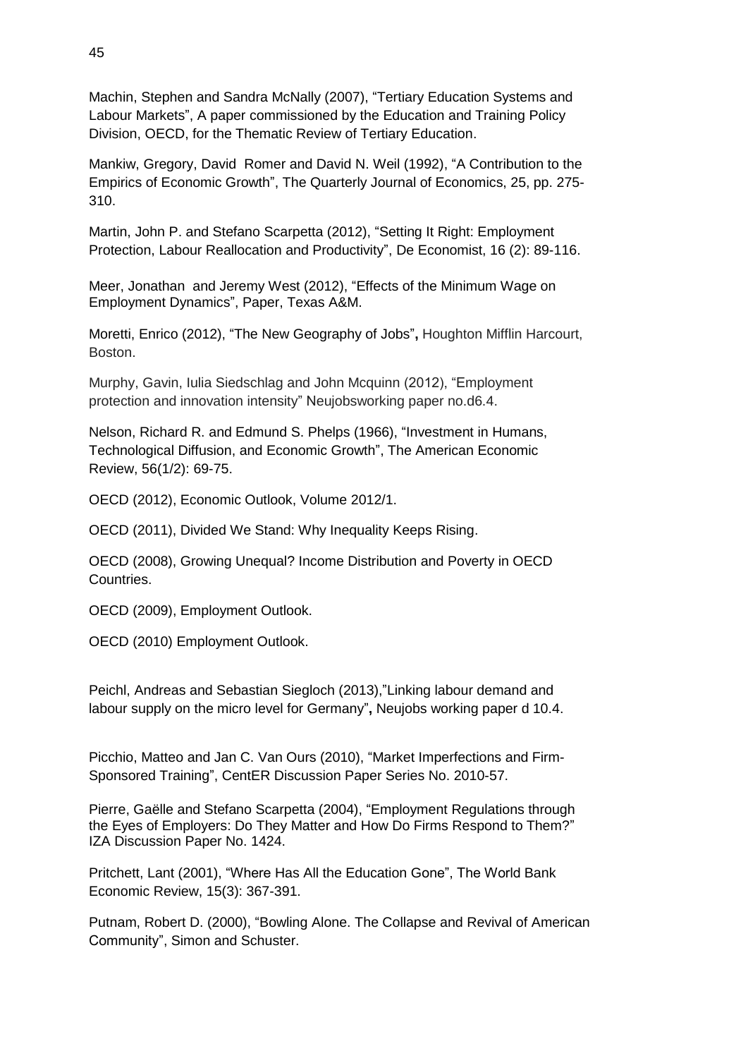Machin, Stephen and Sandra McNally (2007), “Tertiary Education Systems and Labour Markets”, A paper commissioned by the Education and Training Policy Division, OECD, for the Thematic Review of Tertiary Education.

Mankiw, Gregory, David Romer and David N. Weil (1992), “A Contribution to the Empirics of Economic Growth”, The Quarterly Journal of Economics, 25, pp. 275-310.

Martin, John P. and Stefano Scarpetta (2012), “Setting It Right: Employment Protection, Labour Reallocation and Productivity”, De Economist, 16 (2): 89-116.

Meer, Jonathan and Jeremy West (2012), “Effects of the Minimum Wage on Employment Dynamics”, Paper, Texas A&M.

Moretti, Enrico (2012), “The New Geography of Jobs”**,** Houghton Mifflin Harcourt, Boston.

Murphy, Gavin, Iulia Siedschlag and John Mcquinn (2012), “Employment protection and innovation intensity” Neujobsworking paper no.d6.4.

Nelson, Richard R. and Edmund S. Phelps (1966), “Investment in Humans, Technological Diffusion, and Economic Growth”, The American Economic Review, 56(1/2): 69-75.

OECD (2012), Economic Outlook, Volume 2012/1.

OECD (2011), Divided We Stand: Why Inequality Keeps Rising.

OECD (2008), Growing Unequal? Income Distribution and Poverty in OECD Countries.

OECD (2009), Employment Outlook.

OECD (2010) Employment Outlook.

Peichl, Andreas and Sebastian Siegloch (2013),”Linking labour demand and labour supply on the micro level for Germany”**,** Neujobs working paper d 10.4.

Picchio, Matteo and Jan C. Van Ours (2010), “Market Imperfections and Firm-Sponsored Training”, CentER Discussion Paper Series No. 2010-57.

Pierre, Gaëlle and Stefano Scarpetta (2004), “Employment Regulations through the Eyes of Employers: Do They Matter and How Do Firms Respond to Them?” IZA Discussion Paper No. 1424.

Pritchett, Lant (2001), “Where Has All the Education Gone”, The World Bank Economic Review, 15(3): 367-391.

Putnam, Robert D. (2000), “Bowling Alone. The Collapse and Revival of American Community”, Simon and Schuster.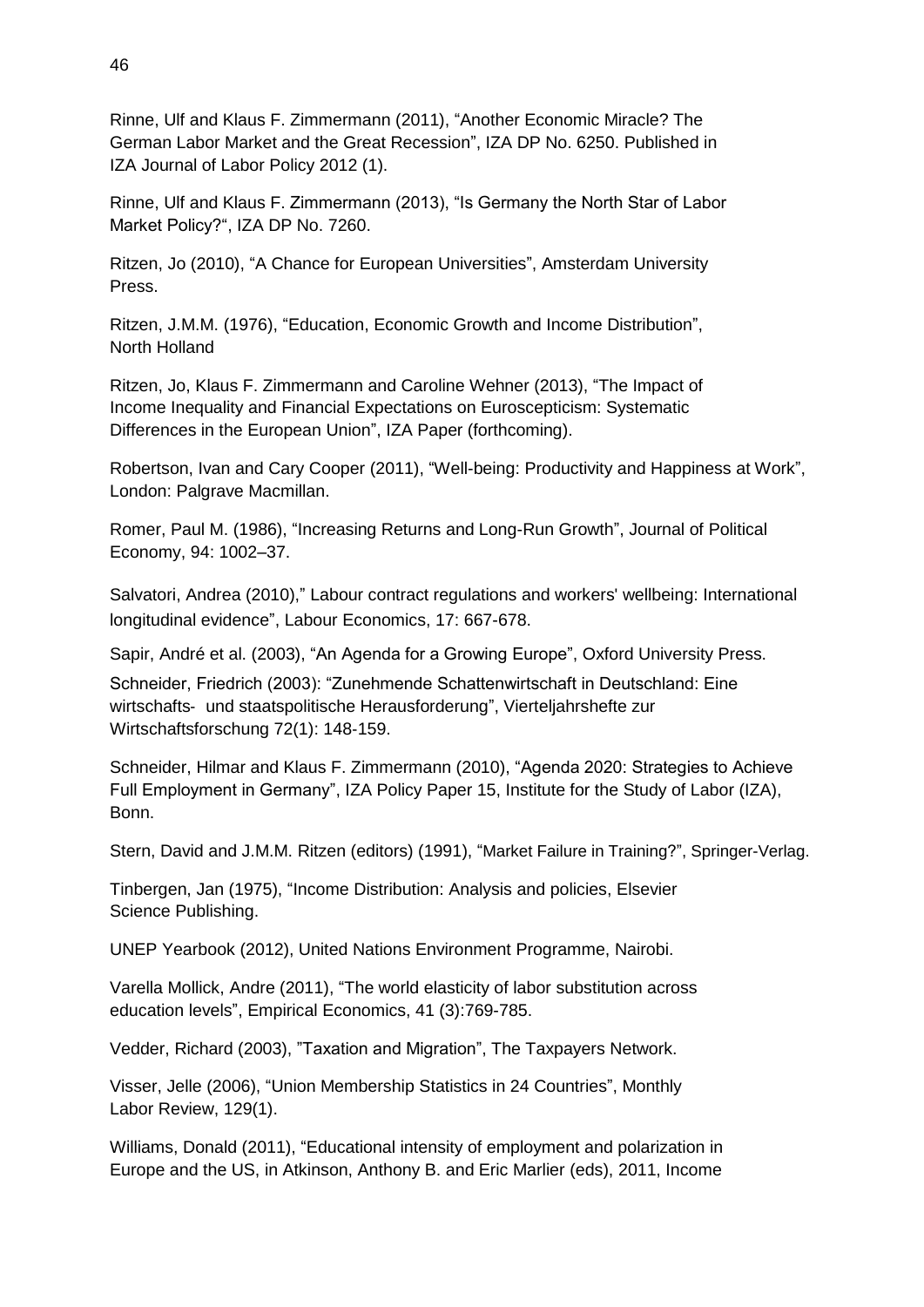Rinne, Ulf and Klaus F. Zimmermann (2011), "Another Economic Miracle? The German Labor Market and the Great Recession", IZA DP No. 6250. Published in IZA Journal of Labor Policy 2012 (1).

Rinne, Ulf and Klaus F. Zimmermann (2013), "Is Germany the North Star of Labor Market Policy?", IZA DP No. 7260.

Ritzen, Jo (2010), "A Chance for European Universities", Amsterdam University Press.

Ritzen, J.M.M. (1976), "Education, Economic Growth and Income Distribution", North Holland

Ritzen, Jo, Klaus F. Zimmermann and Caroline Wehner (2013), "The Impact of Income Inequality and Financial Expectations on Euroscepticism: Systematic Differences in the European Union", IZA Paper (forthcoming).

Robertson, Ivan and Cary Cooper (2011), "Well-being: Productivity and Happiness at Work", London: Palgrave Macmillan.

Romer, Paul M. (1986), "Increasing Returns and Long-Run Growth", Journal of Political Economy, 94: 1002–37.

Salvatori, Andrea (2010)," Labour contract regulations and workers' wellbeing: International longitudinal evidence", Labour Economics, 17: 667-678.

Sapir, André et al. (2003), "An Agenda for a Growing Europe", Oxford University Press.

Schneider, Friedrich (2003): "Zunehmende Schattenwirtschaft in Deutschland: Eine wirtschafts- und staatspolitische Herausforderung", Vierteljahrshefte zur Wirtschaftsforschung 72(1): 148-159.

Schneider, Hilmar and Klaus F. Zimmermann (2010), "Agenda 2020: Strategies to Achieve Full Employment in Germany", IZA Policy Paper 15, Institute for the Study of Labor (IZA), Bonn.

Stern, David and J.M.M. Ritzen (editors) (1991), "Market Failure in Training?", Springer-Verlag.

Tinbergen, Jan (1975), "Income Distribution: Analysis and policies, Elsevier Science Publishing.

UNEP Yearbook (2012), United Nations Environment Programme, Nairobi.

Varella Mollick, Andre (2011), "The world elasticity of labor substitution across education levels", Empirical Economics, 41 (3):769-785.

Vedder, Richard (2003), "Taxation and Migration", The Taxpayers Network.

Visser, Jelle (2006), "Union Membership Statistics in 24 Countries", Monthly Labor Review, 129(1).

Williams, Donald (2011), "Educational intensity of employment and polarization in Europe and the US, in Atkinson, Anthony B. and Eric Marlier (eds), 2011, Income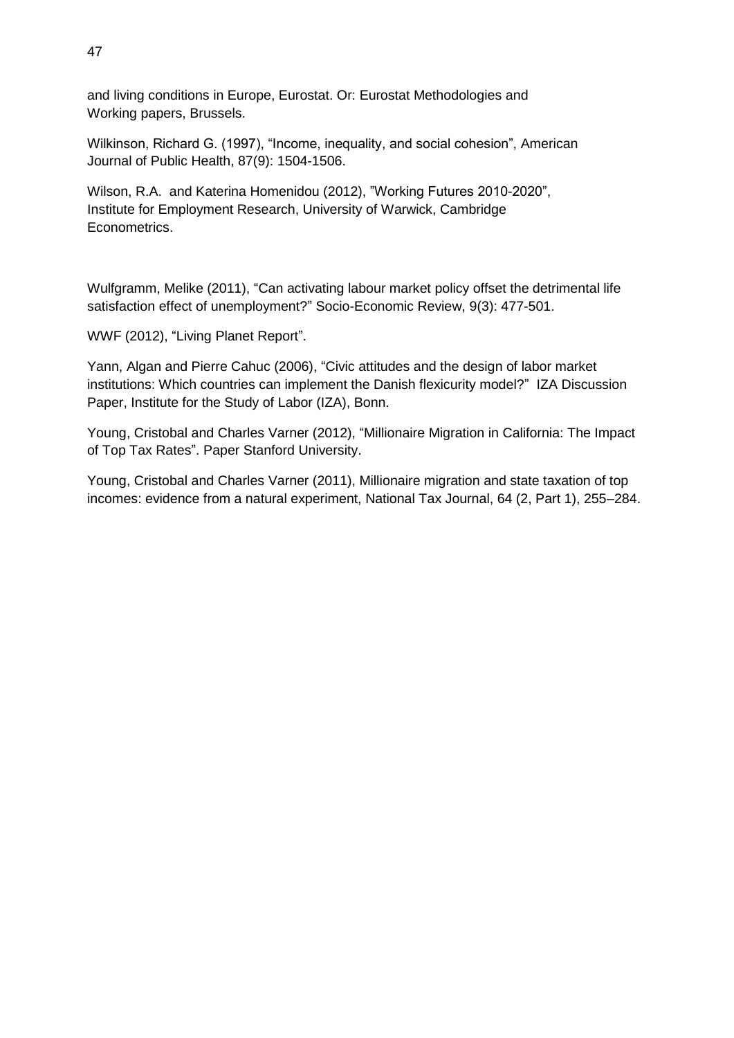and living conditions in Europe, Eurostat. Or: Eurostat Methodologies and Working papers, Brussels.

Wilkinson, Richard G. (1997), "Income, inequality, and social cohesion", American Journal of Public Health, 87(9): 1504-1506.

Wilson, R.A. and Katerina Homenidou (2012), "Working Futures 2010-2020", Institute for Employment Research, University of Warwick, Cambridge Econometrics.

Wulfgramm, Melike (2011), "Can activating labour market policy offset the detrimental life satisfaction effect of unemployment?" Socio-Economic Review, 9(3): 477-501.

WWF (2012), "Living Planet Report".

Yann, Algan and Pierre Cahuc (2006), "Civic attitudes and the design of labor market institutions: Which countries can implement the Danish flexicurity model?" IZA Discussion Paper, Institute for the Study of Labor (IZA), Bonn.

Young, Cristobal and Charles Varner (2012), "Millionaire Migration in California: The Impact of Top Tax Rates". Paper Stanford University.

Young, Cristobal and Charles Varner (2011), Millionaire migration and state taxation of top incomes: evidence from a natural experiment, National Tax Journal, 64 (2, Part 1), 255–284.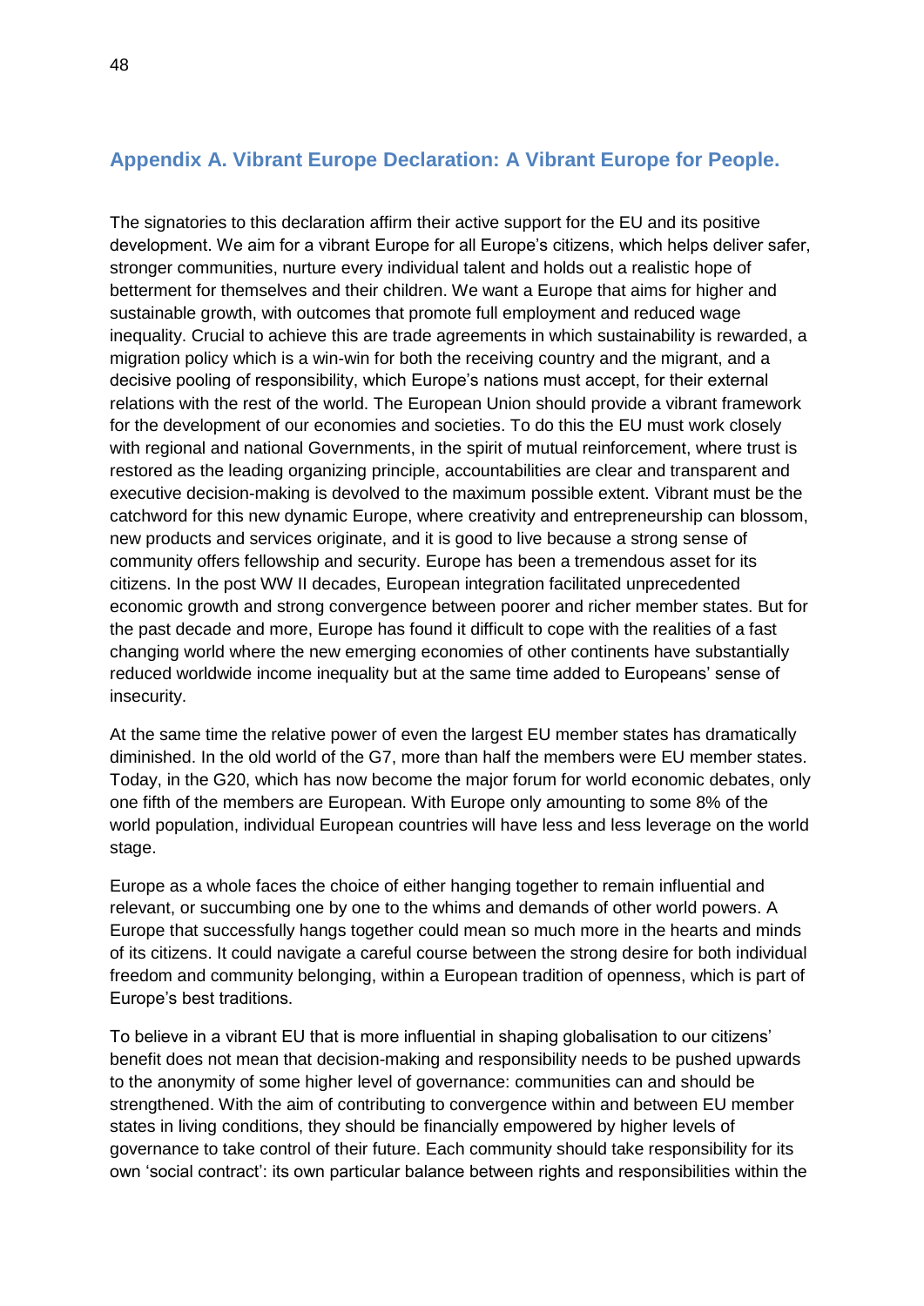## Appendix A. Vibrant Europe Declaration: A Vibrant Europe for People.

The signatories to this declaration affirm their active support for the EU and its positive development. We aim for a vibrant Europe for all Europe's citizens, which helps deliver safer, stronger communities, nurture every individual talent and holds out a realistic hope of betterment for themselves and their children. We want a Europe that aims for higher and sustainable growth, with outcomes that promote full employment and reduced wage inequality. Crucial to achieve this are trade agreements in which sustainability is rewarded, a migration policy which is a win-win for both the receiving country and the migrant, and a decisive pooling of responsibility, which Europe's nations must accept, for their external relations with the rest of the world. The European Union should provide a vibrant framework for the development of our economies and societies. To do this the EU must work closely with regional and national Governments, in the spirit of mutual reinforcement, where trust is restored as the leading organizing principle, accountabilities are clear and transparent and executive decision-making is devolved to the maximum possible extent. Vibrant must be the catchword for this new dynamic Europe, where creativity and entrepreneurship can blossom, new products and services originate, and it is good to live because a strong sense of community offers fellowship and security. Europe has been a tremendous asset for its citizens. In the post WW II decades, European integration facilitated unprecedented economic growth and strong convergence between poorer and richer member states. But for the past decade and more, Europe has found it difficult to cope with the realities of a fast changing world where the new emerging economies of other continents have substantially reduced worldwide income inequality but at the same time added to Europeans' sense of insecurity.

At the same time the relative power of even the largest EU member states has dramatically diminished. In the old world of the G7, more than half the members were EU member states. Today, in the G20, which has now become the major forum for world economic debates, only one fifth of the members are European. With Europe only amounting to some 8% of the world population, individual European countries will have less and less leverage on the world stage.

Europe as a whole faces the choice of either hanging together to remain influential and relevant, or succumbing one by one to the whims and demands of other world powers. A Europe that successfully hangs together could mean so much more in the hearts and minds of its citizens. It could navigate a careful course between the strong desire for both individual freedom and community belonging, within a European tradition of openness, which is part of Europe's best traditions.

To believe in a vibrant EU that is more influential in shaping globalisation to our citizens' benefit does not mean that decision-making and responsibility needs to be pushed upwards to the anonymity of some higher level of governance: communities can and should be strengthened. With the aim of contributing to convergence within and between EU member states in living conditions, they should be financially empowered by higher levels of governance to take control of their future. Each community should take responsibility for its own 'social contract': its own particular balance between rights and responsibilities within the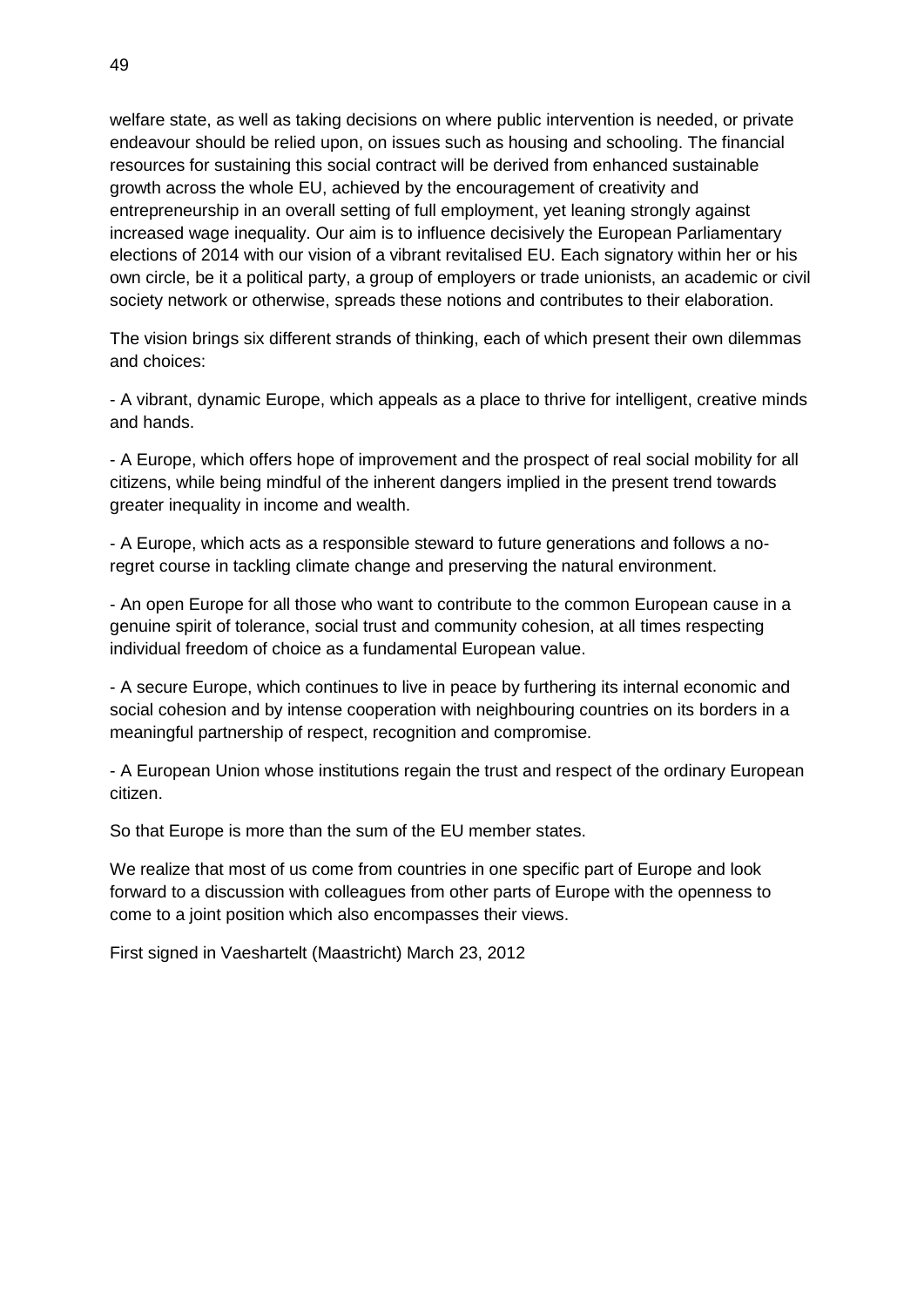welfare state, as well as taking decisions on where public intervention is needed, or private endeavour should be relied upon, on issues such as housing and schooling. The financial resources for sustaining this social contract will be derived from enhanced sustainable growth across the whole EU, achieved by the encouragement of creativity and entrepreneurship in an overall setting of full employment, yet leaning strongly against increased wage inequality. Our aim is to influence decisively the European Parliamentary elections of 2014 with our vision of a vibrant revitalised EU. Each signatory within her or his own circle, be it a political party, a group of employers or trade unionists, an academic or civil society network or otherwise, spreads these notions and contributes to their elaboration.

The vision brings six different strands of thinking, each of which present their own dilemmas and choices:

- A vibrant, dynamic Europe, which appeals as a place to thrive for intelligent, creative minds and hands.

- A Europe, which offers hope of improvement and the prospect of real social mobility for all citizens, while being mindful of the inherent dangers implied in the present trend towards greater inequality in income and wealth.

- A Europe, which acts as a responsible steward to future generations and follows a no-regret course in tackling climate change and preserving the natural environment.

- An open Europe for all those who want to contribute to the common European cause in a genuine spirit of tolerance, social trust and community cohesion, at all times respecting individual freedom of choice as a fundamental European value.

- A secure Europe, which continues to live in peace by furthering its internal economic and social cohesion and by intense cooperation with neighbouring countries on its borders in a meaningful partnership of respect, recognition and compromise.

- A European Union whose institutions regain the trust and respect of the ordinary European citizen.

So that Europe is more than the sum of the EU member states.

We realize that most of us come from countries in one specific part of Europe and look forward to a discussion with colleagues from other parts of Europe with the openness to come to a joint position which also encompasses their views.

First signed in Vaeshartelt (Maastricht) March 23, 2012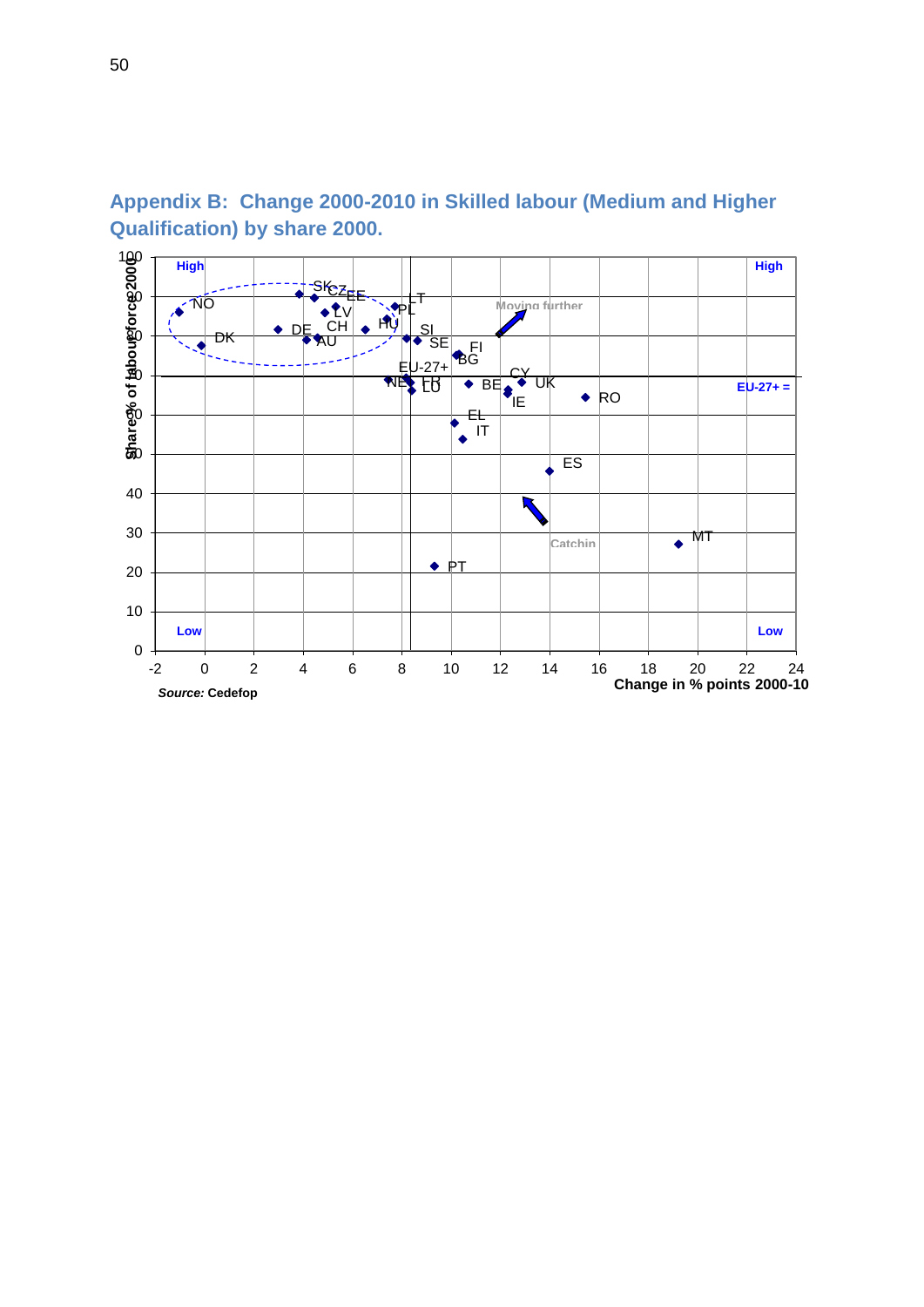## Appendix B: Change 2000-2010 in Skilled labour (Medium and Higher Qualification) by share 2000.

*Source:* Cedefop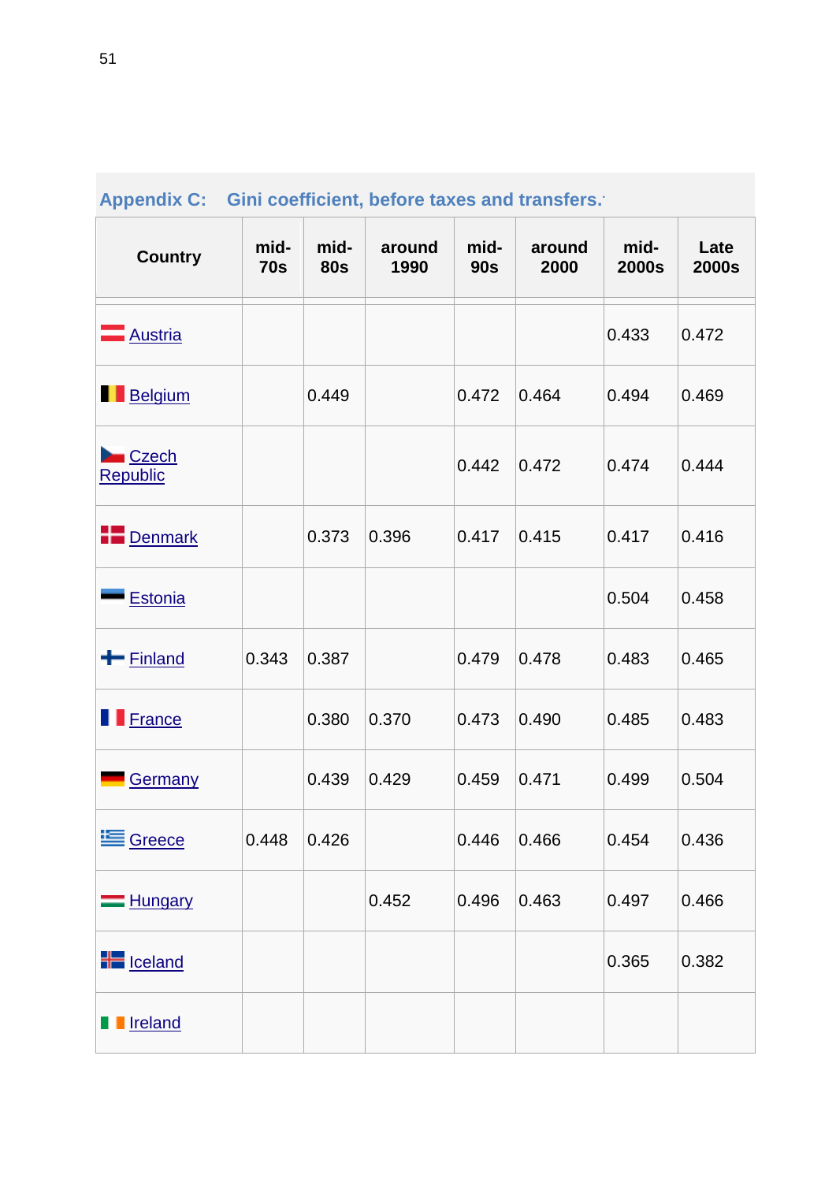## Appendix C: Gini coefficient, before taxes and transfers.

| Country | mid-70s | mid-80s | around 1990 | mid-90s | around 2000 | mid-2000s | Late 2000s |
|---|---|---|---|---|---|---|---|
| Austria | | | | | | 0.433 | 0.472 |
| Belgium | | 0.449 | | 0.472 | 0.464 | 0.494 | 0.469 |
| Czech Republic | | | | 0.442 | 0.472 | 0.474 | 0.444 |
| Denmark | | 0.373 | 0.396 | 0.417 | 0.415 | 0.417 | 0.416 |
| Estonia | | | | | | 0.504 | 0.458 |
| Finland | 0.343 | 0.387 | | 0.479 | 0.478 | 0.483 | 0.465 |
| France | | 0.380 | 0.370 | 0.473 | 0.490 | 0.485 | 0.483 |
| Germany | | 0.439 | 0.429 | 0.459 | 0.471 | 0.499 | 0.504 |
| Greece | 0.448 | 0.426 | | 0.446 | 0.466 | 0.454 | 0.436 |
| Hungary | | | 0.452 | 0.496 | 0.463 | 0.497 | 0.466 |
| Iceland | | | | | | 0.365 | 0.382 |
| Ireland | | | | | | | |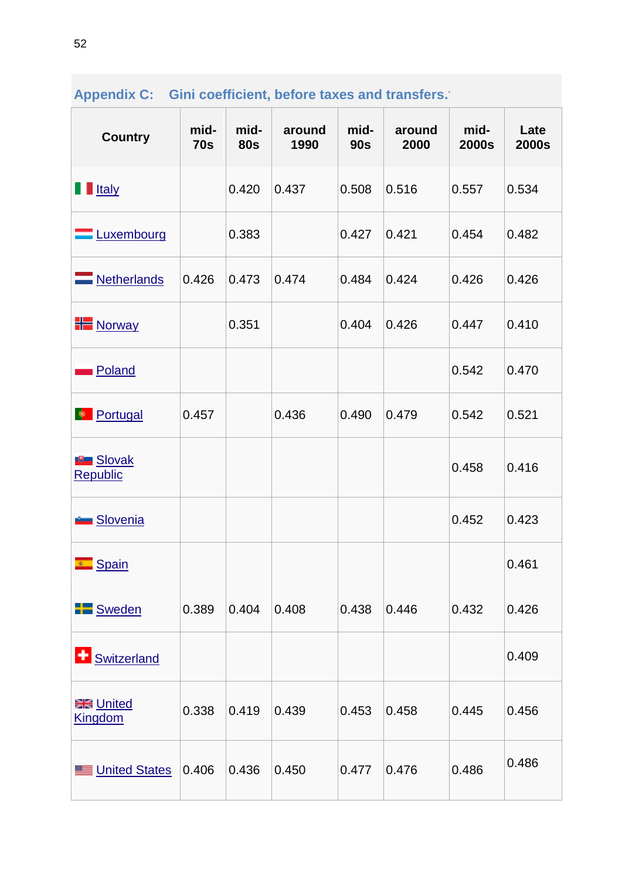## Appendix C: Gini coefficient, before taxes and transfers.

| Country | mid-70s | mid-80s | around 1990 | mid-90s | around 2000 | mid-2000s | Late 2000s |
|---|---|---|---|---|---|---|---|
| Italy | | 0.420 | 0.437 | 0.508 | 0.516 | 0.557 | 0.534 |
| Luxembourg | | 0.383 | | 0.427 | 0.421 | 0.454 | 0.482 |
| Netherlands | 0.426 | 0.473 | 0.474 | 0.484 | 0.424 | 0.426 | 0.426 |
| Norway | | 0.351 | | 0.404 | 0.426 | 0.447 | 0.410 |
| Poland | | | | | | 0.542 | 0.470 |
| Portugal | 0.457 | | 0.436 | 0.490 | 0.479 | 0.542 | 0.521 |
| Slovak Republic | | | | | | 0.458 | 0.416 |
| Slovenia | | | | | | 0.452 | 0.423 |
| Spain | | | | | | | 0.461 |
| Sweden | 0.389 | 0.404 | 0.408 | 0.438 | 0.446 | 0.432 | 0.426 |
| Switzerland | | | | | | | 0.409 |
| United Kingdom | 0.338 | 0.419 | 0.439 | 0.453 | 0.458 | 0.445 | 0.456 |
| United States | 0.406 | 0.436 | 0.450 | 0.477 | 0.476 | 0.486 | 0.486 |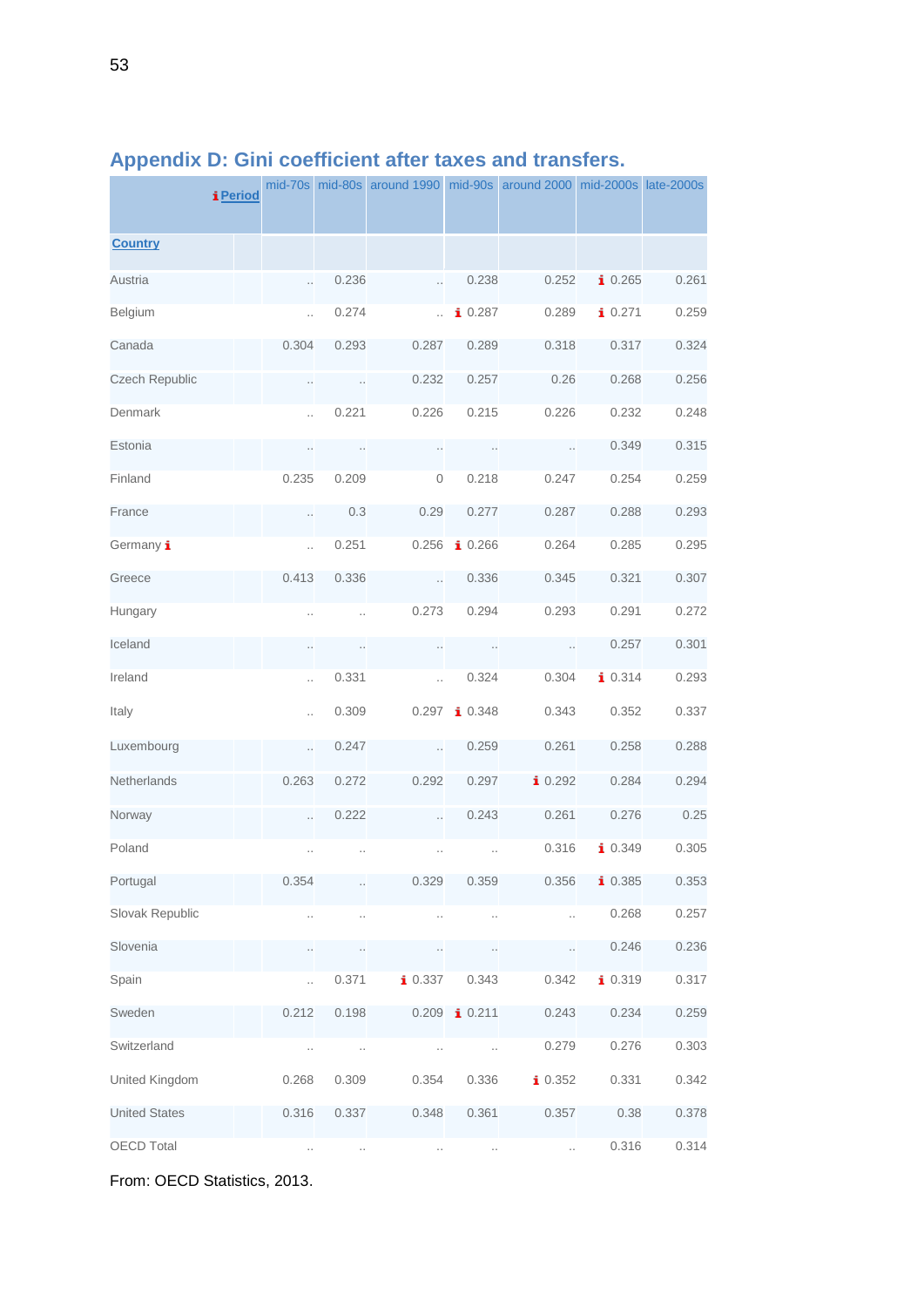## Appendix D: Gini coefficient after taxes and transfers.

| Period / Country | mid-70s | mid-80s | around 1990 | mid-90s | around 2000 | mid-2000s | late-2000s |
|---|---|---|---|---|---|---|---|
| Austria | .. | 0.236 | .. | 0.238 | 0.252 | 0.265 | 0.261 |
| Belgium | .. | 0.274 | .. | 0.287 | 0.289 | 0.271 | 0.259 |
| Canada | 0.304 | 0.293 | 0.287 | 0.289 | 0.318 | 0.317 | 0.324 |
| Czech Republic | .. | .. | 0.232 | 0.257 | 0.26 | 0.268 | 0.256 |
| Denmark | .. | 0.221 | 0.226 | 0.215 | 0.226 | 0.232 | 0.248 |
| Estonia | .. | .. | .. | .. | .. | 0.349 | 0.315 |
| Finland | 0.235 | 0.209 | 0 | 0.218 | 0.247 | 0.254 | 0.259 |
| France | .. | 0.3 | 0.29 | 0.277 | 0.287 | 0.288 | 0.293 |
| Germany | .. | 0.251 | 0.256 | 0.266 | 0.264 | 0.285 | 0.295 |
| Greece | 0.413 | 0.336 | .. | 0.336 | 0.345 | 0.321 | 0.307 |
| Hungary | .. | .. | 0.273 | 0.294 | 0.293 | 0.291 | 0.272 |
| Iceland | .. | .. | .. | .. | .. | 0.257 | 0.301 |
| Ireland | .. | 0.331 | .. | 0.324 | 0.304 | 0.314 | 0.293 |
| Italy | .. | 0.309 | 0.297 | 0.348 | 0.343 | 0.352 | 0.337 |
| Luxembourg | .. | 0.247 | .. | 0.259 | 0.261 | 0.258 | 0.288 |
| Netherlands | 0.263 | 0.272 | 0.292 | 0.297 | 0.292 | 0.284 | 0.294 |
| Norway | .. | 0.222 | .. | 0.243 | 0.261 | 0.276 | 0.25 |
| Poland | .. | .. | .. | .. | 0.316 | 0.349 | 0.305 |
| Portugal | 0.354 | .. | 0.329 | 0.359 | 0.356 | 0.385 | 0.353 |
| Slovak Republic | .. | .. | .. | .. | .. | 0.268 | 0.257 |
| Slovenia | .. | .. | .. | .. | .. | 0.246 | 0.236 |
| Spain | .. | 0.371 | 0.337 | 0.343 | 0.342 | 0.319 | 0.317 |
| Sweden | 0.212 | 0.198 | 0.209 | 0.211 | 0.243 | 0.234 | 0.259 |
| Switzerland | .. | .. | .. | .. | 0.279 | 0.276 | 0.303 |
| United Kingdom | 0.268 | 0.309 | 0.354 | 0.336 | 0.352 | 0.331 | 0.342 |
| United States | 0.316 | 0.337 | 0.348 | 0.361 | 0.357 | 0.38 | 0.378 |
| OECD Total | .. | .. | .. | .. | .. | 0.316 | 0.314 |

From: OECD Statistics, 2013.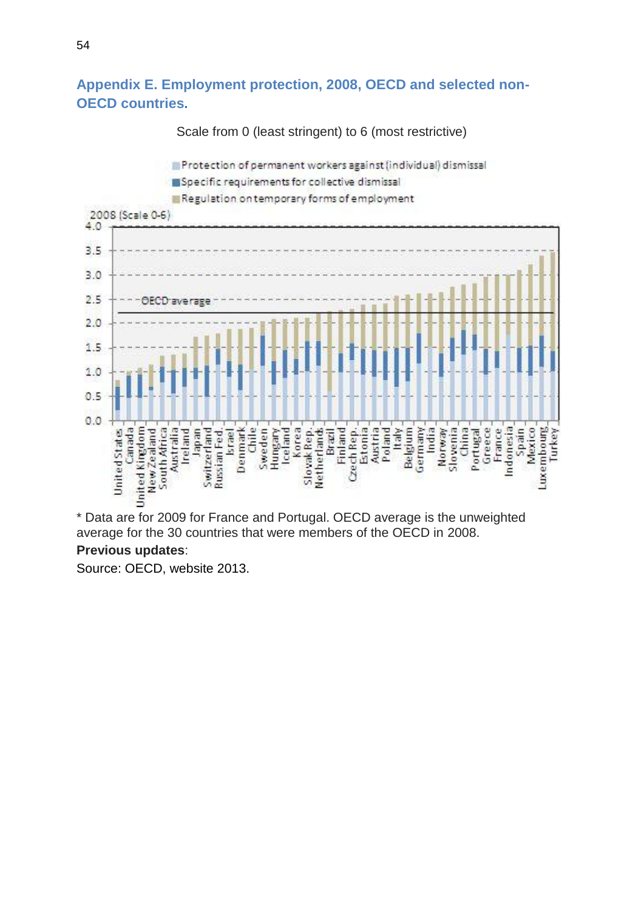## Appendix E. Employment protection, 2008, OECD and selected non-OECD countries.

Scale from 0 (least stringent) to 6 (most restrictive)

Protection of permanent workers against (individual) dismissal
Specific requirements for collective dismissal
Regulation on temporary forms of employment

2008 (Scale 0-6)

4.0
3.5
3.0
2.5
2.0
1.5
1.0
0.5
0.0

OECD average

United States, Canada, United Kingdom, New Zealand, South Africa, Australia, Ireland, Japan, Switzerland, Russian Fed., Israel, Denmark, Chile, Sweden, Hungary, Iceland, Korea, Slovak Rep., Netherlands, Brazil, Finland, Czech Rep., Estonia, Austria, Poland, Italy, Belgium, Germany, India, Norway, Slovenia, China, Portugal, Greece, France, Indonesia, Spain, Mexico, Luxembourg, Turkey

\* Data are for 2009 for France and Portugal. OECD average is the unweighted average for the 30 countries that were members of the OECD in 2008.

**Previous updates**:

Source: OECD, website 2013.